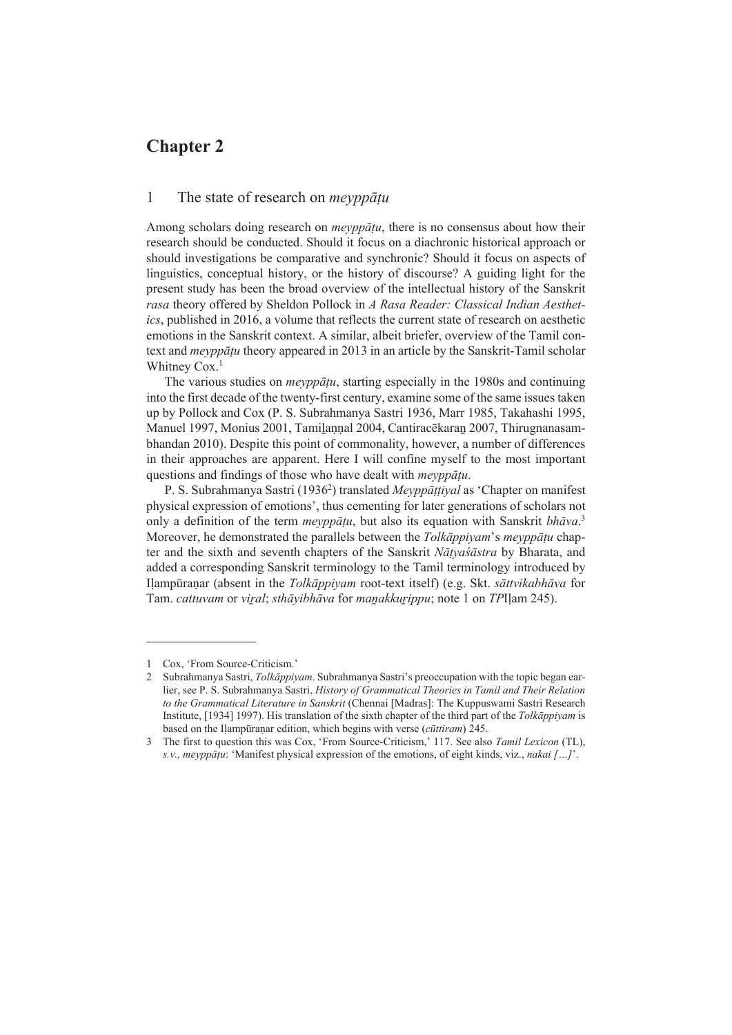# Chapter 2

## 1 The state of research on *meyppāṭu*

Among scholars doing research on *meyppāṭu*, there is no consensus about how their research should be conducted. Should it focus on a diachronic historical approach or should investigations be comparative and synchronic? Should it focus on aspects of linguistics, conceptual history, or the history of discourse? A guiding light for the present study has been the broad overview of the intellectual history of the Sanskrit *rasa* theory offered by Sheldon Pollock in *A Rasa Reader: Classical Indian Aesthetics*, published in 2016, a volume that reflects the current state of research on aesthetic emotions in the Sanskrit context. A similar, albeit briefer, overview of the Tamil context and *meyppāṭu* theory appeared in 2013 in an article by the Sanskrit-Tamil scholar Whitney Cox.[1]

The various studies on *meyppāṭu*, starting especially in the 1980s and continuing into the first decade of the twenty-first century, examine some of the same issues taken up by Pollock and Cox (P. S. Subrahmanya Sastri 1936, Marr 1985, Takahashi 1995, Manuel 1997, Monius 2001, Tamiḻaṉṉal 2004, Cantiracēkaraṉ 2007, Thirugnanasambhandan 2010). Despite this point of commonality, however, a number of differences in their approaches are apparent. Here I will confine myself to the most important questions and findings of those who have dealt with *meyppāṭu*.

P. S. Subrahmanya Sastri (1936[2]) translated *Meyppāṭṭiyal* as 'Chapter on manifest physical expression of emotions', thus cementing for later generations of scholars not only a definition of the term *meyppāṭu*, but also its equation with Sanskrit *bhāva*.[3] Moreover, he demonstrated the parallels between the *Tolkāppiyam*'s *meyppāṭu* chapter and the sixth and seventh chapters of the Sanskrit *Nāṭyaśāstra* by Bharata, and added a corresponding Sanskrit terminology to the Tamil terminology introduced by Iḷampūraṇar (absent in the *Tolkāppiyam* root-text itself) (e.g. Skt. *sāttvikabhāva* for Tam. *cattuvam* or *viṟal*; *sthāyibhāva* for *maṉakkuṟippu*; note 1 on *TP*Iḷam 245).

---

1 Cox, 'From Source-Criticism.'

2 Subrahmanya Sastri, *Tolkāppiyam*. Subrahmanya Sastri's preoccupation with the topic began earlier, see P. S. Subrahmanya Sastri, *History of Grammatical Theories in Tamil and Their Relation to the Grammatical Literature in Sanskrit* (Chennai [Madras]: The Kuppuswami Sastri Research Institute, [1934] 1997). His translation of the sixth chapter of the third part of the *Tolkāppiyam* is based on the Iḷampūraṇar edition, which begins with verse (*cūttiram*) 245.

3 The first to question this was Cox, 'From Source-Criticism,' 117. See also *Tamil Lexicon* (TL), *s.v., meyppāṭu*: 'Manifest physical expression of the emotions, of eight kinds, viz., *nakai […]*'.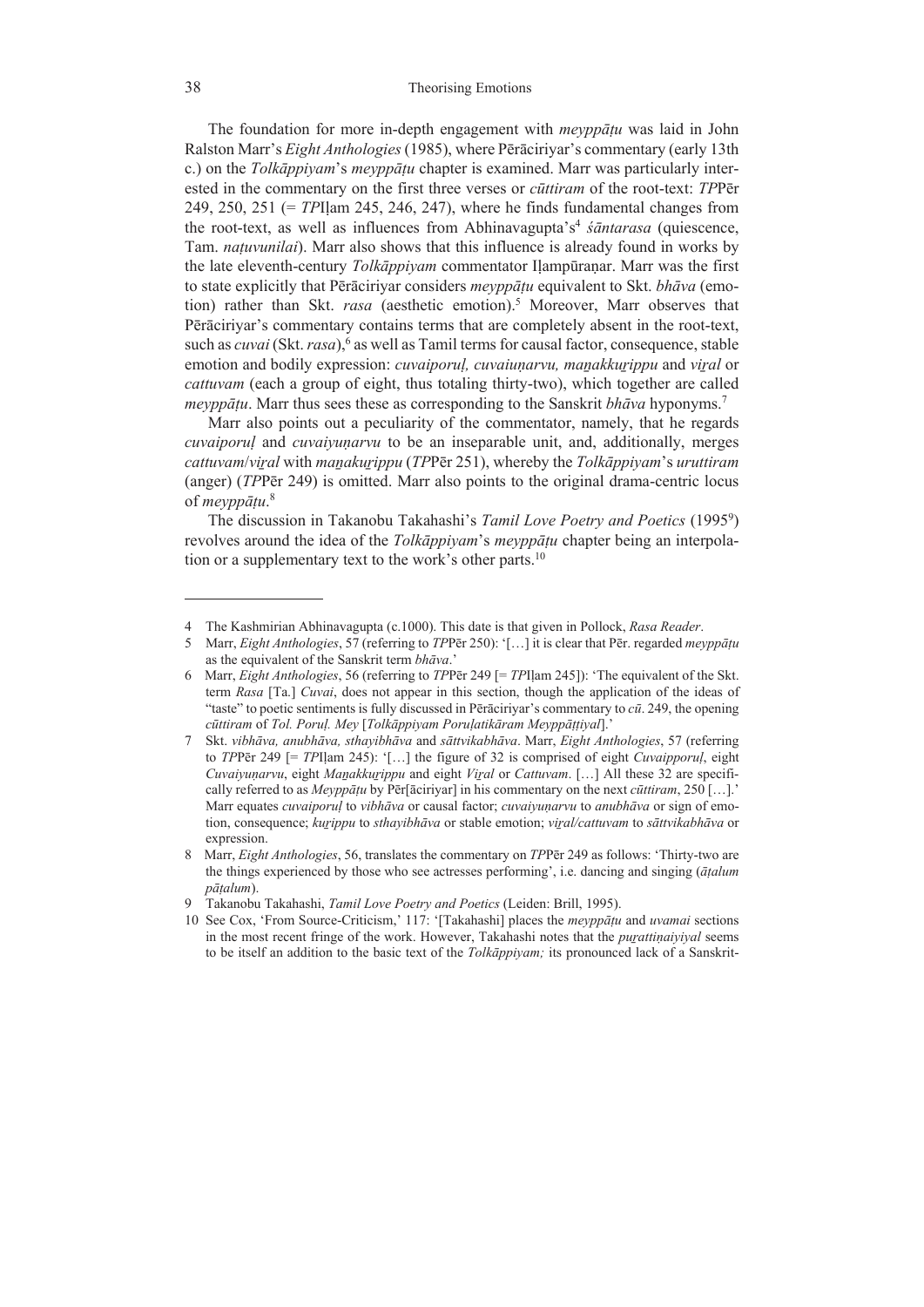The foundation for more in-depth engagement with *meyppāṭu* was laid in John Ralston Marr's *Eight Anthologies* (1985), where Pērāciriyar's commentary (early 13th c.) on the *Tolkāppiyam*'s *meyppāṭu* chapter is examined. Marr was particularly interested in the commentary on the first three verses or *cūttiram* of the root-text: *TP*Pēr 249, 250, 251 (= *TP*Iḷam 245, 246, 247), where he finds fundamental changes from the root-text, as well as influences from Abhinavagupta's[4] *śāntarasa* (quiescence, Tam. *naṭuvunilai*). Marr also shows that this influence is already found in works by the late eleventh-century *Tolkāppiyam* commentator Iḷampūraṇar. Marr was the first to state explicitly that Pērāciriyar considers *meyppāṭu* equivalent to Skt. *bhāva* (emotion) rather than Skt. *rasa* (aesthetic emotion).[5] Moreover, Marr observes that Pērāciriyar's commentary contains terms that are completely absent in the root-text, such as *cuvai* (Skt. *rasa*),[6] as well as Tamil terms for causal factor, consequence, stable emotion and bodily expression: *cuvaiporuḷ, cuvaiuṇarvu, maṉakkuṟippu* and *viṟal* or *cattuvam* (each a group of eight, thus totaling thirty-two), which together are called *meyppāṭu*. Marr thus sees these as corresponding to the Sanskrit *bhāva* hyponyms.[7]

Marr also points out a peculiarity of the commentator, namely, that he regards *cuvaiporuḷ* and *cuvaiyuṇarvu* to be an inseparable unit, and, additionally, merges *cattuvam*/*viṟal* with *maṉakuṟippu* (*TP*Pēr 251), whereby the *Tolkāppiyam*'s *uruttiram* (anger) (*TP*Pēr 249) is omitted. Marr also points to the original drama-centric locus of *meyppāṭu*.[8]

The discussion in Takanobu Takahashi's *Tamil Love Poetry and Poetics* (1995[9]) revolves around the idea of the *Tolkāppiyam*'s *meyppāṭu* chapter being an interpolation or a supplementary text to the work's other parts.[10]

---

4 The Kashmirian Abhinavagupta (c.1000). This date is that given in Pollock, *Rasa Reader*.

5 Marr, *Eight Anthologies*, 57 (referring to *TP*Pēr 250): '[…] it is clear that Pēr. regarded *meyppāṭu* as the equivalent of the Sanskrit term *bhāva*.'

6 Marr, *Eight Anthologies*, 56 (referring to *TP*Pēr 249 [= *TP*Iḷam 245]): 'The equivalent of the Skt. term *Rasa* [Ta.] *Cuvai*, does not appear in this section, though the application of the ideas of "taste" to poetic sentiments is fully discussed in Pērāciriyar's commentary to *cū*. 249, the opening *cūttiram* of *Tol. Poruḷ. Mey* [*Tolkāppiyam Poruḷatikāram Meyppāṭṭiyal*].'

7 Skt. *vibhāva, anubhāva, sthayibhāva* and *sāttvikabhāva*. Marr, *Eight Anthologies*, 57 (referring to *TP*Pēr 249 [= *TP*Iḷam 245): '[…] the figure of 32 is comprised of eight *Cuvaipporuḷ*, eight *Cuvaiyuṇarvu*, eight *Maṉakkuṟippu* and eight *Viṟal* or *Cattuvam*. […] All these 32 are specifically referred to as *Meyppāṭu* by Pēr[āciriyar] in his commentary on the next *cūttiram*, 250 […].' Marr equates *cuvaiporuḷ* to *vibhāva* or causal factor; *cuvaiyuṇarvu* to *anubhāva* or sign of emotion, consequence; *kuṟippu* to *sthayibhāva* or stable emotion; *viṟal/cattuvam* to *sāttvikabhāva* or expression.

8 Marr, *Eight Anthologies*, 56, translates the commentary on *TP*Pēr 249 as follows: 'Thirty-two are the things experienced by those who see actresses performing', i.e. dancing and singing (*āṭalum pāṭalum*).

9 Takanobu Takahashi, *Tamil Love Poetry and Poetics* (Leiden: Brill, 1995).

10 See Cox, 'From Source-Criticism,' 117: '[Takahashi] places the *meyppāṭu* and *uvamai* sections in the most recent fringe of the work. However, Takahashi notes that the *puṟattiṇaiyiyal* seems to be itself an addition to the basic text of the *Tolkāppiyam;* its pronounced lack of a Sanskrit-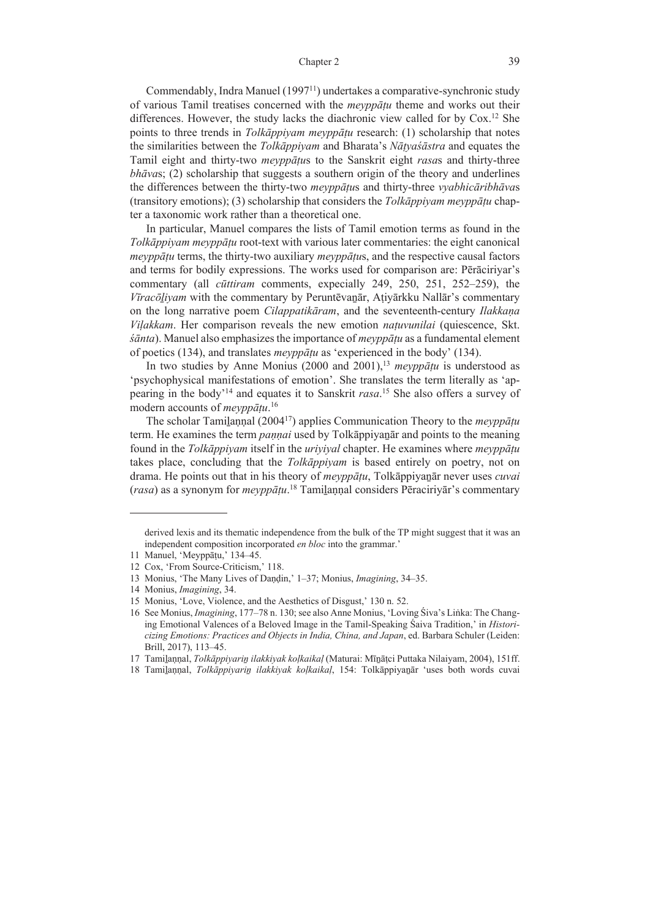Commendably, Indra Manuel (1997[11]) undertakes a comparative-synchronic study of various Tamil treatises concerned with the *meyppāṭu* theme and works out their differences. However, the study lacks the diachronic view called for by Cox.[12] She points to three trends in *Tolkāppiyam meyppāṭu* research: (1) scholarship that notes the similarities between the *Tolkāppiyam* and Bharata's *Nāṭyaśāstra* and equates the Tamil eight and thirty-two *meyppāṭu*s to the Sanskrit eight *rasa*s and thirty-three *bhāva*s; (2) scholarship that suggests a southern origin of the theory and underlines the differences between the thirty-two *meyppāṭu*s and thirty-three *vyabhicāribhāva*s (transitory emotions); (3) scholarship that considers the *Tolkāppiyam meyppāṭu* chapter a taxonomic work rather than a theoretical one.

In particular, Manuel compares the lists of Tamil emotion terms as found in the *Tolkāppiyam meyppāṭu* root-text with various later commentaries: the eight canonical *meyppāṭu* terms, the thirty-two auxiliary *meyppāṭu*s, and the respective causal factors and terms for bodily expressions. The works used for comparison are: Pērāciriyar's commentary (all *cūttiram* comments, expecially 249, 250, 251, 252–259), the *Vīracōḻiyam* with the commentary by Peruntēvaṉār, Aṭiyārkku Nallār's commentary on the long narrative poem *Cilappatikāram*, and the seventeenth-century *Ilakkaṇa Viḷakkam*. Her comparison reveals the new emotion *naṭuvunilai* (quiescence, Skt. *śānta*). Manuel also emphasizes the importance of *meyppāṭu* as a fundamental element of poetics (134), and translates *meyppāṭu* as 'experienced in the body' (134).

In two studies by Anne Monius (2000 and 2001),[13] *meyppāṭu* is understood as 'psychophysical manifestations of emotion'. She translates the term literally as 'appearing in the body'[14] and equates it to Sanskrit *rasa*.[15] She also offers a survey of modern accounts of *meyppāṭu*.[16]

The scholar Tamiḻaṇṇal (2004[17]) applies Communication Theory to the *meyppāṭu* term. He examines the term *paṇṇai* used by Tolkāppiyaṉār and points to the meaning found in the *Tolkāppiyam* itself in the *uriyiyal* chapter. He examines where *meyppāṭu* takes place, concluding that the *Tolkāppiyam* is based entirely on poetry, not on drama. He points out that in his theory of *meyppāṭu*, Tolkāppiyaṉār never uses *cuvai* (*rasa*) as a synonym for *meyppāṭu*.[18] Tamiḻaṇṇal considers Pēraciriyār's commentary

---

derived lexis and its thematic independence from the bulk of the TP might suggest that it was an independent composition incorporated *en bloc* into the grammar.'

11 Manuel, 'Meyppāṭu,' 134–45.

12 Cox, 'From Source-Criticism,' 118.

13 Monius, 'The Many Lives of Daṇḍin,' 1–37; Monius, *Imagining*, 34–35.

14 Monius, *Imagining*, 34.

15 Monius, 'Love, Violence, and the Aesthetics of Disgust,' 130 n. 52.

16 See Monius, *Imagining*, 177–78 n. 130; see also Anne Monius, 'Loving Śiva's Liṅka: The Changing Emotional Valences of a Beloved Image in the Tamil-Speaking Śaiva Tradition,' in *Historicizing Emotions: Practices and Objects in India, China, and Japan*, ed. Barbara Schuler (Leiden: Brill, 2017), 113–45.

17 Tamiḻaṇṇal, *Tolkāppiyariṉ ilakkiyak koḷkaikaḷ* (Maturai: Mīṉāṭci Puttaka Nilaiyam, 2004), 151ff.

18 Tamiḻaṇṇal, *Tolkāppiyariṉ ilakkiyak koḷkaikaḷ*, 154: Tolkāppiyaṉār 'uses both words cuvai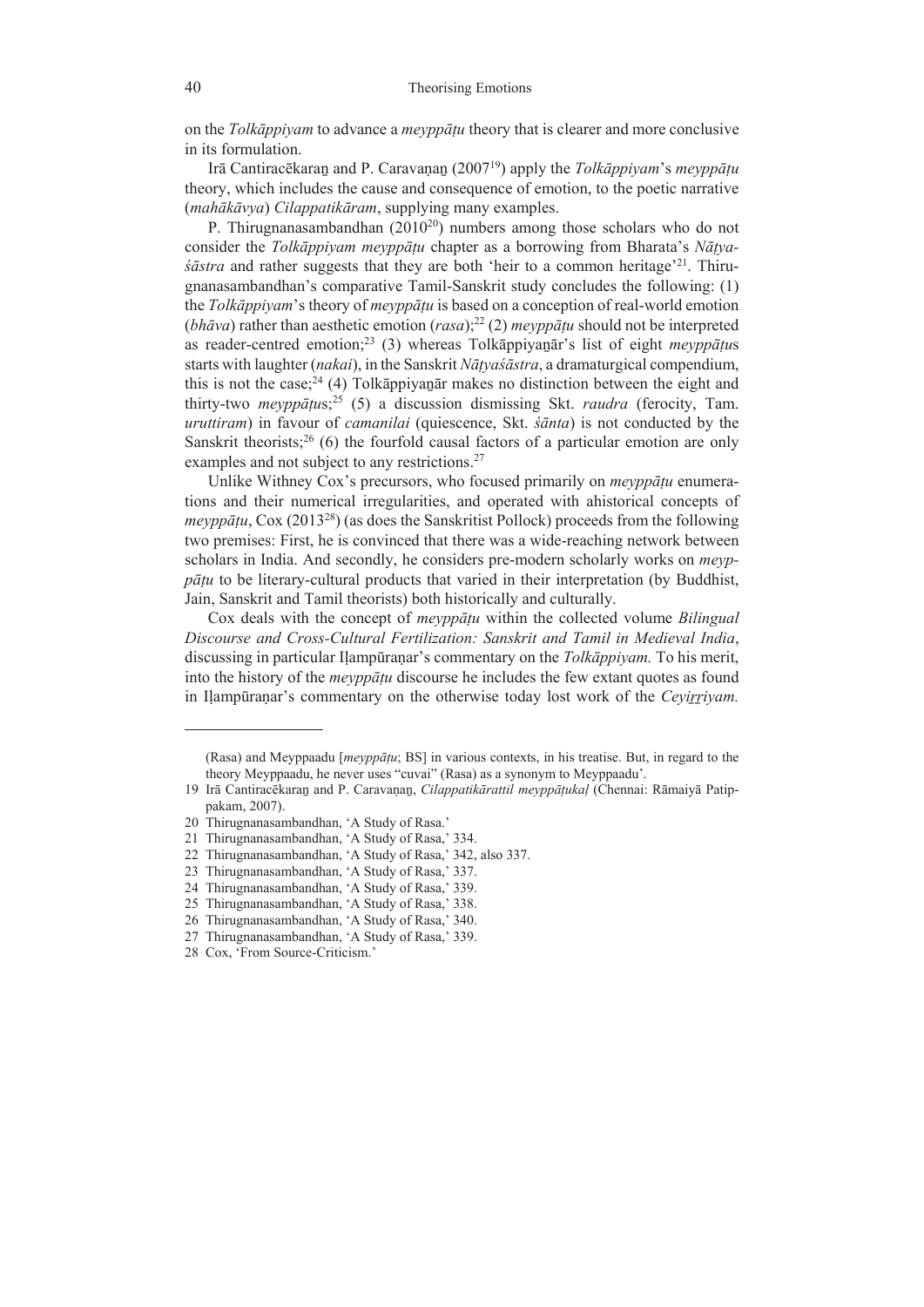on the *Tolkāppiyam* to advance a *meyppāṭu* theory that is clearer and more conclusive in its formulation.

Irā Cantiracēkaraṉ and P. Caravaṇaṉ (2007[19]) apply the *Tolkāppiyam*'s *meyppāṭu* theory, which includes the cause and consequence of emotion, to the poetic narrative (*mahākāvya*) *Cilappatikāram*, supplying many examples.

P. Thirugnanasambandhan (2010[20]) numbers among those scholars who do not consider the *Tolkāppiyam meyppāṭu* chapter as a borrowing from Bharata's *Nāṭyaśāstra* and rather suggests that they are both 'heir to a common heritage'[21]. Thirugnanasambandhan's comparative Tamil-Sanskrit study concludes the following: (1) the *Tolkāppiyam*'s theory of *meyppāṭu* is based on a conception of real-world emotion (*bhāva*) rather than aesthetic emotion (*rasa*);[22] (2) *meyppāṭu* should not be interpreted as reader-centred emotion;[23] (3) whereas Tolkāppiyaṉār's list of eight *meyppāṭu*s starts with laughter (*nakai*), in the Sanskrit *Nāṭyaśāstra*, a dramaturgical compendium, this is not the case;[24] (4) Tolkāppiyaṉār makes no distinction between the eight and thirty-two *meyppāṭu*s;[25] (5) a discussion dismissing Skt. *raudra* (ferocity, Tam. *uruttiram*) in favour of *camanilai* (quiescence, Skt. *śānta*) is not conducted by the Sanskrit theorists;[26] (6) the fourfold causal factors of a particular emotion are only examples and not subject to any restrictions.[27]

Unlike Withney Cox's precursors, who focused primarily on *meyppāṭu* enumerations and their numerical irregularities, and operated with ahistorical concepts of *meyppāṭu*, Cox (2013[28]) (as does the Sanskritist Pollock) proceeds from the following two premises: First, he is convinced that there was a wide-reaching network between scholars in India. And secondly, he considers pre-modern scholarly works on *meyppāṭu* to be literary-cultural products that varied in their interpretation (by Buddhist, Jain, Sanskrit and Tamil theorists) both historically and culturally.

Cox deals with the concept of *meyppāṭu* within the collected volume *Bilingual Discourse and Cross-Cultural Fertilization: Sanskrit and Tamil in Medieval India*, discussing in particular Iḷampūraṇar's commentary on the *Tolkāppiyam.* To his merit, into the history of the *meyppāṭu* discourse he includes the few extant quotes as found in Iḷampūraṇar's commentary on the otherwise today lost work of the *Ceyiṟṟiyam.*

---

(Rasa) and Meyppaadu [*meyppāṭu*; BS] in various contexts, in his treatise. But, in regard to the theory Meyppaadu, he never uses "cuvai" (Rasa) as a synonym to Meyppaadu'.

19 Irā Cantiracēkaraṉ and P. Caravaṇaṉ, *Cilappatikārattil meyppāṭukaḷ* (Chennai: Rāmaiyā Patippakam, 2007).

20 Thirugnanasambandhan, 'A Study of Rasa.'

21 Thirugnanasambandhan, 'A Study of Rasa,' 334.

22 Thirugnanasambandhan, 'A Study of Rasa,' 342, also 337.

23 Thirugnanasambandhan, 'A Study of Rasa,' 337.

24 Thirugnanasambandhan, 'A Study of Rasa,' 339.

25 Thirugnanasambandhan, 'A Study of Rasa,' 338.

26 Thirugnanasambandhan, 'A Study of Rasa,' 340.

27 Thirugnanasambandhan, 'A Study of Rasa,' 339.

28 Cox, 'From Source-Criticism.'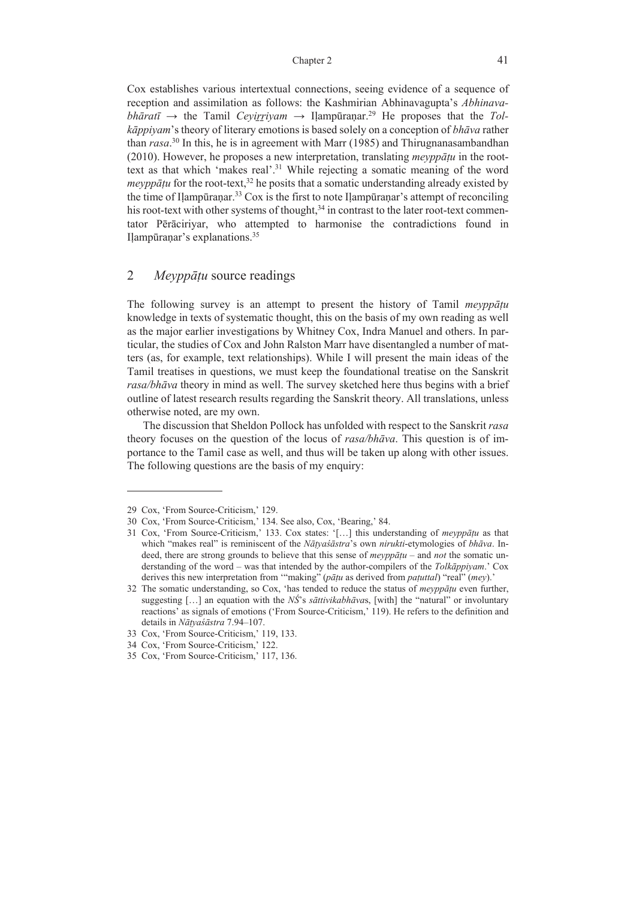Cox establishes various intertextual connections, seeing evidence of a sequence of reception and assimilation as follows: the Kashmirian Abhinavagupta's *Abhinavabhāratī* → the Tamil *Ceyiṟṟiyam* → Iḷampūraṇar.[29] He proposes that the *Tolkāppiyam*'s theory of literary emotions is based solely on a conception of *bhāva* rather than *rasa*.[30] In this, he is in agreement with Marr (1985) and Thirugnanasambandhan (2010). However, he proposes a new interpretation, translating *meyppāṭu* in the root-text as that which 'makes real'.[31] While rejecting a somatic meaning of the word *meyppāṭu* for the root-text,[32] he posits that a somatic understanding already existed by the time of Iḷampūraṇar.[33] Cox is the first to note Iḷampūraṇar's attempt of reconciling his root-text with other systems of thought,[34] in contrast to the later root-text commentator Pērāciriyar, who attempted to harmonise the contradictions found in Iḷampūraṇar's explanations.[35]

## 2 *Meyppāṭu* source readings

The following survey is an attempt to present the history of Tamil *meyppāṭu* knowledge in texts of systematic thought, this on the basis of my own reading as well as the major earlier investigations by Whitney Cox, Indra Manuel and others. In particular, the studies of Cox and John Ralston Marr have disentangled a number of matters (as, for example, text relationships). While I will present the main ideas of the Tamil treatises in questions, we must keep the foundational treatise on the Sanskrit *rasa/bhāva* theory in mind as well. The survey sketched here thus begins with a brief outline of latest research results regarding the Sanskrit theory. All translations, unless otherwise noted, are my own.

The discussion that Sheldon Pollock has unfolded with respect to the Sanskrit *rasa* theory focuses on the question of the locus of *rasa/bhāva*. This question is of importance to the Tamil case as well, and thus will be taken up along with other issues. The following questions are the basis of my enquiry:

---

29 Cox, 'From Source-Criticism,' 129.

30 Cox, 'From Source-Criticism,' 134. See also, Cox, 'Bearing,' 84.

31 Cox, 'From Source-Criticism,' 133. Cox states: '[…] this understanding of *meyppāṭu* as that which "makes real" is reminiscent of the *Nāṭyaśāstra*'s own *nirukti*-etymologies of *bhāva*. Indeed, there are strong grounds to believe that this sense of *meyppāṭu* – and *not* the somatic understanding of the word – was that intended by the author-compilers of the *Tolkāppiyam*.' Cox derives this new interpretation from '"making" (*pāṭu* as derived from *paṭuttal*) "real" (*mey*).'

32 The somatic understanding, so Cox, 'has tended to reduce the status of *meyppāṭu* even further, suggesting […] an equation with the *NŚ*'s *sāttivikabhāva*s, [with] the "natural" or involuntary reactions' as signals of emotions ('From Source-Criticism,' 119). He refers to the definition and details in *Nāṭyaśāstra* 7.94–107.

33 Cox, 'From Source-Criticism,' 119, 133.

34 Cox, 'From Source-Criticism,' 122.

35 Cox, 'From Source-Criticism,' 117, 136.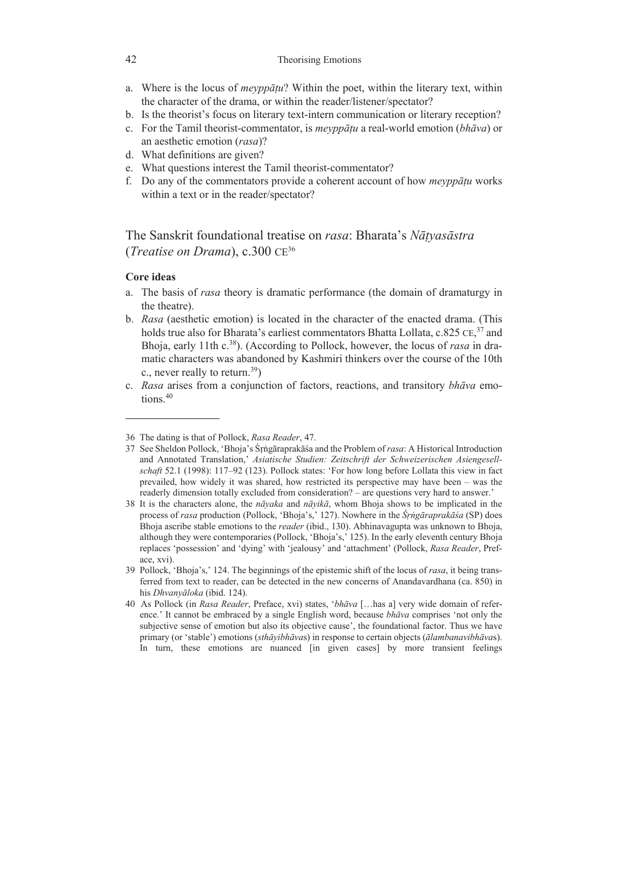a. Where is the locus of *meyppāṭu*? Within the poet, within the literary text, within the character of the drama, or within the reader/listener/spectator?
b. Is the theorist's focus on literary text-intern communication or literary reception?
c. For the Tamil theorist-commentator, is *meyppāṭu* a real-world emotion (*bhāva*) or an aesthetic emotion (*rasa*)?
d. What definitions are given?
e. What questions interest the Tamil theorist-commentator?
f. Do any of the commentators provide a coherent account of how *meyppāṭu* works within a text or in the reader/spectator?

## The Sanskrit foundational treatise on *rasa*: Bharata's *Nāṭyasāstra* (*Treatise on Drama*), c.300 CE[36]

**Core ideas**

a. The basis of *rasa* theory is dramatic performance (the domain of dramaturgy in the theatre).
b. *Rasa* (aesthetic emotion) is located in the character of the enacted drama. (This holds true also for Bharata's earliest commentators Bhatta Lollata, c.825 CE,[37] and Bhoja, early 11th c.[38]). (According to Pollock, however, the locus of *rasa* in dramatic characters was abandoned by Kashmiri thinkers over the course of the 10th c., never really to return.[39])
c. *Rasa* arises from a conjunction of factors, reactions, and transitory *bhāva* emotions.[40]

---

36 The dating is that of Pollock, *Rasa Reader*, 47.

37 See Sheldon Pollock, 'Bhoja's Śṛṅgāraprakāśa and the Problem of *rasa*: A Historical Introduction and Annotated Translation,' *Asiatische Studien: Zeitschrift der Schweizerischen Asiengesellschaft* 52.1 (1998): 117–92 (123). Pollock states: 'For how long before Lollata this view in fact prevailed, how widely it was shared, how restricted its perspective may have been – was the readerly dimension totally excluded from consideration? – are questions very hard to answer.'

38 It is the characters alone, the *nāyaka* and *nāyikā*, whom Bhoja shows to be implicated in the process of *rasa* production (Pollock, 'Bhoja's,' 127). Nowhere in the *Śṛṅgāraprakāśa* (SP) does Bhoja ascribe stable emotions to the *reader* (ibid., 130). Abhinavagupta was unknown to Bhoja, although they were contemporaries (Pollock, 'Bhoja's,' 125). In the early eleventh century Bhoja replaces 'possession' and 'dying' with 'jealousy' and 'attachment' (Pollock, *Rasa Reader*, Preface, xvi).

39 Pollock, 'Bhoja's,' 124. The beginnings of the epistemic shift of the locus of *rasa*, it being transferred from text to reader, can be detected in the new concerns of Anandavardhana (ca. 850) in his *Dhvanyāloka* (ibid. 124).

40 As Pollock (in *Rasa Reader*, Preface, xvi) states, '*bhāva* […has a] very wide domain of reference.' It cannot be embraced by a single English word, because *bhāva* comprises 'not only the subjective sense of emotion but also its objective cause', the foundational factor. Thus we have primary (or 'stable') emotions (*sthāyibhāva*s) in response to certain objects (*ālambanavibhāva*s). In turn, these emotions are nuanced [in given cases] by more transient feelings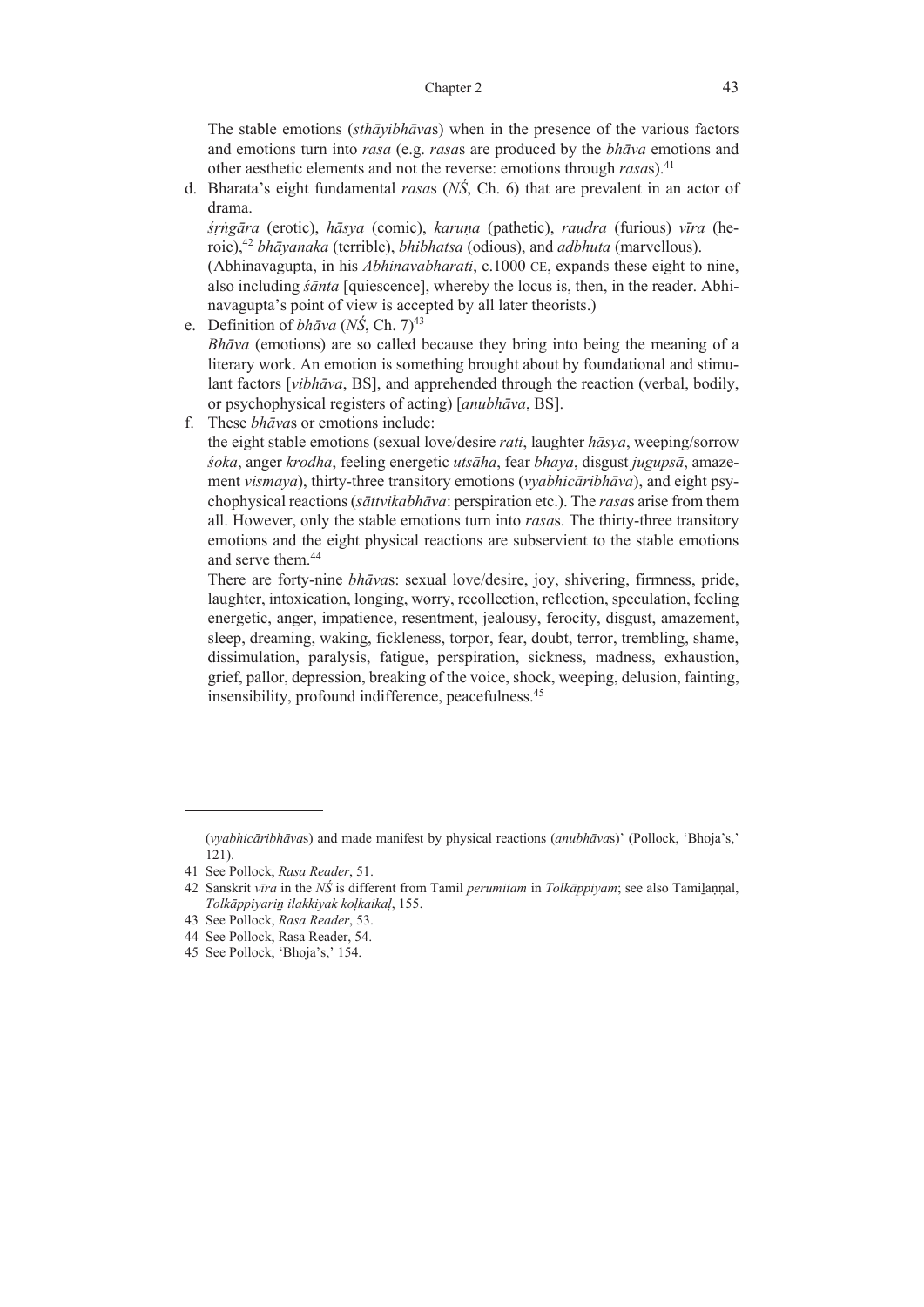The stable emotions (*sthāyibhāva*s) when in the presence of the various factors and emotions turn into *rasa* (e.g. *rasa*s are produced by the *bhāva* emotions and other aesthetic elements and not the reverse: emotions through *rasa*s).[41]

d. Bharata's eight fundamental *rasa*s (*NŚ*, Ch. 6) that are prevalent in an actor of drama.
   *śṛṅgāra* (erotic), *hāsya* (comic), *karuṇa* (pathetic), *raudra* (furious) *vīra* (heroic),[42] *bhāyanaka* (terrible), *bhibhatsa* (odious), and *adbhuta* (marvellous).
   (Abhinavagupta, in his *Abhinavabharati*, c.1000 CE, expands these eight to nine, also including *śānta* [quiescence], whereby the locus is, then, in the reader. Abhinavagupta's point of view is accepted by all later theorists.)
e. Definition of *bhāva* (*NŚ*, Ch. 7)[43]
   *Bhāva* (emotions) are so called because they bring into being the meaning of a literary work. An emotion is something brought about by foundational and stimulant factors [*vibhāva*, BS], and apprehended through the reaction (verbal, bodily, or psychophysical registers of acting) [*anubhāva*, BS].
f. These *bhāva*s or emotions include:
   the eight stable emotions (sexual love/desire *rati*, laughter *hāsya*, weeping/sorrow *śoka*, anger *krodha*, feeling energetic *utsāha*, fear *bhaya*, disgust *jugupsā*, amazement *vismaya*), thirty-three transitory emotions (*vyabhicāribhāva*), and eight psychophysical reactions (*sāttvikabhāva*: perspiration etc.). The *rasa*s arise from them all. However, only the stable emotions turn into *rasa*s. The thirty-three transitory emotions and the eight physical reactions are subservient to the stable emotions and serve them.[44]
   There are forty-nine *bhāva*s: sexual love/desire, joy, shivering, firmness, pride, laughter, intoxication, longing, worry, recollection, reflection, speculation, feeling energetic, anger, impatience, resentment, jealousy, ferocity, disgust, amazement, sleep, dreaming, waking, fickleness, torpor, fear, doubt, terror, trembling, shame, dissimulation, paralysis, fatigue, perspiration, sickness, madness, exhaustion, grief, pallor, depression, breaking of the voice, shock, weeping, delusion, fainting, insensibility, profound indifference, peacefulness.[45]

---

(*vyabhicāribhāva*s) and made manifest by physical reactions (*anubhāva*s)' (Pollock, 'Bhoja's,' 121).

41 See Pollock, *Rasa Reader*, 51.

42 Sanskrit *vīra* in the *NŚ* is different from Tamil *perumitam* in *Tolkāppiyam*; see also Tamiḻaṇṇal, *Tolkāppiyariṉ ilakkiyak koḷkaikaḷ*, 155.

43 See Pollock, *Rasa Reader*, 53.

44 See Pollock, Rasa Reader, 54.

45 See Pollock, 'Bhoja's,' 154.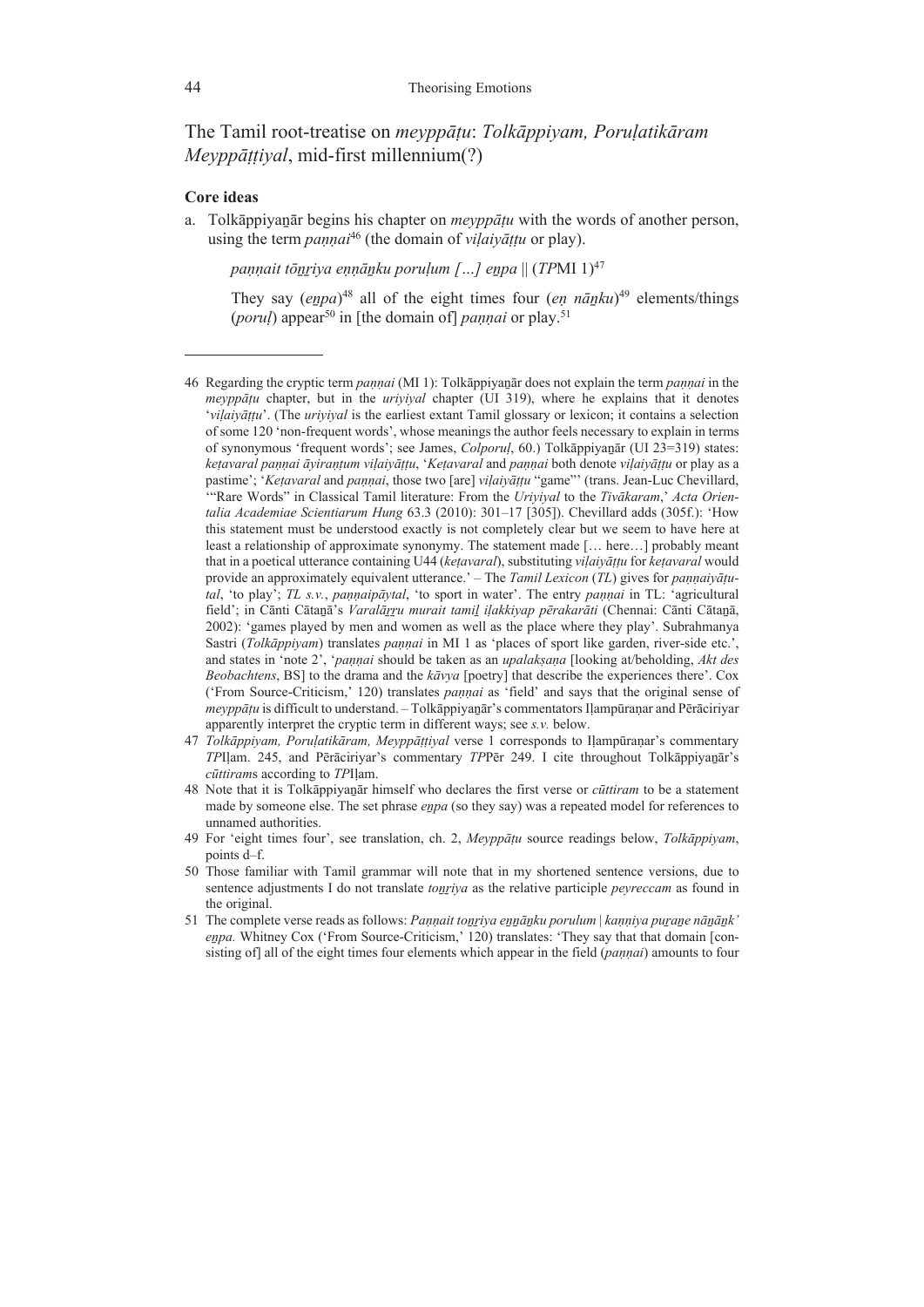## The Tamil root-treatise on *meyppāṭu*: *Tolkāppiyam, Poruḷatikāram Meyppāṭṭiyal*, mid-first millennium(?)

### Core ideas

a. Tolkāppiyaṉār begins his chapter on *meyppāṭu* with the words of another person, using the term *paṇṇai*[46] (the domain of *viḷaiyāṭṭu* or play).

   *paṇṇait tōṉṟiya eṇṇāṉku poruḷum […] eṉpa* || (*TP*MI 1)[47]

   They say (*eṉpa*)[48] all of the eight times four (*eṇ nāṉku*)[49] elements/things (*poruḷ*) appear[50] in [the domain of] *paṇṇai* or play.[51]

---

46 Regarding the cryptic term *paṇṇai* (MI 1): Tolkāppiyaṉār does not explain the term *paṇṇai* in the *meyppāṭu* chapter, but in the *uriyiyal* chapter (UI 319), where he explains that it denotes '*viḷaiyāṭṭu*'. (The *uriyiyal* is the earliest extant Tamil glossary or lexicon; it contains a selection of some 120 'non-frequent words', whose meanings the author feels necessary to explain in terms of synonymous 'frequent words'; see James, *Colporuḷ*, 60.) Tolkāppiyaṉār (UI 23=319) states: *keṭavaral paṇṇai āyiraṇṭum viḷaiyāṭṭu*, '*Keṭavaral* and *paṇṇai* both denote *viḷaiyāṭṭu* or play as a pastime'; '*Keṭavaral* and *paṇṇai*, those two [are] *viḷaiyāṭṭu* "game"' (trans. Jean-Luc Chevillard, '"Rare Words" in Classical Tamil literature: From the *Uriyiyal* to the *Tivākaram*,' *Acta Orientalia Academiae Scientiarum Hung* 63.3 (2010): 301–17 [305]). Chevillard adds (305f.): 'How this statement must be understood exactly is not completely clear but we seem to have here at least a relationship of approximate synonymy. The statement made [… here…] probably meant that in a poetical utterance containing U44 (*keṭavaral*), substituting *viḷaiyāṭṭu* for *keṭavaral* would provide an approximately equivalent utterance.' – The *Tamil Lexicon* (*TL*) gives for *paṇṇaiyāṭutal*, 'to play'; *TL s.v.*, *paṇṇaipāytal*, 'to sport in water'. The entry *paṇṇai* in TL: 'agricultural field'; in Cānti Cātaṉā's *Varalāṟṟu murait tamiḻ iḷakkiyap pērakarāti* (Chennai: Cānti Cātaṉā, 2002): 'games played by men and women as well as the place where they play'. Subrahmanya Sastri (*Tolkāppiyam*) translates *paṇṇai* in MI 1 as 'places of sport like garden, river-side etc.', and states in 'note 2', '*paṇṇai* should be taken as an *upalakṣaṇa* [looking at/beholding, *Akt des Beobachtens*, BS] to the drama and the *kāvya* [poetry] that describe the experiences there'. Cox ('From Source-Criticism,' 120) translates *paṇṇai* as 'field' and says that the original sense of *meyppāṭu* is difficult to understand. – Tolkāppiyaṉār's commentators Iḷampūraṇar and Pērāciriyar apparently interpret the cryptic term in different ways; see *s.v.* below.

47 *Tolkāppiyam, Poruḷatikāram, Meyppāṭṭiyal* verse 1 corresponds to Iḷampūraṇar's commentary *TP*Iḷam. 245, and Pērāciriyar's commentary *TP*Pēr 249. I cite throughout Tolkāppiyaṉār's *cūttiram*s according to *TP*Iḷam.

48 Note that it is Tolkāppiyaṉār himself who declares the first verse or *cūttiram* to be a statement made by someone else. The set phrase *eṉpa* (so they say) was a repeated model for references to unnamed authorities.

49 For 'eight times four', see translation, ch. 2, *Meyppāṭu* source readings below, *Tolkāppiyam*, points d–f.

50 Those familiar with Tamil grammar will note that in my shortened sentence versions, due to sentence adjustments I do not translate *toṉṟiya* as the relative participle *peyreccam* as found in the original.

51 The complete verse reads as follows: *Paṇṇait toṉṟiya eṇṇāṉku porulum | kaṇṇiya puṟaṉe nāṉāṉk' eṉpa.* Whitney Cox ('From Source-Criticism,' 120) translates: 'They say that that domain [consisting of] all of the eight times four elements which appear in the field (*paṇṇai*) amounts to four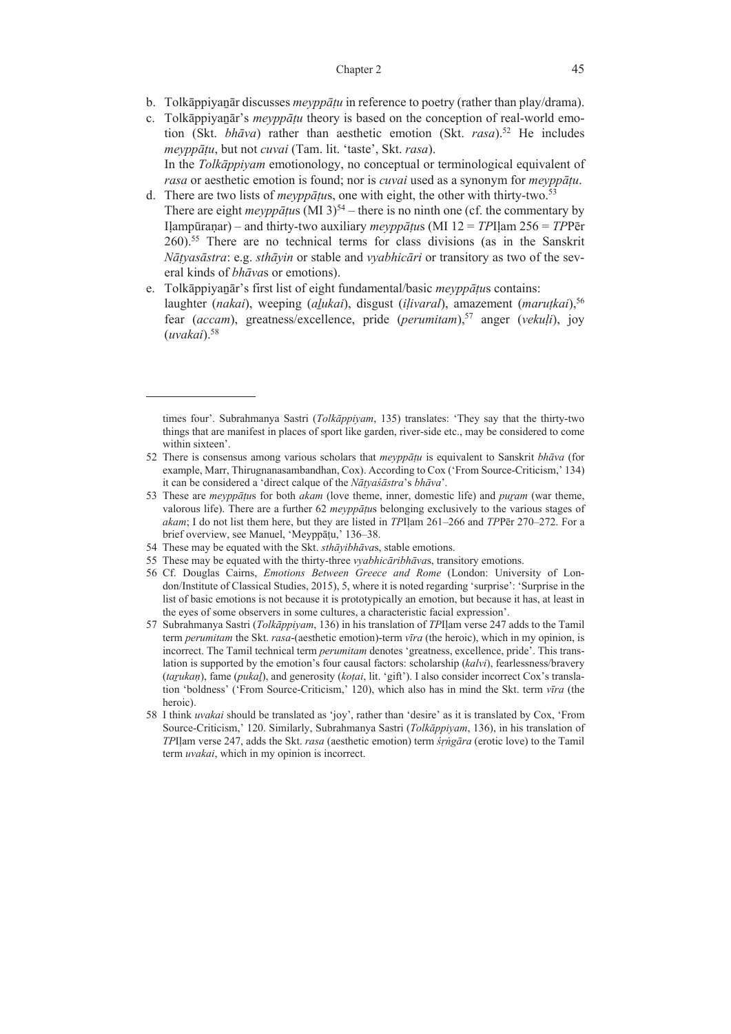b. Tolkāppiyaṉār discusses *meyppāṭu* in reference to poetry (rather than play/drama).

c. Tolkāppiyaṉār's *meyppāṭu* theory is based on the conception of real-world emotion (Skt. *bhāva*) rather than aesthetic emotion (Skt. *rasa*).[52] He includes *meyppāṭu*, but not *cuvai* (Tam. lit. 'taste', Skt. *rasa*).
In the *Tolkāppiyam* emotionology, no conceptual or terminological equivalent of *rasa* or aesthetic emotion is found; nor is *cuvai* used as a synonym for *meyppāṭu*.

d. There are two lists of *meyppāṭu*s, one with eight, the other with thirty-two.[53]
There are eight *meyppāṭu*s (MI 3)[54] – there is no ninth one (cf. the commentary by Iḷampūraṇar) – and thirty-two auxiliary *meyppāṭu*s (MI 12 = *TP*Iḷam 256 = *TP*Pēr 260).[55] There are no technical terms for class divisions (as in the Sanskrit *Nāṭyasāstra*: e.g. *sthāyin* or stable and *vyabhicāri* or transitory as two of the several kinds of *bhāva*s or emotions).

e. Tolkāppiyaṉār's first list of eight fundamental/basic *meyppāṭu*s contains:
laughter (*nakai*), weeping (*aḻukai*), disgust (*iḷivaral*), amazement (*maruṭkai*),[56] fear (*accam*), greatness/excellence, pride (*perumitam*),[57] anger (*vekuḷi*), joy (*uvakai*).[58]

---

times four'. Subrahmanya Sastri (*Tolkāppiyam*, 135) translates: 'They say that the thirty-two things that are manifest in places of sport like garden, river-side etc., may be considered to come within sixteen'.

52 There is consensus among various scholars that *meyppāṭu* is equivalent to Sanskrit *bhāva* (for example, Marr, Thirugnanasambandhan, Cox). According to Cox ('From Source-Criticism,' 134) it can be considered a 'direct calque of the *Nāṭyaśāstra*'s *bhāva*'.

53 These are *meyppāṭu*s for both *akam* (love theme, inner, domestic life) and *puṟam* (war theme, valorous life). There are a further 62 *meyppāṭu*s belonging exclusively to the various stages of *akam*; I do not list them here, but they are listed in *TP*Iḷam 261–266 and *TP*Pēr 270–272. For a brief overview, see Manuel, 'Meyppāṭu,' 136–38.

54 These may be equated with the Skt. *sthāyibhāva*s, stable emotions.

55 These may be equated with the thirty-three *vyabhicāribhāva*s, transitory emotions.

56 Cf. Douglas Cairns, *Emotions Between Greece and Rome* (London: University of London/Institute of Classical Studies, 2015), 5, where it is noted regarding 'surprise': 'Surprise in the list of basic emotions is not because it is prototypically an emotion, but because it has, at least in the eyes of some observers in some cultures, a characteristic facial expression'.

57 Subrahmanya Sastri (*Tolkāppiyam*, 136) in his translation of *TP*Iḷam verse 247 adds to the Tamil term *perumitam* the Skt. *rasa*-(aesthetic emotion)-term *vīra* (the heroic), which in my opinion, is incorrect. The Tamil technical term *perumitam* denotes 'greatness, excellence, pride'. This translation is supported by the emotion's four causal factors: scholarship (*kalvi*), fearlessness/bravery (*taṟukaṇ*), fame (*pukaḻ*), and generosity (*koṭai*, lit. 'gift'). I also consider incorrect Cox's translation 'boldness' ('From Source-Criticism,' 120), which also has in mind the Skt. term *vīra* (the heroic).

58 I think *uvakai* should be translated as 'joy', rather than 'desire' as it is translated by Cox, 'From Source-Criticism,' 120. Similarly, Subrahmanya Sastri (*Tolkāppiyam*, 136), in his translation of *TP*Iḷam verse 247, adds the Skt. *rasa* (aesthetic emotion) term *śṛṅgāra* (erotic love) to the Tamil term *uvakai*, which in my opinion is incorrect.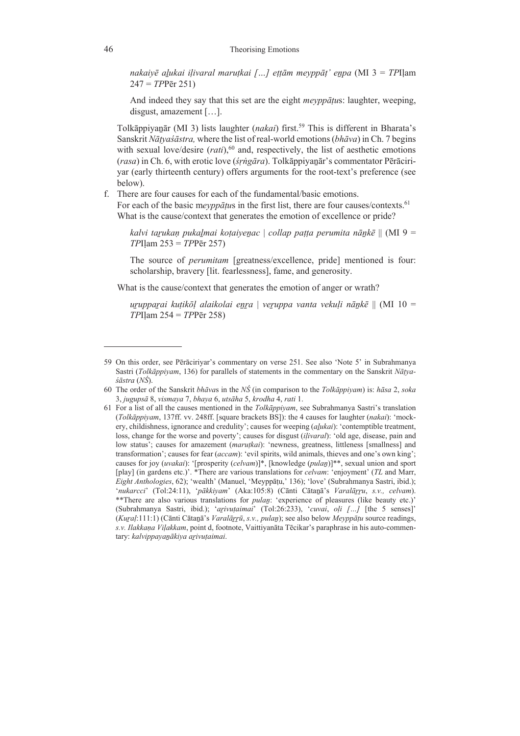*nakaiyē aḻukai iḷivaral maruṭkai […] eṭṭām meyppāṭ' eṉpa* (MI 3 = *TP*Iḷam 247 = *TP*Pēr 251)

And indeed they say that this set are the eight *meyppāṭu*s: laughter, weeping, disgust, amazement […].

Tolkāppiyaṉār (MI 3) lists laughter (*nakai*) first.[59] This is different in Bharata's Sanskrit *Nāṭyaśāstra,* where the list of real-world emotions (*bhāva*) in Ch. 7 begins with sexual love/desire (*rati*),[60] and, respectively, the list of aesthetic emotions (*rasa*) in Ch. 6, with erotic love (*śṛṅgāra*). Tolkāppiyaṉār's commentator Pērāciriyar (early thirteenth century) offers arguments for the root-text's preference (see below).

f. There are four causes for each of the fundamental/basic emotions.
For each of the basic m*eyppāṭu*s in the first list, there are four causes/contexts.[61]
What is the cause/context that generates the emotion of excellence or pride?

*kalvi taṟukaṇ pukaḻmai koṭaiyeṉac | collap paṭṭa perumita nāṉkē* ‖ (MI 9 = *TP*Iḷam 253 = *TP*Pēr 257)

The source of *perumitam* [greatness/excellence, pride] mentioned is four: scholarship, bravery [lit. fearlessness], fame, and generosity.

What is the cause/context that generates the emotion of anger or wrath?

*uṟuppaṟai kuṭikōḷ alaikolai eṉṟa | veṟuppa vanta vekuḷi nāṉkē* ‖ (MI 10 = *TP*Iḷam 254 = *TP*Pēr 258)

---

59 On this order, see Pērāciriyar's commentary on verse 251. See also 'Note 5' in Subrahmanya Sastri (*Tolkāppiyam*, 136) for parallels of statements in the commentary on the Sanskrit *Nāṭyaśāstra* (*NŚ*).

60 The order of the Sanskrit *bhāva*s in the *NŚ* (in comparison to the *Tolkāppiyam*) is: *hāsa* 2, *soka* 3, *jugupsā* 8, *vismaya* 7, *bhaya* 6, *utsāha* 5, *krodha* 4, *rati* 1.

61 For a list of all the causes mentioned in the *Tolkāppiyam*, see Subrahmanya Sastri's translation (*Tolkāppiyam*, 137ff. vv. 248ff. [square brackets BS]): the 4 causes for laughter (*nakai*): 'mockery, childishness, ignorance and credulity'; causes for weeping (*aḻukai*): 'contemptible treatment, loss, change for the worse and poverty'; causes for disgust (*iḷivaral*): 'old age, disease, pain and low status'; causes for amazement (*maruṭkai*): 'newness, greatness, littleness [smallness] and transformation'; causes for fear (*accam*): 'evil spirits, wild animals, thieves and one's own king'; causes for joy (*uvakai*): '[prosperity (*celvam*)]*, [knowledge (*pulaṉ*)]**, sexual union and sport [play] (in gardens etc.)'. *There are various translations for *celvam*: 'enjoyment' (*TL* and Marr, *Eight Anthologies*, 62); 'wealth' (Manuel, 'Meyppāṭu,' 136); 'love' (Subrahmanya Sastri, ibid.); '*nukarcci*' (Tol:24:11), '*pākkiyam*' (Aka:105:8) (Cānti Cātaṉā's *Varalāṟṟu*, *s.v., celvam*). **There are also various translations for *pulaṉ*: 'experience of pleasures (like beauty etc.)' (Subrahmanya Sastri, ibid.); '*aṟivuṭaimai*' (Tol:26:233), '*cuvai*, *oḷi […]* [the 5 senses]' (*Kuṟaḷ*:111:1) (Cānti Cātaṉā's *Varalāṟṟū*, *s.v., pulaṉ*); see also below *Meyppāṭu* source readings, *s.v. Ilakkaṇa Viḷakkam*, point d, footnote, Vaittiyanāta Tēcikar's paraphrase in his auto-commentary: *kalvippayaṉākiya aṟivuṭaimai*.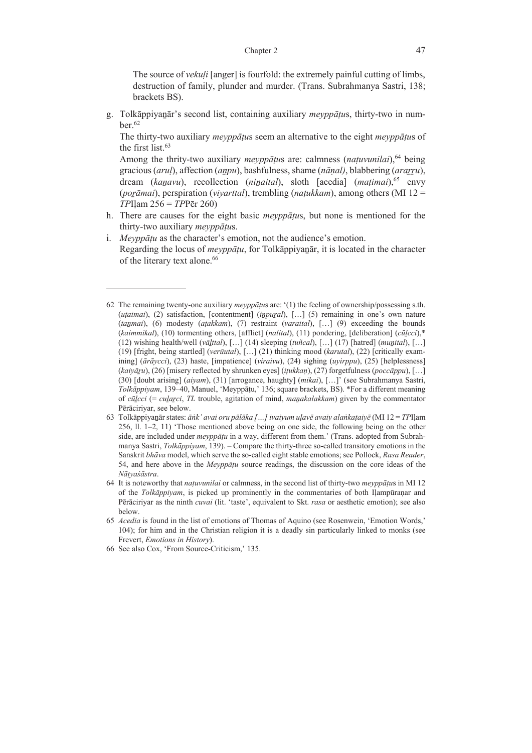The source of *vekuḷi* [anger] is fourfold: the extremely painful cutting of limbs, destruction of family, plunder and murder. (Trans. Subrahmanya Sastri, 138; brackets BS).

g. Tolkāppiyaṉār's second list, containing auxiliary *meyppāṭu*s, thirty-two in number.[62]

   The thirty-two auxiliary *meyppāṭu*s seem an alternative to the eight *meyppāṭu*s of the first list.[63]

   Among the thrity-two auxiliary *meyppāṭu*s are: calmness (*naṭuvunilai*),[64] being gracious (*aruḷ*), affection (*aṉpu*), bashfulness, shame (*nāṇal)*, blabbering (*araṟṟu*), dream (*kaṉavu*), recollection (*niṉaital*), sloth [acedia] (*maṭimai*),[65] envy (*poṟāmai*), perspiration (*viyarttal*), trembling (*naṭukkam*), among others (MI 12 = *TP*Iḷam 256 = *TP*Pēr 260)

h. There are causes for the eight basic *meyppāṭu*s, but none is mentioned for the thirty-two auxiliary *meyppāṭu*s.

i. *Meyppāṭu* as the character's emotion, not the audience's emotion.

   Regarding the locus of *meyppāṭu*, for Tolkāppiyaṉār, it is located in the character of the literary text alone.[66]

---

62 The remaining twenty-one auxiliary *meyppāṭu*s are: '(1) the feeling of ownership/possessing s.th. (*uṭaimai*), (2) satisfaction, [contentment] (*iṉpuṟal*), […] (5) remaining in one's own nature (*taṉmai*), (6) modesty (*aṭakkam*), (7) restraint (*varaital*), […] (9) exceeding the bounds (*kaimmikal*), (10) tormenting others, [afflict] (*nalital*), (11) pondering, [deliberation] (*cūḻcci*),* (12) wishing health/well (*vāḻttal*), […] (14) sleeping (*tuñcal*), […] (17) [hatred] (*muṉital*), […] (19) [fright, being startled] (*verūutal*), […] (21) thinking mood (*karutal*), (22) [critically examining] (*ārāycci*), (23) haste, [impatience] (*viraivu*), (24) sighing (*uyirppu*), (25) [helplessness] (*kaiyāṟu*), (26) [misery reflected by shrunken eyes] (*iṭukkaṇ*), (27) forgetfulness (*poccāppu*), […] (30) [doubt arising] (*aiyam*), (31) [arrogance, haughty] (*mikai*), […]' (see Subrahmanya Sastri, *Tolkāppiyam*, 139–40, Manuel, 'Meyppāṭu,' 136; square brackets, BS). *For a different meaning of *cūḻcci* (= *cuḻaṟci*, *TL* trouble, agitation of mind, *maṉakalakkam*) given by the commentator Pērāciriyar, see below.

63 Tolkāppiyaṉār states: *āṅk' avai oru pālāka […] ivaiyum uḷavē avaiy alaṅkaṭaiyē* (MI 12 = *TP*Iḷam 256, ll. 1–2, 11) 'Those mentioned above being on one side, the following being on the other side, are included under *meyppāṭu* in a way, different from them.' (Trans. adopted from Subrahmanya Sastri, *Tolkāppiyam*, 139). – Compare the thirty-three so-called transitory emotions in the Sanskrit *bhāva* model, which serve the so-called eight stable emotions; see Pollock, *Rasa Reader*, 54, and here above in the *Meyppāṭu* source readings, the discussion on the core ideas of the *Nāṭyaśāstra*.

64 It is noteworthy that *naṭuvunilai* or calmness, in the second list of thirty-two *meyppāṭu*s in MI 12 of the *Tolkāppiyam*, is picked up prominently in the commentaries of both Iḷampūraṇar and Pērāciriyar as the ninth *cuvai* (lit. 'taste', equivalent to Skt. *rasa* or aesthetic emotion); see also below.

65 *Acedia* is found in the list of emotions of Thomas of Aquino (see Rosenwein, 'Emotion Words,' 104); for him and in the Christian religion it is a deadly sin particularly linked to monks (see Frevert, *Emotions in History*).

66 See also Cox, 'From Source-Criticism,' 135.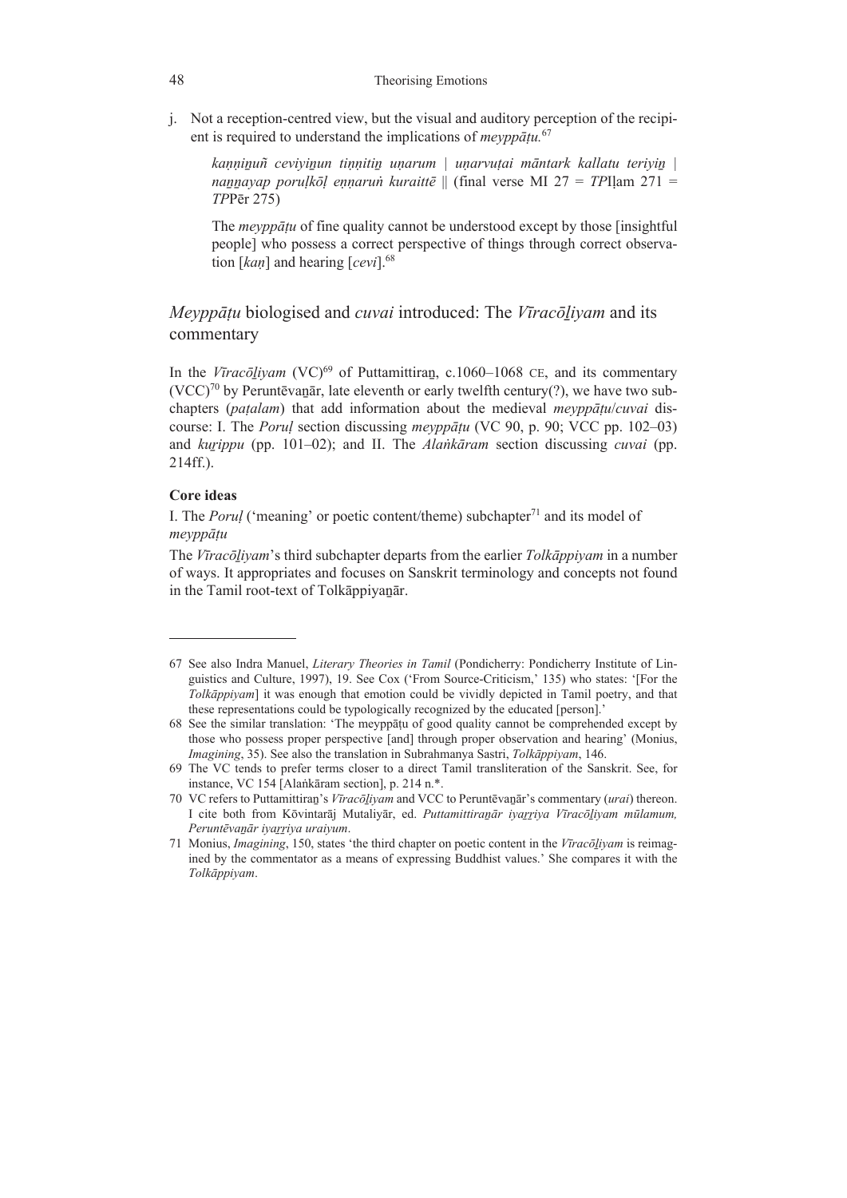j. Not a reception-centred view, but the visual and auditory perception of the recipient is required to understand the implications of *meyppāṭu.*[67]

> *kaṇṇiṉuñ ceviyiṉun tiṇṇitiṉ uṇarum | uṇarvuṭai māntark kallatu teriyiṉ | naṉṉayap poruḷkōḷ eṇṇaruṅ kuraittē* || (final verse MI 27 = *TP*Iḷam 271 = *TP*Pēr 275)
>
> The *meyppāṭu* of fine quality cannot be understood except by those [insightful people] who possess a correct perspective of things through correct observation [*kaṇ*] and hearing [*cevi*].[68]

## *Meyppāṭu* biologised and *cuvai* introduced: The *Vīracōḻiyam* and its commentary

In the *Vīracōḻiyam* (VC)[69] of Puttamittiraṉ, c.1060–1068 CE, and its commentary (VCC)[70] by Peruntēvaṉār, late eleventh or early twelfth century(?), we have two subchapters (*paṭalam*) that add information about the medieval *meyppāṭu*/*cuvai* discourse: I. The *Poruḷ* section discussing *meyppāṭu* (VC 90, p. 90; VCC pp. 102–03) and *kuṟippu* (pp. 101–02); and II. The *Alaṅkāram* section discussing *cuvai* (pp. 214ff.).

**Core ideas**

I. The *Poruḷ* ('meaning' or poetic content/theme) subchapter[71] and its model of *meyppāṭu*

The *Vīracōḻiyam*'s third subchapter departs from the earlier *Tolkāppiyam* in a number of ways. It appropriates and focuses on Sanskrit terminology and concepts not found in the Tamil root-text of Tolkāppiyaṉār.

---

67 See also Indra Manuel, *Literary Theories in Tamil* (Pondicherry: Pondicherry Institute of Linguistics and Culture, 1997), 19. See Cox ('From Source-Criticism,' 135) who states: '[For the *Tolkāppiyam*] it was enough that emotion could be vividly depicted in Tamil poetry, and that these representations could be typologically recognized by the educated [person].'

68 See the similar translation: 'The meyppāṭu of good quality cannot be comprehended except by those who possess proper perspective [and] through proper observation and hearing' (Monius, *Imagining*, 35). See also the translation in Subrahmanya Sastri, *Tolkāppiyam*, 146.

69 The VC tends to prefer terms closer to a direct Tamil transliteration of the Sanskrit. See, for instance, VC 154 [Alaṅkāram section], p. 214 n.*.

70 VC refers to Puttamittiraṉ's *Vīracōḻiyam* and VCC to Peruntēvaṉār's commentary (*urai*) thereon. I cite both from Kōvintarāj Mutaliyār, ed. *Puttamittiraṉār iyaṟṟiya Vīracōḻiyam mūlamum, Peruntēvaṉār iyaṟṟiya uraiyum*.

71 Monius, *Imagining*, 150, states 'the third chapter on poetic content in the *Vīracōḻiyam* is reimagined by the commentator as a means of expressing Buddhist values.' She compares it with the *Tolkāppiyam*.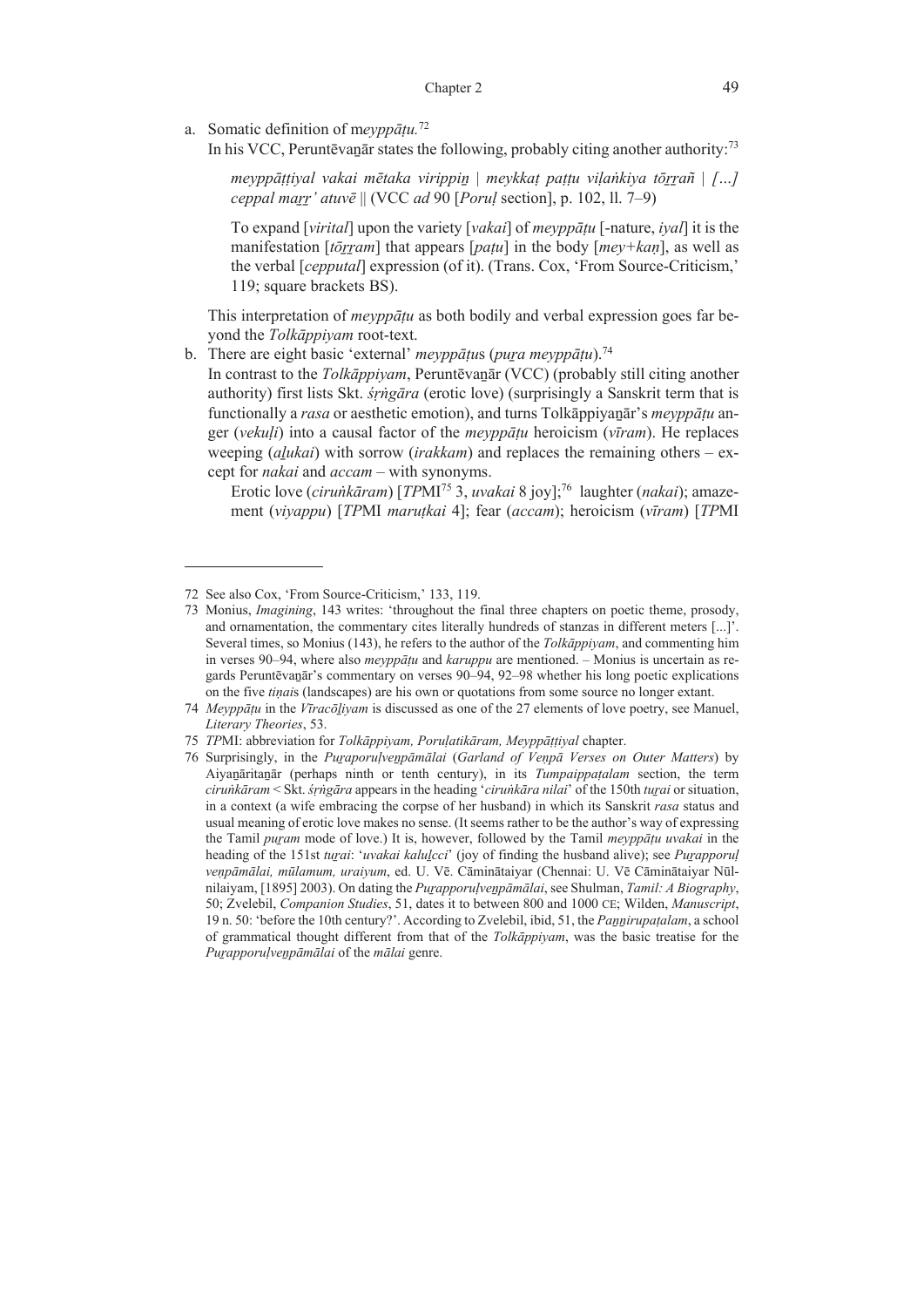a. Somatic definition of m*eyppāṭu.*[72]

   In his VCC, Peruntēvaṉār states the following, probably citing another authority:[73]

   > *meyppāṭṭiyal vakai mētaka virippiṉ | meykkaṭ paṭṭu viḷaṅkiya tōṟṟañ | [...] ceppal maṟṟ' atuvē* || (VCC *ad* 90 [*Poruḷ* section], p. 102, ll. 7–9)
   >
   > To expand [*virital*] upon the variety [*vakai*] of *meyppāṭu* [-nature, *iyal*] it is the manifestation [*tōṟṟam*] that appears [*paṭu*] in the body [*mey+kaṇ*], as well as the verbal [*cepputal*] expression (of it). (Trans. Cox, 'From Source-Criticism,' 119; square brackets BS).

   This interpretation of *meyppāṭu* as both bodily and verbal expression goes far beyond the *Tolkāppiyam* root-text.

b. There are eight basic 'external' *meyppāṭu*s (*puṟa meyppāṭu*).[74]

   In contrast to the *Tolkāppiyam*, Peruntēvaṉār (VCC) (probably still citing another authority) first lists Skt. *śṛṅgāra* (erotic love) (surprisingly a Sanskrit term that is functionally a *rasa* or aesthetic emotion), and turns Tolkāppiyaṉār's *meyppāṭu* anger (*vekuḷi*) into a causal factor of the *meyppāṭu* heroicism (*vīram*). He replaces weeping (*aḻukai*) with sorrow (*irakkam*) and replaces the remaining others – except for *nakai* and *accam* – with synonyms.

   Erotic love (*ciruṅkāram*) [*TP*MI[75] 3, *uvakai* 8 joy];[76] laughter (*nakai*); amazement (*viyappu*) [*TP*MI *maruṭkai* 4]; fear (*accam*); heroicism (*vīram*) [*TP*MI

---

72 See also Cox, 'From Source-Criticism,' 133, 119.

73 Monius, *Imagining*, 143 writes: 'throughout the final three chapters on poetic theme, prosody, and ornamentation, the commentary cites literally hundreds of stanzas in different meters [...]'. Several times, so Monius (143), he refers to the author of the *Tolkāppiyam*, and commenting him in verses 90–94, where also *meyppāṭu* and *karuppu* are mentioned. – Monius is uncertain as regards Peruntēvaṉār's commentary on verses 90–94, 92–98 whether his long poetic explications on the five *tiṇai*s (landscapes) are his own or quotations from some source no longer extant.

74 *Meyppāṭu* in the *Vīracōḻiyam* is discussed as one of the 27 elements of love poetry, see Manuel, *Literary Theories*, 53.

75 *TP*MI: abbreviation for *Tolkāppiyam, Poruḷatikāram, Meyppāṭṭiyal* chapter.

76 Surprisingly, in the *Puṟaporuḷveṇpāmālai* (*Garland of Veṇpā Verses on Outer Matters*) by Aiyaṉāritaṉār (perhaps ninth or tenth century), in its *Tumpaippaṭalam* section, the term *ciruṅkāram* < Skt. *śṛṅgāra* appears in the heading '*ciruṅkāra nilai*' of the 150th *tuṟai* or situation, in a context (a wife embracing the corpse of her husband) in which its Sanskrit *rasa* status and usual meaning of erotic love makes no sense. (It seems rather to be the author's way of expressing the Tamil *puṟam* mode of love.) It is, however, followed by the Tamil *meyppāṭu uvakai* in the heading of the 151st *tuṟai*: '*uvakai kaluḻcci*' (joy of finding the husband alive); see *Puṟapporuḷ veṇpāmālai, mūlamum, uraiyum*, ed. U. Vē. Cāminātaiyar (Chennai: U. Vē Cāminātaiyar Nūlnilaiyam, [1895] 2003). On dating the *Puṟapporuḷveṇpāmālai*, see Shulman, *Tamil: A Biography*, 50; Zvelebil, *Companion Studies*, 51, dates it to between 800 and 1000 CE; Wilden, *Manuscript*, 19 n. 50: 'before the 10th century?'. According to Zvelebil, ibid, 51, the *Paṉṉirupaṭalam*, a school of grammatical thought different from that of the *Tolkāppiyam*, was the basic treatise for the *Puṟapporuḷveṇpāmālai* of the *mālai* genre.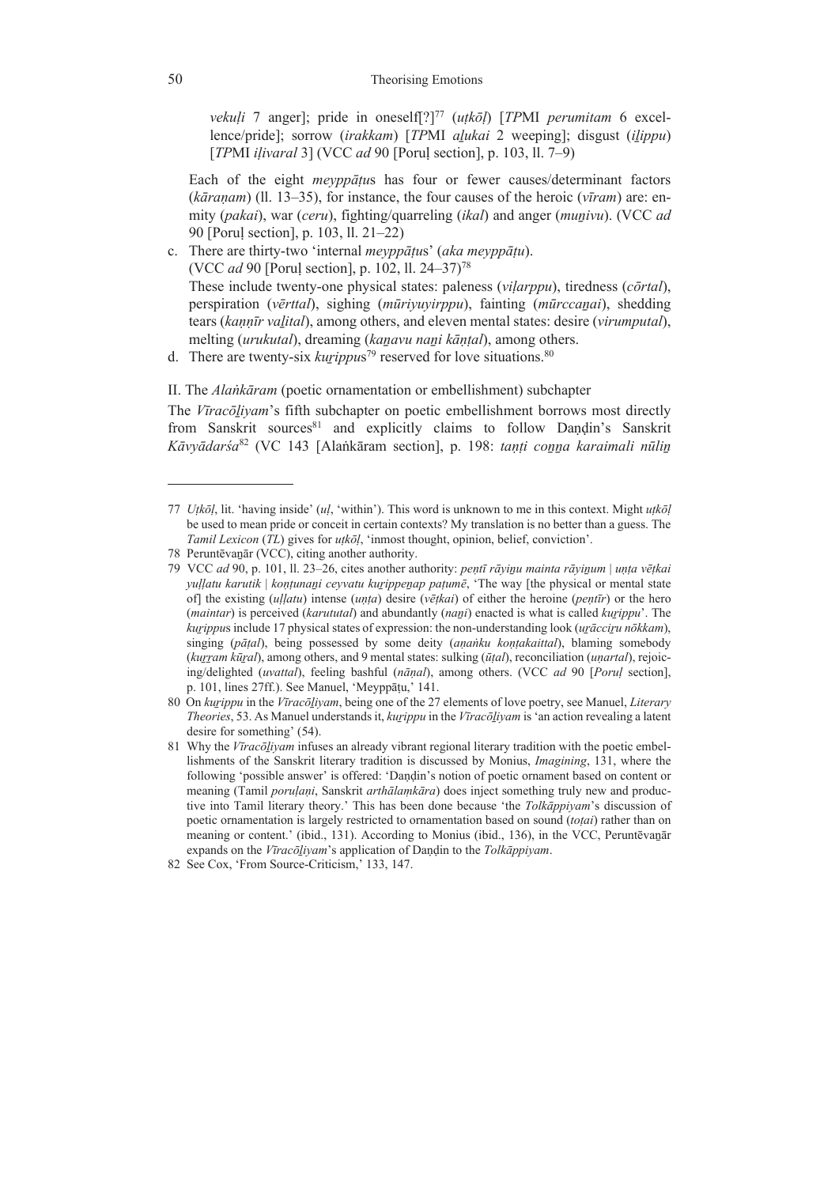*vekuḷi* 7 anger]; pride in oneself[?][77] (*uṭkōḷ*) [*TP*MI *perumitam* 6 excellence/pride]; sorrow (*irakkam*) [*TP*MI *aḻukai* 2 weeping]; disgust (*iḻippu*) [*TP*MI *iḷivaral* 3] (VCC *ad* 90 [Poruḷ section], p. 103, ll. 7–9)

Each of the eight *meyppāṭu*s has four or fewer causes/determinant factors (*kāraṇam*) (ll. 13–35), for instance, the four causes of the heroic (*vīram*) are: enmity (*pakai*), war (*ceru*), fighting/quarreling (*ikal*) and anger (*muṉivu*). (VCC *ad* 90 [Poruḷ section], p. 103, ll. 21–22)

c. There are thirty-two 'internal *meyppāṭu*s' (*aka meyppāṭu*). (VCC *ad* 90 [Poruḷ section], p. 102, ll. 24–37)[78]
These include twenty-one physical states: paleness (*viḷarppu*), tiredness (*cōrtal*), perspiration (*vērttal*), sighing (*mūriyuyirppu*), fainting (*mūrccaṉai*), shedding tears (*kaṇṇīr vaḻital*), among others, and eleven mental states: desire (*virumputal*), melting (*urukutal*), dreaming (*kaṉavu naṉi kāṇṭal*), among others.

d. There are twenty-six *kuṟippu*s[79] reserved for love situations.[80]

II. The *Alaṅkāram* (poetic ornamentation or embellishment) subchapter

The *Vīracōḻiyam*'s fifth subchapter on poetic embellishment borrows most directly from Sanskrit sources[81] and explicitly claims to follow Daṇḍin's Sanskrit *Kāvyādarśa*[82] (VC 143 [Alaṅkāram section], p. 198: *taṇṭi coṉṉa karaimali nūliṉ*

---

77 *Uṭkōḷ*, lit. 'having inside' (*uḷ*, 'within'). This word is unknown to me in this context. Might *uṭkōḷ* be used to mean pride or conceit in certain contexts? My translation is no better than a guess. The *Tamil Lexicon* (*TL*) gives for *uṭkōḷ*, 'inmost thought, opinion, belief, conviction'.

78 Peruntēvaṉār (VCC), citing another authority.

79 VCC *ad* 90, p. 101, ll. 23–26, cites another authority: *peṇtī rāyiṉu mainta rāyiṉum | uṇṭa vēṭkai yuḷḷatu karutik | koṇṭunaṉi ceyvatu kuṟippeṉap paṭumē*, 'The way [the physical or mental state of] the existing (*uḷḷatu*) intense (*uṇṭa*) desire (*vēṭkai*) of either the heroine (*peṇṭīr*) or the hero (*maintar*) is perceived (*karututal*) and abundantly (*naṉi*) enacted is what is called *kuṟippu*'. The *kuṟippu*s include 17 physical states of expression: the non-understanding look (*uṟācciṟu nōkkam*), singing (*pāṭal*), being possessed by some deity (*aṇaṅku koṇṭakaittal*), blaming somebody (*kuṟṟam kūṟal*), among others, and 9 mental states: sulking (*ūṭal*), reconciliation (*uṇartal*), rejoicing/delighted (*uvattal*), feeling bashful (*nāṇal*), among others. (VCC *ad* 90 [*Poruḷ* section], p. 101, lines 27ff.). See Manuel, 'Meyppāṭu,' 141.

80 On *kuṟippu* in the *Vīracōḻiyam*, being one of the 27 elements of love poetry, see Manuel, *Literary Theories*, 53. As Manuel understands it, *kuṟippu* in the *Vīracōḻiyam* is 'an action revealing a latent desire for something' (54).

81 Why the *Vīracōḻiyam* infuses an already vibrant regional literary tradition with the poetic embellishments of the Sanskrit literary tradition is discussed by Monius, *Imagining*, 131, where the following 'possible answer' is offered: 'Daṇḍin's notion of poetic ornament based on content or meaning (Tamil *poruḷaṇi*, Sanskrit *arthālaṃkāra*) does inject something truly new and productive into Tamil literary theory.' This has been done because 'the *Tolkāppiyam*'s discussion of poetic ornamentation is largely restricted to ornamentation based on sound (*toṭai*) rather than on meaning or content.' (ibid., 131). According to Monius (ibid., 136), in the VCC, Peruntēvaṉār expands on the *Vīracōḻiyam*'s application of Daṇḍin to the *Tolkāppiyam*.

82 See Cox, 'From Source-Criticism,' 133, 147.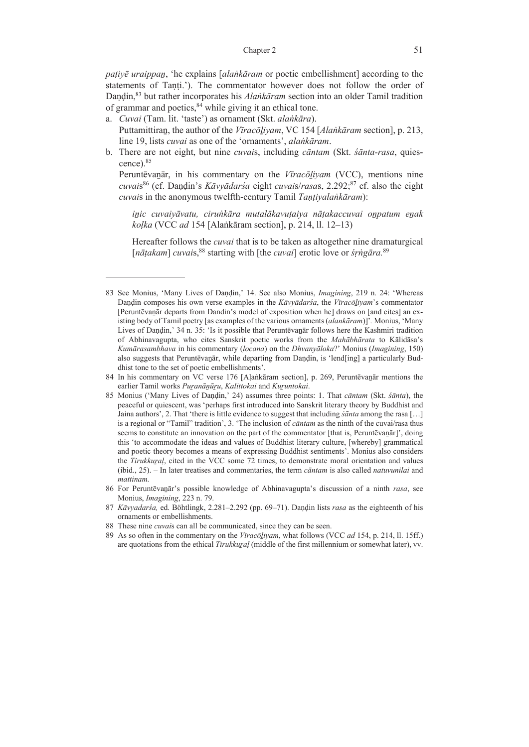*paṭiyē uraippaṉ*, 'he explains [*alaṅkāram* or poetic embellishment] according to the statements of Taṇṭi.'). The commentator however does not follow the order of Daṇḍin,[83] but rather incorporates his *Alaṅkāram* section into an older Tamil tradition of grammar and poetics,[84] while giving it an ethical tone.

a. *Cuvai* (Tam. lit. 'taste') as ornament (Skt. *alaṅkāra*).
   Puttamittiraṉ, the author of the *Vīracōḻiyam*, VC 154 [*Alaṅkāram* section], p. 213, line 19, lists *cuvai* as one of the 'ornaments', *alaṅkāram*.
b. There are not eight, but nine *cuvai*s, including *cāntam* (Skt. *śānta-rasa*, quiescence).[85]
   Peruntēvaṉār, in his commentary on the *Vīracōḻiyam* (VCC), mentions nine *cuvai*s[86] (cf. Daṇḍin's *Kāvyādarśa* eight *cuvai*s/*rasa*s, 2.292;[87] cf. also the eight *cuvai*s in the anonymous twelfth-century Tamil *Taṇṭiyalaṅkāram*):

   > *iṉic cuvaiyāvatu, ciruṅkāra mutalākavuṭaiya nāṭakaccuvai oṉpatum eṉak koḷka* (VCC *ad* 154 [Alaṅkāram section], p. 214, ll. 12–13)
   >
   > Hereafter follows the *cuvai* that is to be taken as altogether nine dramaturgical [*nāṭakam*] *cuvai*s,[88] starting with [the *cuvai*] erotic love or *śṛṅgāra.*[89]

---

83 See Monius, 'Many Lives of Daṇḍin,' 14. See also Monius, *Imagining*, 219 n. 24: 'Whereas Daṇḍin composes his own verse examples in the *Kāvyādarśa*, the *Vīracōḻiyam*'s commentator [Peruntēvaṉār departs from Dandin's model of exposition when he] draws on [and cites] an existing body of Tamil poetry [as examples of the various ornaments (*alankāram*)]'. Monius, 'Many Lives of Daṇḍin,' 34 n. 35: 'Is it possible that Peruntēvaṉār follows here the Kashmiri tradition of Abhinavagupta, who cites Sanskrit poetic works from the *Mahābhārata* to Kālidāsa's *Kumārasambhava* in his commentary (*locana*) on the *Dhvanyāloka*?' Monius (*Imagining*, 150) also suggests that Peruntēvaṉār, while departing from Daṇḍin, is 'lend[ing] a particularly Buddhist tone to the set of poetic embellishments'.

84 In his commentary on VC verse 176 [Aḷaṅkāram section], p. 269, Peruntēvaṉār mentions the earlier Tamil works *Puṟanāṉūṟu*, *Kalittokai* and *Kuṟuntokai*.

85 Monius ('Many Lives of Daṇḍin,' 24) assumes three points: 1. That *cāntam* (Skt. *śānta*), the peaceful or quiescent, was 'perhaps first introduced into Sanskrit literary theory by Buddhist and Jaina authors', 2. That 'there is little evidence to suggest that including *śānta* among the rasa […] is a regional or "Tamil" tradition', 3. 'The inclusion of *cāntam* as the ninth of the cuvai/rasa thus seems to constitute an innovation on the part of the commentator [that is, Peruntēvaṉār]', doing this 'to accommodate the ideas and values of Buddhist literary culture, [whereby] grammatical and poetic theory becomes a means of expressing Buddhist sentiments'. Monius also considers the *Tirukkuṟaḷ*, cited in the VCC some 72 times, to demonstrate moral orientation and values (ibid., 25). – In later treatises and commentaries, the term *cāntam* is also called *natuvunilai* and *mattinam.*

86 For Peruntēvaṉār's possible knowledge of Abhinavagupta's discussion of a ninth *rasa*, see Monius, *Imagining*, 223 n. 79.

87 *Kāvyadarśa,* ed. Böhtlingk, 2.281–2.292 (pp. 69–71). Daṇḍin lists *rasa* as the eighteenth of his ornaments or embellishments.

88 These nine *cuvai*s can all be communicated, since they can be seen.

89 As so often in the commentary on the *Vīracōḻiyam*, what follows (VCC *ad* 154, p. 214, ll. 15ff.) are quotations from the ethical *Tirukkuṟaḷ* (middle of the first millennium or somewhat later), vv.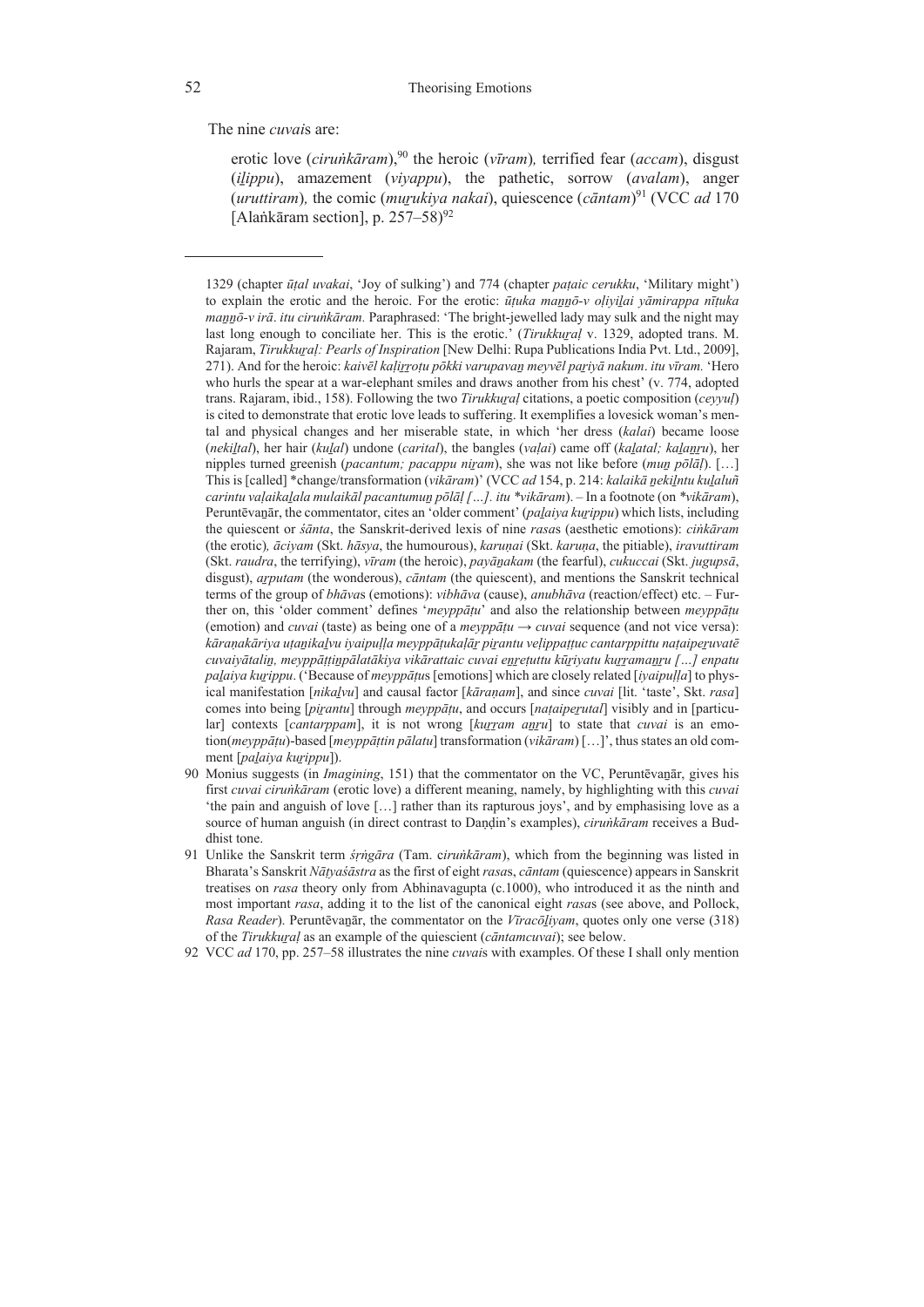The nine *cuvai*s are:

> erotic love (*ciruṅkāram*),[90] the heroic (*vīram*)*,* terrified fear (*accam*), disgust (*iḻippu*), amazement (*viyappu*), the pathetic, sorrow (*avalam*), anger (*uruttiram*)*,* the comic (*muṟukiya nakai*), quiescence (*cāntam*)[91] (VCC *ad* 170 [Alaṅkāram section], p. 257–58)[92]

---

1329 (chapter *ūṭal uvakai*, 'Joy of sulking') and 774 (chapter *paṭaic cerukku*, 'Military might') to explain the erotic and the heroic. For the erotic: *ūṭuka maṉṉō-v oḷiyiḻai yāmirappa nīṭuka maṉṉō-v irā. itu ciruṅkāram.* Paraphrased: 'The bright-jewelled lady may sulk and the night may last long enough to conciliate her. This is the erotic.' (*Tirukkuṟaḷ* v. 1329, adopted trans. M. Rajaram, *Tirukkuṟaḷ: Pearls of Inspiration* [New Delhi: Rupa Publications India Pvt. Ltd., 2009], 271). And for the heroic: *kaivēl kaḷiṟṟoṭu pōkki varupavaṉ meyvēl paṟiyā nakum*. *itu vīram.* 'Hero who hurls the spear at a war-elephant smiles and draws another from his chest' (v. 774, adopted trans. Rajaram, ibid., 158). Following the two *Tirukkuṟaḷ* citations, a poetic composition (*ceyyuḷ*) is cited to demonstrate that erotic love leads to suffering. It exemplifies a lovesick woman's mental and physical changes and her miserable state, in which 'her dress (*kalai*) became loose (*nekiḻtal*), her hair (*kuḻal*) undone (*carital*), the bangles (*vaḷai*) came off (*kaḻatal; kaḻaṉṟu*), her nipples turned greenish (*pacantum; pacappu niṟam*), she was not like before (*muṉ pōlāḷ*). […] This is [called] *change/transformation (*vikāram*)' (VCC *ad* 154, p. 214: *kalaikā ṉekiḻntu kuḻaluñ carintu vaḷaikaḻala mulaikāl pacantumuṉ pōlāḷ […]. itu *vikāram*). – In a footnote (on **vikāram*), Peruntēvaṉār, the commentator, cites an 'older comment' (*paḻaiya kuṟippu*) which lists, including the quiescent or *śānta*, the Sanskrit-derived lexis of nine *rasa*s (aesthetic emotions): *ciṅkāram* (the erotic)*, āciyam* (Skt. *hāsya*, the humourous), *karuṇai* (Skt. *karuṇa*, the pitiable), *iravuttiram* (Skt. *raudra*, the terrifying), *vīram* (the heroic), *payāṉakam* (the fearful), *cukuccai* (Skt. *jugupsā*, disgust), *aṟputam* (the wonderous), *cāntam* (the quiescent), and mentions the Sanskrit technical terms of the group of *bhāva*s (emotions): *vibhāva* (cause), *anubhāva* (reaction/effect) etc. – Further on, this 'older comment' defines '*meyppāṭu*' and also the relationship between *meyppāṭu* (emotion) and *cuvai* (taste) as being one of a *meyppāṭu* → *cuvai* sequence (and not vice versa): *kāraṇakāriya uṭaṉikaḻvu iyaipuḷḷa meyppāṭukaḷāṟ piṟantu veḷippaṭṭuc cantarppittu naṭaipeṟuvatē cuvaiyātaliṉ, meyppāṭṭiṉpālatākiya vikārattaic cuvai eṉṟeṭuttu kūṟiyatu kuṟṟamaṉṟu […] eṉpatu paḻaiya kuṟippu*. ('Because of *meyppāṭu*s [emotions] which are closely related [*iyaipuḷḷa*] to physical manifestation [*nikaḻvu*] and causal factor [*kāraṇam*], and since *cuvai* [lit. 'taste', Skt. *rasa*] comes into being [*piṟantu*] through *meyppāṭu*, and occurs [*naṭaipeṟutal*] visibly and in [particular] contexts [*cantarppam*], it is not wrong [*kuṟṟam aṉṟu*] to state that *cuvai* is an emotion(*meyppāṭu*)-based [*meyppāṭṭiṉ pālatu*] transformation (*vikāram*) […]', thus states an old comment [*paḻaiya kuṟippu*]).

90 Monius suggests (in *Imagining*, 151) that the commentator on the VC, Peruntēvaṉār, gives his first *cuvai ciruṅkāram* (erotic love) a different meaning, namely, by highlighting with this *cuvai* 'the pain and anguish of love […] rather than its rapturous joys', and by emphasising love as a source of human anguish (in direct contrast to Daṇḍin's examples), *ciruṅkāram* receives a Buddhist tone.

91 Unlike the Sanskrit term *śṛṅgāra* (Tam. c*iruṅkāram*), which from the beginning was listed in Bharata's Sanskrit *Nāṭyaśāstra* as the first of eight *rasa*s, *cāntam* (quiescence) appears in Sanskrit treatises on *rasa* theory only from Abhinavagupta (c.1000), who introduced it as the ninth and most important *rasa*, adding it to the list of the canonical eight *rasa*s (see above, and Pollock, *Rasa Reader*). Peruntēvaṉār, the commentator on the *Vīracōḻiyam*, quotes only one verse (318) of the *Tirukkuṟaḷ* as an example of the quiescient (*cāntamcuvai*); see below.

92 VCC *ad* 170, pp. 257–58 illustrates the nine *cuvai*s with examples. Of these I shall only mention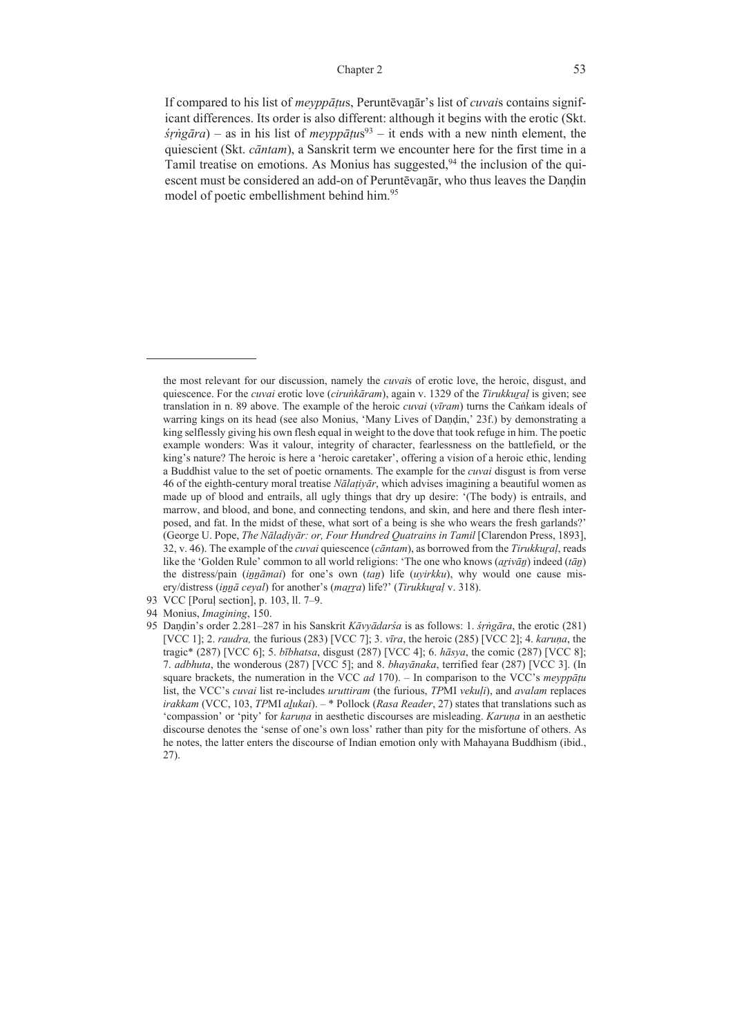If compared to his list of *meyppāṭu*s, Peruntēvaṉār's list of *cuvai*s contains significant differences. Its order is also different: although it begins with the erotic (Skt. *śṛṅgāra*) – as in his list of *meyppāṭu*s[93] – it ends with a new ninth element, the quiescient (Skt. *cāntam*), a Sanskrit term we encounter here for the first time in a Tamil treatise on emotions. As Monius has suggested,[94] the inclusion of the quiescent must be considered an add-on of Peruntēvaṉār, who thus leaves the Daṇḍin model of poetic embellishment behind him.[95]

---

the most relevant for our discussion, namely the *cuvai*s of erotic love, the heroic, disgust, and quiescence. For the *cuvai* erotic love (*ciruṅkāram*), again v. 1329 of the *Tirukkuṟaḷ* is given; see translation in n. 89 above. The example of the heroic *cuvai* (*vīram*) turns the Caṅkam ideals of warring kings on its head (see also Monius, 'Many Lives of Daṇḍin,' 23f.) by demonstrating a king selflessly giving his own flesh equal in weight to the dove that took refuge in him. The poetic example wonders: Was it valour, integrity of character, fearlessness on the battlefield, or the king's nature? The heroic is here a 'heroic caretaker', offering a vision of a heroic ethic, lending a Buddhist value to the set of poetic ornaments. The example for the *cuvai* disgust is from verse 46 of the eighth-century moral treatise *Nālaṭiyār*, which advises imagining a beautiful women as made up of blood and entrails, all ugly things that dry up desire: '(The body) is entrails, and marrow, and blood, and bone, and connecting tendons, and skin, and here and there flesh interposed, and fat. In the midst of these, what sort of a being is she who wears the fresh garlands?' (George U. Pope, *The Nālaḍiyār: or, Four Hundred Quatrains in Tamil* [Clarendon Press, 1893], 32, v. 46). The example of the *cuvai* quiescence (*cāntam*), as borrowed from the *Tirukkuṟaḷ*, reads like the 'Golden Rule' common to all world religions: 'The one who knows (*aṟivāṉ*) indeed (*tāṉ*) the distress/pain (*iṉṉāmai*) for one's own (*taṉ*) life (*uyirkku*), why would one cause misery/distress (*iṉṉā ceyal*) for another's (*maṟṟa*) life?' (*Tirukkuṟaḷ* v. 318).

93 VCC [Poruḷ section], p. 103, ll. 7–9.

94 Monius, *Imagining*, 150.

95 Daṇḍin's order 2.281–287 in his Sanskrit *Kāvyādarśa* is as follows: 1. *śṛṅgāra*, the erotic (281) [VCC 1]; 2. *raudra,* the furious (283) [VCC 7]; 3. *vīra*, the heroic (285) [VCC 2]; 4. *karuṇa*, the tragic* (287) [VCC 6]; 5. *bībhatsa*, disgust (287) [VCC 4]; 6. *hāsya*, the comic (287) [VCC 8]; 7. *adbhuta*, the wonderous (287) [VCC 5]; and 8. *bhayānaka*, terrified fear (287) [VCC 3]. (In square brackets, the numeration in the VCC *ad* 170). – In comparison to the VCC's *meyppāṭu* list, the VCC's *cuvai* list re-includes *uruttiram* (the furious, *TP*MI *vekuḷi*), and *avalam* replaces *irakkam* (VCC, 103, *TP*MI *aḻukai*). – * Pollock (*Rasa Reader*, 27) states that translations such as 'compassion' or 'pity' for *karuṇa* in aesthetic discourses are misleading. *Karuṇa* in an aesthetic discourse denotes the 'sense of one's own loss' rather than pity for the misfortune of others. As he notes, the latter enters the discourse of Indian emotion only with Mahayana Buddhism (ibid., 27).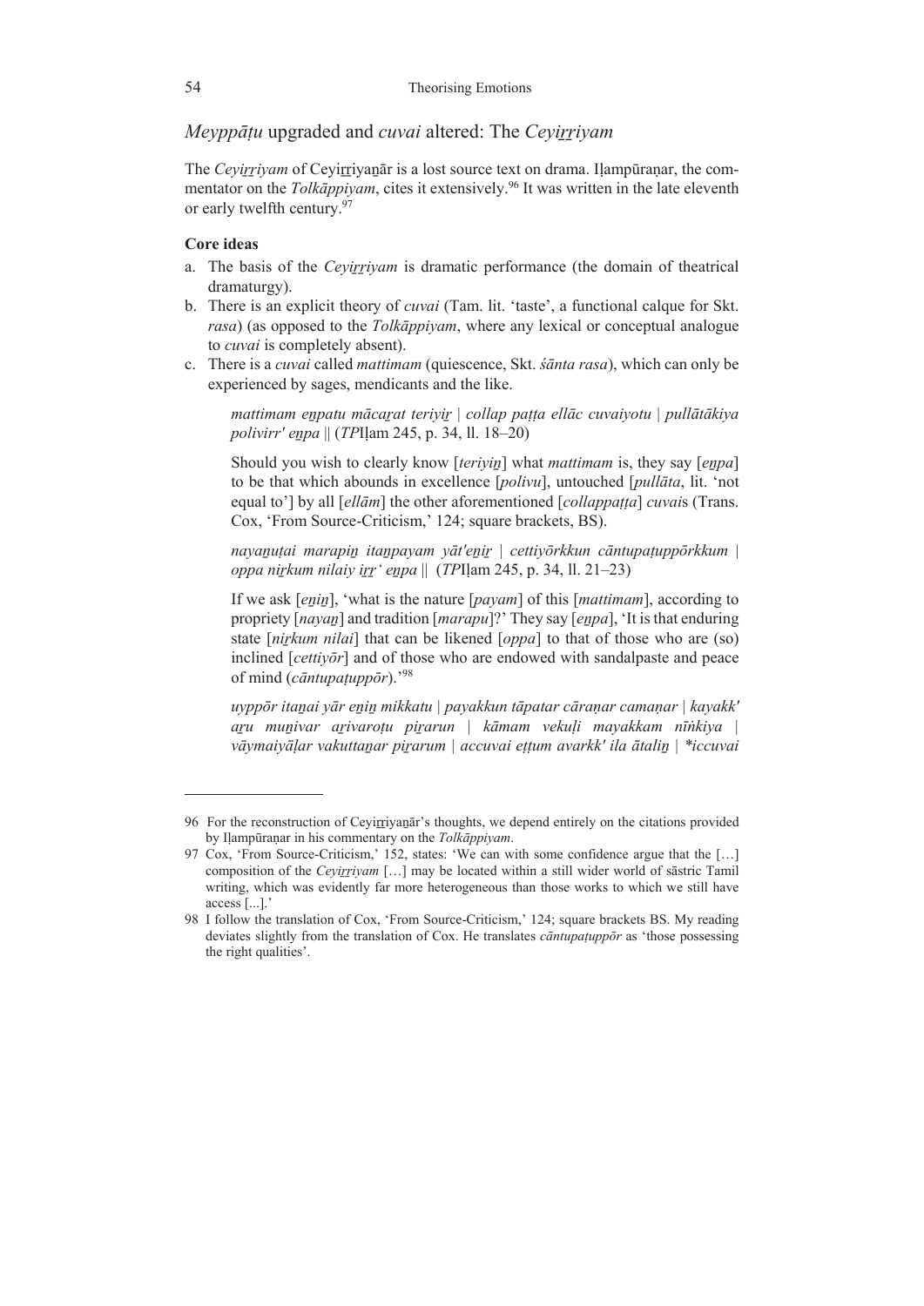## *Meyppāṭu* upgraded and *cuvai* altered: The *Ceyiṟṟiyam*

The *Ceyiṟṟiyam* of Ceyiṟṟiyaṉār is a lost source text on drama. Iḷampūraṇar, the commentator on the *Tolkāppiyam*, cites it extensively.[96] It was written in the late eleventh or early twelfth century.[97]

**Core ideas**

a. The basis of the *Ceyiṟṟiyam* is dramatic performance (the domain of theatrical dramaturgy).
b. There is an explicit theory of *cuvai* (Tam. lit. 'taste', a functional calque for Skt. *rasa*) (as opposed to the *Tolkāppiyam*, where any lexical or conceptual analogue to *cuvai* is completely absent).
c. There is a *cuvai* called *mattimam* (quiescence, Skt. *śānta rasa*), which can only be experienced by sages, mendicants and the like.

> *mattimam eṉpatu mācaṟat teriyiṟ | collap paṭṭa ellāc cuvaiyotu | pullātākiya polivirr' eṉpa* || (*TP*Iḷam 245, p. 34, ll. 18–20)
>
> Should you wish to clearly know [*teriyiṉ*] what *mattimam* is, they say [*eṉpa*] to be that which abounds in excellence [*polivu*], untouched [*pullāta*, lit. 'not equal to'] by all [*ellām*] the other aforementioned [*collappaṭṭa*] *cuvai*s (Trans. Cox, 'From Source-Criticism,' 124; square brackets, BS).
>
> *nayaṉuṭai marapiṉ itaṉpayam yāt'eṉiṟ | cettiyōrkkun cāntupaṭuppōrkkum | oppa niṟkum nilaiy iṟṟ' eṉpa* || (*TP*Iḷam 245, p. 34, ll. 21–23)
>
> If we ask [*eṉiṉ*], 'what is the nature [*payam*] of this [*mattimam*], according to propriety [*nayaṉ*] and tradition [*marapu*]?' They say [*eṉpa*], 'It is that enduring state [*niṟkum nilai*] that can be likened [*oppa*] to that of those who are (so) inclined [*cettiyōr*] and of those who are endowed with sandalpaste and peace of mind (*cāntupaṭuppōr*).'[98]
>
> *uyppōr itaṉai yār eṉiṉ mikkatu | payakkun tāpatar cāraṇar camaṇar | kayakk' aṟu muṉivar aṟivaroṭu piṟarun | kāmam vekuḷi mayakkam nīṅkiya | vāymaiyāḷar vakuttaṉar piṟarum | accuvai eṭṭum avarkk' ila ātaliṉ | *iccuvai*

---

96 For the reconstruction of Ceyiṟṟiyaṉār's thoughts, we depend entirely on the citations provided by Iḷampūraṇar in his commentary on the *Tolkāppiyam*.

97 Cox, 'From Source-Criticism,' 152, states: 'We can with some confidence argue that the […] composition of the *Ceyiṟṟiyam* […] may be located within a still wider world of sāstric Tamil writing, which was evidently far more heterogeneous than those works to which we still have access [...].'

98 I follow the translation of Cox, 'From Source-Criticism,' 124; square brackets BS. My reading deviates slightly from the translation of Cox. He translates *cāntupaṭuppōr* as 'those possessing the right qualities'.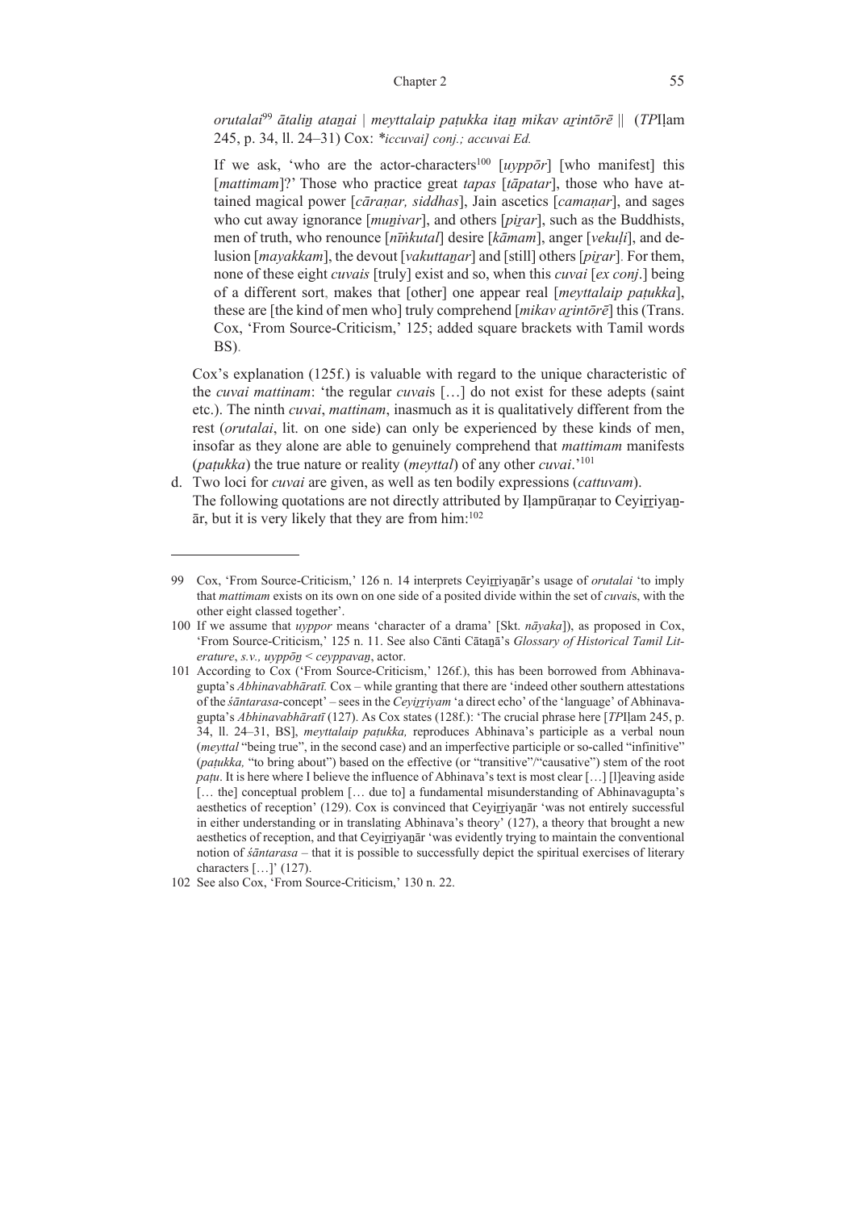*orutalai*[99] *ātaliṉ ataṉai | meyttalaip paṭukka itaṉ mikav aṟintōrē ||* (*TP*Iḷam 245, p. 34, ll. 24–31) Cox: *\*iccuvai] conj.; accuvai Ed.*

> If we ask, 'who are the actor-characters[100] [*uyppōr*] [who manifest] this [*mattimam*]?' Those who practice great *tapas* [*tāpatar*], those who have attained magical power [*cāraṇar, siddhas*], Jain ascetics [*camaṇar*], and sages who cut away ignorance [*muṉivar*], and others [*piṟar*], such as the Buddhists, men of truth, who renounce [*nīṅkutal*] desire [*kāmam*], anger [*vekuḷi*], and delusion [*mayakkam*], the devout [*vakuttaṉar*] and [still] others [*piṟar*]. For them, none of these eight *cuvais* [truly] exist and so, when this *cuvai* [*ex conj*.] being of a different sort, makes that [other] one appear real [*meyttalaip paṭukka*], these are [the kind of men who] truly comprehend [*mikav aṟintōrē*] this (Trans. Cox, 'From Source-Criticism,' 125; added square brackets with Tamil words BS).

Cox's explanation (125f.) is valuable with regard to the unique characteristic of the *cuvai mattinam*: 'the regular *cuvai*s […] do not exist for these adepts (saint etc.). The ninth *cuvai*, *mattinam*, inasmuch as it is qualitatively different from the rest (*orutalai*, lit. on one side) can only be experienced by these kinds of men, insofar as they alone are able to genuinely comprehend that *mattimam* manifests (*paṭukka*) the true nature or reality (*meyttal*) of any other *cuvai*.'[101]

d. Two loci for *cuvai* are given, as well as ten bodily expressions (*cattuvam*). The following quotations are not directly attributed by Iḷampūraṇar to Ceyiṟṟiyaṉār, but it is very likely that they are from him:[102]

---

99 Cox, 'From Source-Criticism,' 126 n. 14 interprets Ceyiṟṟiyaṉār's usage of *orutalai* 'to imply that *mattimam* exists on its own on one side of a posited divide within the set of *cuvai*s, with the other eight classed together'.

100 If we assume that *uyppor* means 'character of a drama' [Skt. *nāyaka*]), as proposed in Cox, 'From Source-Criticism,' 125 n. 11. See also Cānti Cātaṉā's *Glossary of Historical Tamil Literature*, *s.v., uyppōṉ < ceyppavaṉ*, actor.

101 According to Cox ('From Source-Criticism,' 126f.), this has been borrowed from Abhinavagupta's *Abhinavabhāratī.* Cox – while granting that there are 'indeed other southern attestations of the *śāntarasa*-concept' – sees in the *Ceyiṟṟiyam* 'a direct echo' of the 'language' of Abhinavagupta's *Abhinavabhāratī* (127). As Cox states (128f.): 'The crucial phrase here [*TP*Iḷam 245, p. 34, ll. 24–31, BS], *meyttalaip paṭukka,* reproduces Abhinava's participle as a verbal noun (*meyttal* "being true", in the second case) and an imperfective participle or so-called "infinitive" (*paṭukka,* "to bring about") based on the effective (or "transitive"/"causative") stem of the root *paṭu*. It is here where I believe the influence of Abhinava's text is most clear […] [l]eaving aside [… the] conceptual problem [… due to] a fundamental misunderstanding of Abhinavagupta's aesthetics of reception' (129). Cox is convinced that Ceyiṟṟiyaṉār 'was not entirely successful in either understanding or in translating Abhinava's theory' (127), a theory that brought a new aesthetics of reception, and that Ceyiṟṟiyaṉār 'was evidently trying to maintain the conventional notion of *śāntarasa* – that it is possible to successfully depict the spiritual exercises of literary characters […]' (127).

102 See also Cox, 'From Source-Criticism,' 130 n. 22.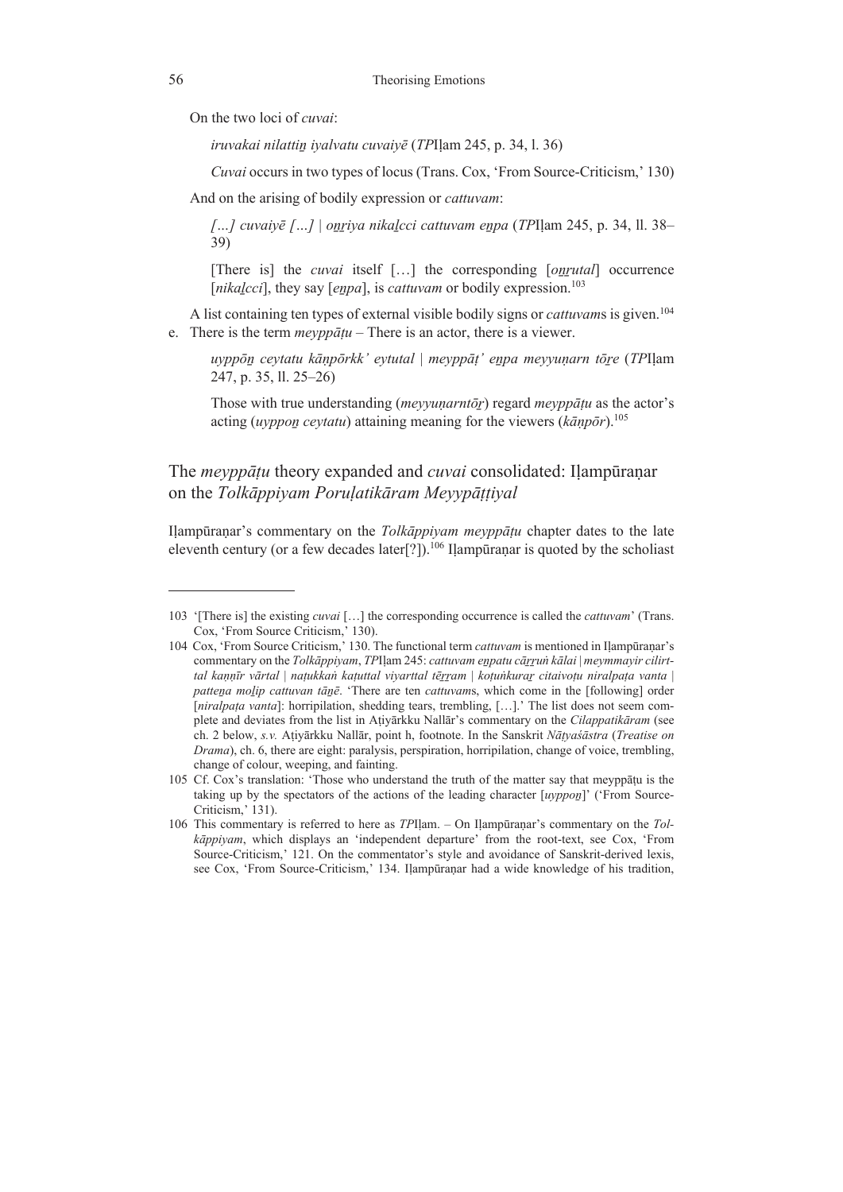On the two loci of *cuvai*:

*iruvakai nilattiṉ iyalvatu cuvaiyē* (*TP*Iḷam 245, p. 34, l. 36)

*Cuvai* occurs in two types of locus (Trans. Cox, 'From Source-Criticism,' 130)

And on the arising of bodily expression or *cattuvam*:

*[...] cuvaiyē [...] | oṉṟiya nikaḻcci cattuvam eṉpa* (*TP*Iḷam 245, p. 34, ll. 38–39)

[There is] the *cuvai* itself [...] the corresponding [*oṉṟutal*] occurrence [*nikaḻcci*], they say [*eṉpa*], is *cattuvam* or bodily expression.[103]

A list containing ten types of external visible bodily signs or *cattuvam*s is given.[104]

e. There is the term *meyppāṭu* – There is an actor, there is a viewer.

*uyppōṉ ceytatu kāṇpōrkk' eytutal | meyppāṭ' eṉpa meyyuṇarn tōṟe* (*TP*Iḷam 247, p. 35, ll. 25–26)

Those with true understanding (*meyyuṇarntōṟ*) regard *meyppāṭu* as the actor's acting (*uyppoṉ ceytatu*) attaining meaning for the viewers (*kāṇpōr*).[105]

## The *meyppāṭu* theory expanded and *cuvai* consolidated: Iḷampūraṇar on the *Tolkāppiyam Poruḷatikāram Meyyppāṭṭiyal*

Iḷampūraṇar's commentary on the *Tolkāppiyam meyppāṭu* chapter dates to the late eleventh century (or a few decades later[?]).[106] Iḷampūraṇar is quoted by the scholiast

---

103 '[There is] the existing *cuvai* [...] the corresponding occurrence is called the *cattuvam*' (Trans. Cox, 'From Source Criticism,' 130).

104 Cox, 'From Source Criticism,' 130. The functional term *cattuvam* is mentioned in Iḷampūraṇar's commentary on the *Tolkāppiyam*, *TP*Iḷam 245: *cattuvam eṉpatu cāṟṟuṅ kālai | meymmayir cilirttal kaṇṇīr vārtal | naṭukkaṅ kaṭuttal viyarttal tēṟṟam | koṭuṅkuraṟ citaivoṭu niralpaṭa vanta | patteṉa moḻip cattuvan tāṉē*. 'There are ten *cattuvam*s, which come in the [following] order [*niralpaṭa vanta*]: horripilation, shedding tears, trembling, [...].' The list does not seem complete and deviates from the list in Aṭiyārkku Nallār's commentary on the *Cilappatikāram* (see ch. 2 below, *s.v.* Aṭiyārkku Nallār, point h, footnote. In the Sanskrit *Nāṭyaśāstra* (*Treatise on Drama*), ch. 6, there are eight: paralysis, perspiration, horripilation, change of voice, trembling, change of colour, weeping, and fainting.

105 Cf. Cox's translation: 'Those who understand the truth of the matter say that meyppāṭu is the taking up by the spectators of the actions of the leading character [*uyppoṉ*]' ('From Source-Criticism,' 131).

106 This commentary is referred to here as *TP*Iḷam. – On Iḷampūraṇar's commentary on the *Tolkāppiyam*, which displays an 'independent departure' from the root-text, see Cox, 'From Source-Criticism,' 121. On the commentator's style and avoidance of Sanskrit-derived lexis, see Cox, 'From Source-Criticism,' 134. Iḷampūraṇar had a wide knowledge of his tradition,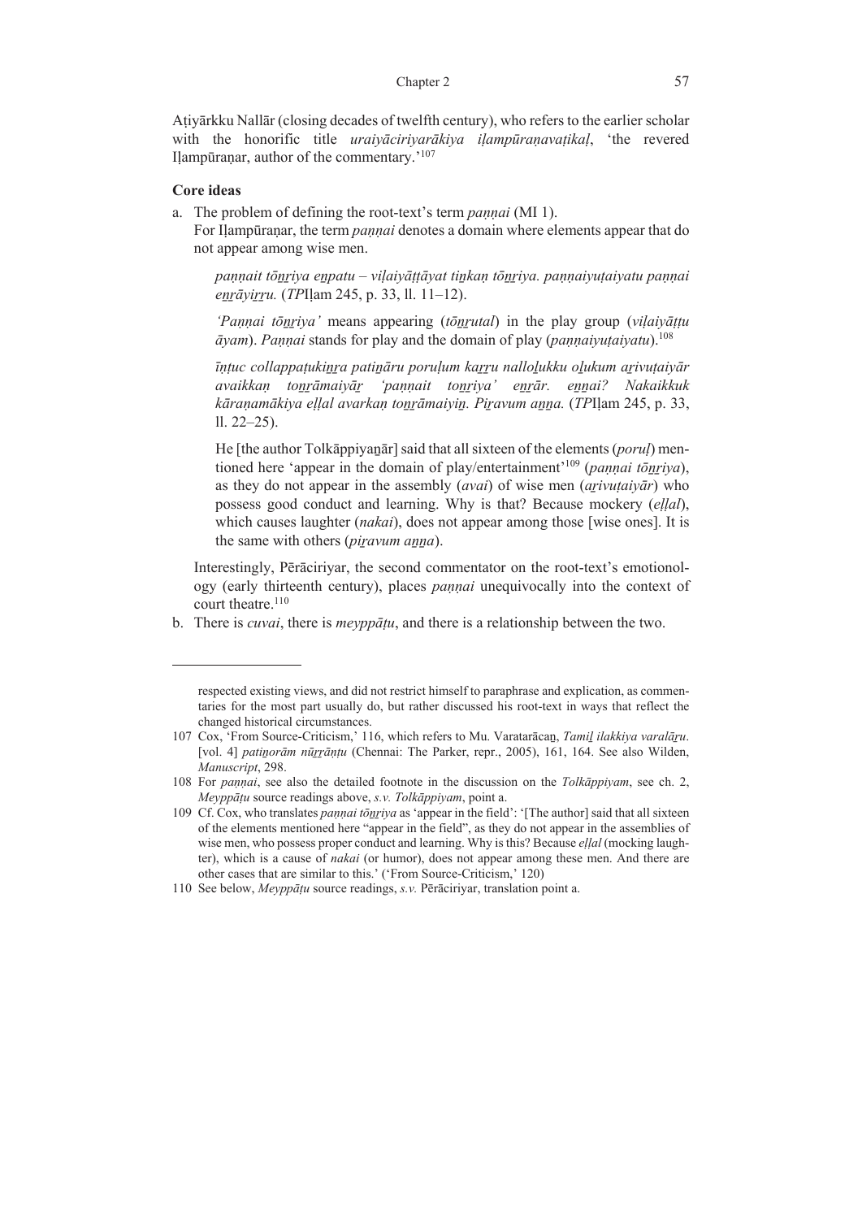Aṭiyārkku Nallār (closing decades of twelfth century), who refers to the earlier scholar with the honorific title *uraiyāciriyarākiya iḷampūraṇavaṭikaḷ*, 'the revered Iḷampūraṇar, author of the commentary.'[107]

**Core ideas**

a. The problem of defining the root-text's term *paṇṇai* (MI 1).

   For Iḷampūraṇar, the term *paṇṇai* denotes a domain where elements appear that do not appear among wise men.

   > *paṇṇait tōṉṟiya eṉpatu – viḷaiyāṭṭāyat tiṉkaṇ tōṉṟiya. paṇṇaiyuṭaiyatu paṇṇai eṉṟāyiṟṟu.* (*TP*Iḷam 245, p. 33, ll. 11–12).

   > *'Paṇṇai tōṉṟiya'* means appearing (*tōṉṟutal*) in the play group (*viḷaiyāṭṭu āyam*). *Paṇṇai* stands for play and the domain of play (*paṇṇaiyuṭaiyatu*).[108]

   > *īṇṭuc collappaṭukiṉṟa patiṉāṟu poruḷum kaṟṟu nallolukku oḻukum aṟivuṭaiyār avaikkaṇ toṉṟāmaiyāṟ 'paṇṇait toṉṟiya' eṉṟār. eṉṉai? Nakaikkuk kāraṇamākiya eḷḷal avarkaṇ toṉṟāmaiyiṉ. Piṟavum aṉṉa.* (*TP*Iḷam 245, p. 33, ll. 22–25).

   > He [the author Tolkāppiyaṉār] said that all sixteen of the elements (*poruḷ*) mentioned here 'appear in the domain of play/entertainment'[109] (*paṇṇai tōṉṟiya*), as they do not appear in the assembly (*avai*) of wise men (*aṟivuṭaiyār*) who possess good conduct and learning. Why is that? Because mockery (*eḷḷal*), which causes laughter (*nakai*), does not appear among those [wise ones]. It is the same with others (*piṟavum aṉṉa*).

   Interestingly, Pērāciriyar, the second commentator on the root-text's emotionology (early thirteenth century), places *paṇṇai* unequivocally into the context of court theatre.[110]

b. There is *cuvai*, there is *meyppāṭu*, and there is a relationship between the two.

---

respected existing views, and did not restrict himself to paraphrase and explication, as commentaries for the most part usually do, but rather discussed his root-text in ways that reflect the changed historical circumstances.

107 Cox, 'From Source-Criticism,' 116, which refers to Mu. Varatarācaṉ, *Tamiḻ ilakkiya varalāṟu*. [vol. 4] *patiṉorām nūṟṟāṇṭu* (Chennai: The Parker, repr., 2005), 161, 164. See also Wilden, *Manuscript*, 298.

108 For *paṇṇai*, see also the detailed footnote in the discussion on the *Tolkāppiyam*, see ch. 2, *Meyppāṭu* source readings above, *s.v. Tolkāppiyam*, point a.

109 Cf. Cox, who translates *paṇṇai tōṉṟiya* as 'appear in the field': '[The author] said that all sixteen of the elements mentioned here "appear in the field", as they do not appear in the assemblies of wise men, who possess proper conduct and learning. Why is this? Because *eḷḷal* (mocking laughter), which is a cause of *nakai* (or humor), does not appear among these men. And there are other cases that are similar to this.' ('From Source-Criticism,' 120)

110 See below, *Meyppāṭu* source readings, *s.v.* Pērāciriyar, translation point a.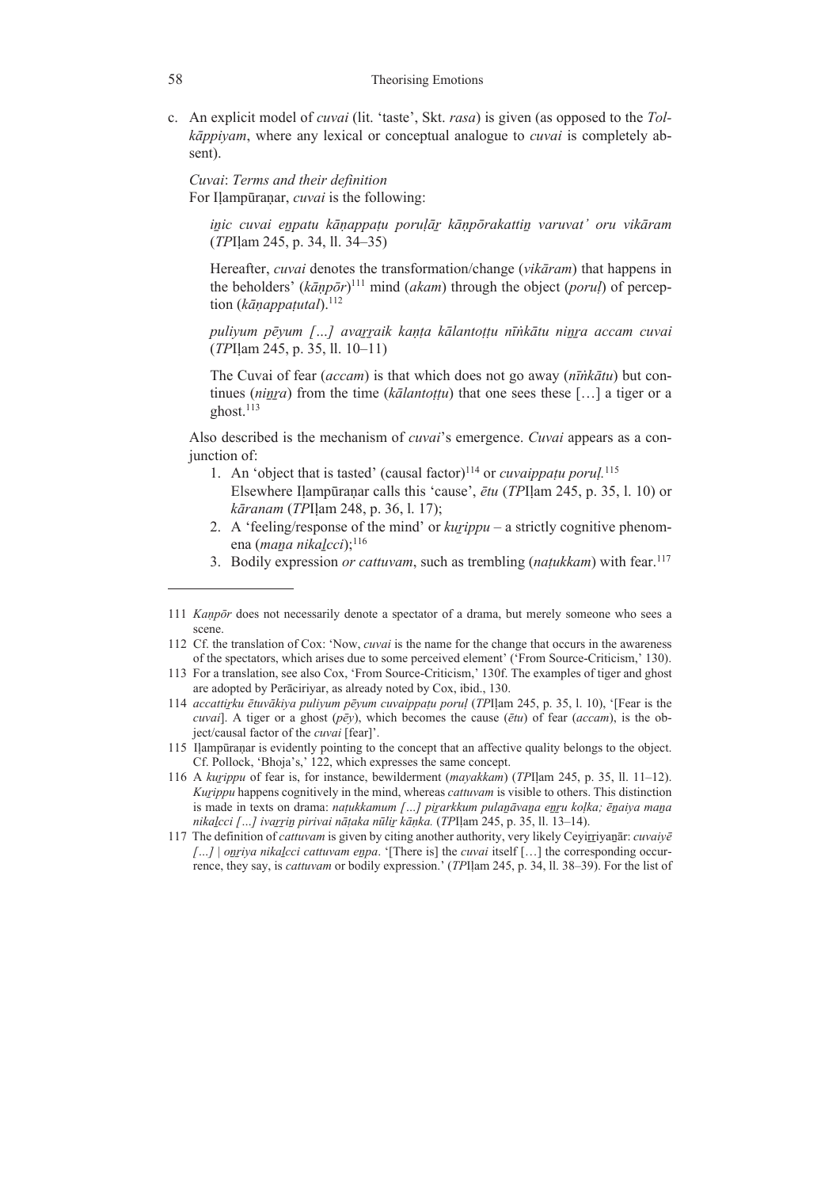c. An explicit model of *cuvai* (lit. 'taste', Skt. *rasa*) is given (as opposed to the *Tolkāppiyam*, where any lexical or conceptual analogue to *cuvai* is completely absent).

*Cuvai*: *Terms and their definition*

For Iḷampūraṇar, *cuvai* is the following:

> *iṉic cuvai eṉpatu kāṇappaṭu poruḷāṟ kāṇpōrakattiṉ varuvat' oru vikāram* (*TP*Iḷam 245, p. 34, ll. 34–35)
>
> Hereafter, *cuvai* denotes the transformation/change (*vikāram*) that happens in the beholders' (*kāṇpōr*)[111] mind (*akam*) through the object (*poruḷ*) of perception (*kāṇappaṭutal*).[112]
>
> *puliyum pēyum […] avaṟṟaik kaṇṭa kālantoṭṭu nīṅkātu niṉṟa accam cuvai* (*TP*Iḷam 245, p. 35, ll. 10–11)
>
> The Cuvai of fear (*accam*) is that which does not go away (*nīṅkātu*) but continues (*niṉṟa*) from the time (*kālantoṭṭu*) that one sees these […] a tiger or a ghost.[113]

Also described is the mechanism of *cuvai*'s emergence. *Cuvai* appears as a conjunction of:

1. An 'object that is tasted' (causal factor)[114] or *cuvaippaṭu poruḷ.*[115] Elsewhere Iḷampūraṇar calls this 'cause', *ētu* (*TP*Iḷam 245, p. 35, l. 10) or *kāraṇam* (*TP*Iḷam 248, p. 36, l. 17);
2. A 'feeling/response of the mind' or *kuṟippu* – a strictly cognitive phenomena (*maṉa nikaḻcci*);[116]
3. Bodily expression *or cattuvam*, such as trembling (*naṭukkam*) with fear.[117]

---

111 *Kaṇpōr* does not necessarily denote a spectator of a drama, but merely someone who sees a scene.

112 Cf. the translation of Cox: 'Now, *cuvai* is the name for the change that occurs in the awareness of the spectators, which arises due to some perceived element' ('From Source-Criticism,' 130).

113 For a translation, see also Cox, 'From Source-Criticism,' 130f. The examples of tiger and ghost are adopted by Perāciriyar, as already noted by Cox, ibid., 130.

114 *accattiṟku ētuvākiya puliyum pēyum cuvaippaṭu poruḷ* (*TP*Iḷam 245, p. 35, l. 10), '[Fear is the *cuvai*]. A tiger or a ghost (*pēy*), which becomes the cause (*ētu*) of fear (*accam*), is the object/causal factor of the *cuvai* [fear]'.

115 Iḷampūraṇar is evidently pointing to the concept that an affective quality belongs to the object. Cf. Pollock, 'Bhoja's,' 122, which expresses the same concept.

116 A *kuṟippu* of fear is, for instance, bewilderment (*mayakkam*) (*TP*Iḷam 245, p. 35, ll. 11–12). *Kuṟippu* happens cognitively in the mind, whereas *cattuvam* is visible to others. This distinction is made in texts on drama: *naṭukkamum […] piṟarkkum pulaṉāvaṉa eṉṟu koḷka; ēṉaiya maṉa nikaḻcci […] ivaṟṟiṉ pirivai nāṭaka nūliṟ kāṇka.* (*TP*Iḷam 245, p. 35, ll. 13–14).

117 The definition of *cattuvam* is given by citing another authority, very likely Ceyiṟṟiyaṉār: *cuvaiyē […] | oṉṟiya nikaḻcci cattuvam eṉpa*. '[There is] the *cuvai* itself […] the corresponding occurrence, they say, is *cattuvam* or bodily expression.' (*TP*Iḷam 245, p. 34, ll. 38–39). For the list of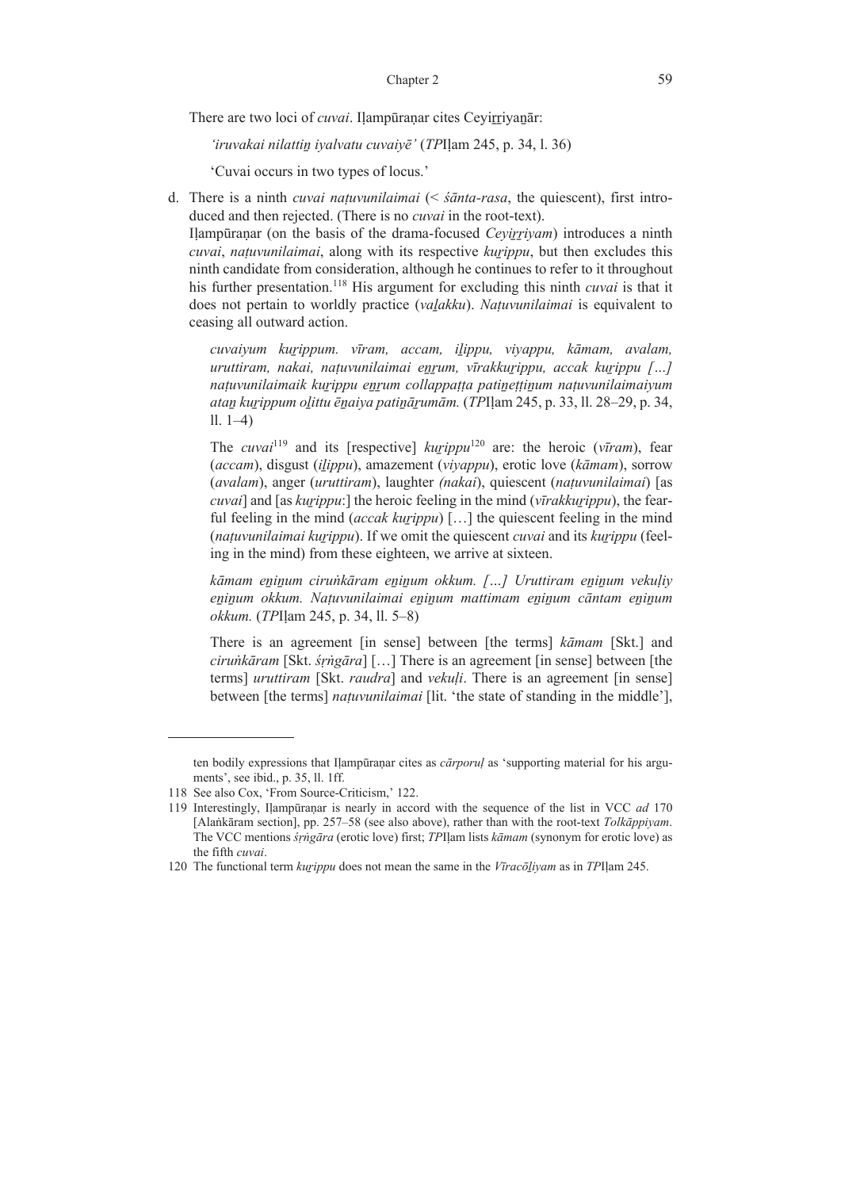There are two loci of *cuvai*. Iḷampūraṇar cites Ceyiṟṟiyaṉār:

*'iruvakai nilattiṉ iyalvatu cuvaiyē'* (*TP*Iḷam 245, p. 34, l. 36)

'Cuvai occurs in two types of locus.'

d. There is a ninth *cuvai naṭuvunilaimai* (< *śānta-rasa*, the quiescent), first introduced and then rejected. (There is no *cuvai* in the root-text).
Iḷampūraṇar (on the basis of the drama-focused *Ceyiṟṟiyam*) introduces a ninth *cuvai*, *naṭuvunilaimai*, along with its respective *kuṟippu*, but then excludes this ninth candidate from consideration, although he continues to refer to it throughout his further presentation.[118] His argument for excluding this ninth *cuvai* is that it does not pertain to worldly practice (*vaḻakku*). *Naṭuvunilaimai* is equivalent to ceasing all outward action.

*cuvaiyum kuṟippum. vīram, accam, iḻippu, viyappu, kāmam, avalam, uruttiram, nakai, naṭuvunilaimai eṉṟum, vīrakkuṟippu, accak kuṟippu […] naṭuvunilaimaik kuṟippu eṉṟum collappaṭṭa patiṉeṭṭiṉum naṭuvunilaimaiyum ataṉ kuṟippum oḻittu ēṉaiya patiṉāṟumām.* (*TP*Iḷam 245, p. 33, ll. 28–29, p. 34, ll. 1–4)

The *cuvai*[119] and its [respective] *kuṟippu*[120] are: the heroic (*vīram*), fear (*accam*), disgust (*iḻippu*), amazement (*viyappu*), erotic love (*kāmam*), sorrow (*avalam*), anger (*uruttiram*), laughter *(nakai*), quiescent (*naṭuvunilaimai*) [as *cuvai*] and [as *kuṟippu*:] the heroic feeling in the mind (*vīrakkuṟippu*), the fearful feeling in the mind (*accak kuṟippu*) […] the quiescent feeling in the mind (*naṭuvunilaimai kuṟippu*). If we omit the quiescent *cuvai* and its *kuṟippu* (feeling in the mind) from these eighteen, we arrive at sixteen.

*kāmam eṉiṉum ciruṅkāram eṉiṉum okkum. […] Uruttiram eṉiṉum vekuḷiy eṉiṉum okkum. Naṭuvunilaimai eṉiṉum mattimam eṉiṉum cāntam eṉiṉum okkum.* (*TP*Iḷam 245, p. 34, ll. 5–8)

There is an agreement [in sense] between [the terms] *kāmam* [Skt.] and *ciruṅkāram* [Skt. *śṛṅgāra*] […] There is an agreement [in sense] between [the terms] *uruttiram* [Skt. *raudra*] and *vekuḷi*. There is an agreement [in sense] between [the terms] *naṭuvunilaimai* [lit. 'the state of standing in the middle'],

---

ten bodily expressions that Iḷampūraṇar cites as *cārporuḷ* as 'supporting material for his arguments', see ibid., p. 35, ll. 1ff.

118 See also Cox, 'From Source-Criticism,' 122.

119 Interestingly, Iḷampūraṇar is nearly in accord with the sequence of the list in VCC *ad* 170 [Alaṅkāram section], pp. 257–58 (see also above), rather than with the root-text *Tolkāppiyam*. The VCC mentions *śṛṅgāra* (erotic love) first; *TP*Iḷam lists *kāmam* (synonym for erotic love) as the fifth *cuvai*.

120 The functional term *kuṟippu* does not mean the same in the *Vīracōḻiyam* as in *TP*Iḷam 245.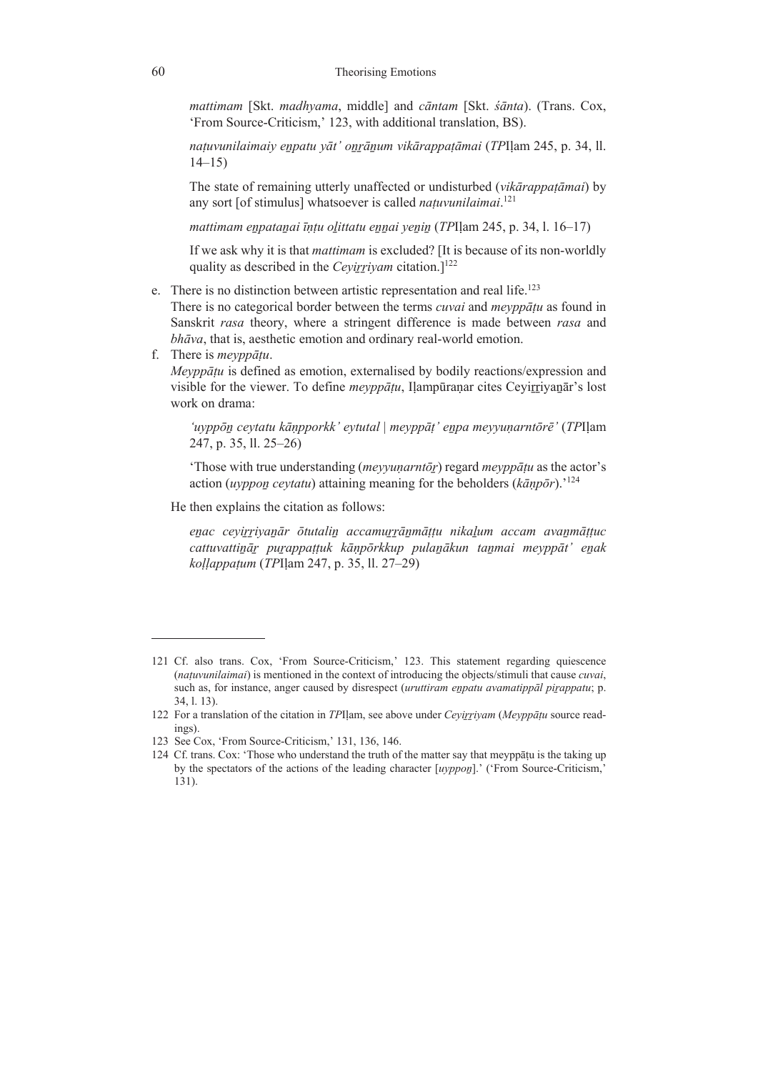*mattimam* [Skt. *madhyama*, middle] and *cāntam* [Skt. *śānta*). (Trans. Cox, 'From Source-Criticism,' 123, with additional translation, BS).

*naṭuvunilaimaiy eṉpatu yāt' oṉṟāṉum vikārappaṭāmai* (*TP*Iḷam 245, p. 34, ll. 14–15)

The state of remaining utterly unaffected or undisturbed (*vikārappaṭāmai*) by any sort [of stimulus] whatsoever is called *naṭuvunilaimai*.[121]

*mattimam eṉpataṉai īṇṭu oḻittatu eṉṉai yeṉiṉ* (*TP*Iḷam 245, p. 34, l. 16–17)

If we ask why it is that *mattimam* is excluded? [It is because of its non-worldly quality as described in the *Ceyiṟṟiyam* citation.][122]

e. There is no distinction between artistic representation and real life.[123]
   There is no categorical border between the terms *cuvai* and *meyppāṭu* as found in Sanskrit *rasa* theory, where a stringent difference is made between *rasa* and *bhāva*, that is, aesthetic emotion and ordinary real-world emotion.
f. There is *meyppāṭu*.
   *Meyppāṭu* is defined as emotion, externalised by bodily reactions/expression and visible for the viewer. To define *meyppāṭu*, Iḷampūraṇar cites Ceyiṟṟiyaṉār's lost work on drama:

*'uyppōṉ ceytatu kāṇpporkk' eytutal | meyppāṭ' eṉpa meyyuṇarntōrē'* (*TP*Iḷam 247, p. 35, ll. 25–26)

'Those with true understanding (*meyyuṇarntōr*) regard *meyppāṭu* as the actor's action (*uyppoṉ ceytatu*) attaining meaning for the beholders (*kāṇpōr*).'[124]

He then explains the citation as follows:

*eṉac ceyiṟṟiyaṉār ōtutaliṉ accamuṟṟāṉmāṭṭu nikaḻum accam avaṉmāṭṭuc cattuvattiṉāṟ puṟappaṭṭuk kāṇpōrkkup pulaṉākun taṉmai meyppāṭ' eṉak koḷḷappaṭum* (*TP*Iḷam 247, p. 35, ll. 27–29)

---

121 Cf. also trans. Cox, 'From Source-Criticism,' 123. This statement regarding quiescence (*naṭuvunilaimai*) is mentioned in the context of introducing the objects/stimuli that cause *cuvai*, such as, for instance, anger caused by disrespect (*uruttiram eṉpatu avamatippāl piṟappatu*; p. 34, l. 13).

122 For a translation of the citation in *TP*Iḷam, see above under *Ceyiṟṟiyam* (*Meyppāṭu* source readings).

123 See Cox, 'From Source-Criticism,' 131, 136, 146.

124 Cf. trans. Cox: 'Those who understand the truth of the matter say that meyppāṭu is the taking up by the spectators of the actions of the leading character [*uyppoṉ*].' ('From Source-Criticism,' 131).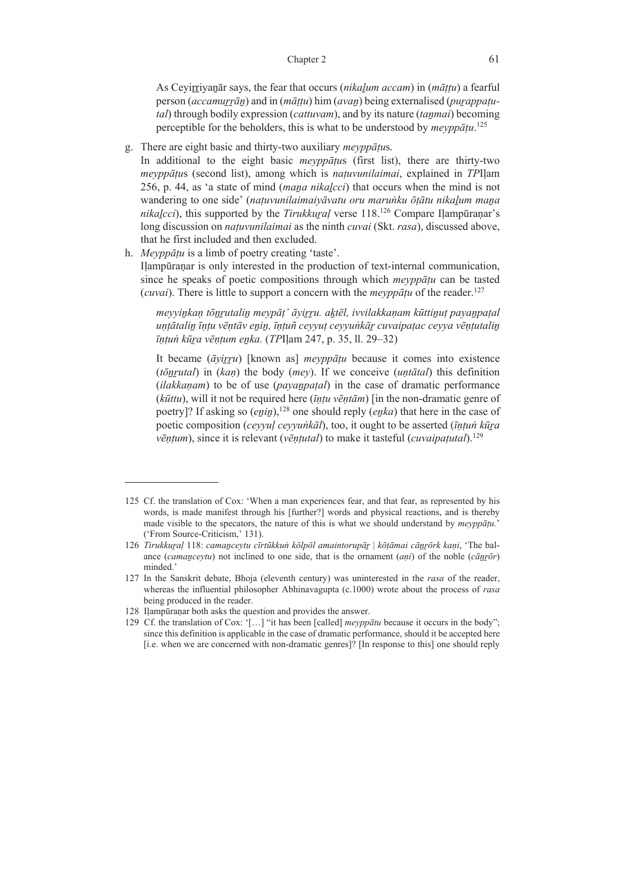As Ceyiṟṟiyaṉār says, the fear that occurs (*nikaḻum accam*) in (*māṭṭu*) a fearful person (*accamuṟṟāṉ*) and in (*māṭṭu*) him (*avaṉ*) being externalised (*puṟappaṭutal*) through bodily expression (*cattuvam*), and by its nature (*taṉmai*) becoming perceptible for the beholders, this is what to be understood by *meyppāṭu*.[125]

g. There are eight basic and thirty-two auxiliary *meyppāṭu*s.
   In additional to the eight basic *meyppāṭu*s (first list), there are thirty-two *meyppāṭu*s (second list), among which is *naṭuvunilaimai*, explained in *TP*Iḷam 256, p. 44, as 'a state of mind (*maṉa nikaḻcci*) that occurs when the mind is not wandering to one side' (*naṭuvunilaimaiyāvatu oru maruṅku ōṭātu nikaḻum maṉa nikaḻcci*), this supported by the *Tirukkuṟaḷ* verse 118.[126] Compare Iḷampūraṇar's long discussion on *naṭuvunilaimai* as the ninth *cuvai* (Skt. *rasa*), discussed above, that he first included and then excluded.

h. *Meyppāṭu* is a limb of poetry creating 'taste'.
   Iḷampūraṇar is only interested in the production of text-internal communication, since he speaks of poetic compositions through which *meyppāṭu* can be tasted (*cuvai*). There is little to support a concern with the *meyppāṭu* of the reader.[127]

> *meyyiṉkaṇ tōṉṟutaliṉ meypāṭ' āyiṟṟu. aḵtēl, ivvilakkaṇam kūttiṉuṭ payaṉpaṭal uṇṭātaliṉ īṇṭu vēṇṭāv eṉiṉ, īṇṭuñ ceyyuṭ ceyyuṅkāṟ cuvaipaṭac ceyya vēṇṭutaliṉ īṇṭuṅ kūṟa vēṇṭum eṉka.* (*TP*Iḷam 247, p. 35, ll. 29–32)

> It became (*āyiṟṟu*) [known as] *meyppāṭu* because it comes into existence (*tōṉṟutal*) in (*kaṇ*) the body (*mey*). If we conceive (*uṇtātal*) this definition (*ilakkaṇam*) to be of use (*payaṉpaṭal*) in the case of dramatic performance (*kūttu*), will it not be required here (*īṇṭu vēṇṭām*) [in the non-dramatic genre of poetry]? If asking so (*eṉiṉ*),[128] one should reply (*eṉka*) that here in the case of poetic composition (*ceyyuḷ ceyyuṅkāl*), too, it ought to be asserted (*īṇṭuṅ kūṟa vēṇṭum*), since it is relevant (*vēṇṭutal*) to make it tasteful (*cuvaipaṭutal*).[129]

---

125 Cf. the translation of Cox: 'When a man experiences fear, and that fear, as represented by his words, is made manifest through his [further?] words and physical reactions, and is thereby made visible to the specators, the nature of this is what we should understand by *meyppāṭu.*' ('From Source-Criticism,' 131).

126 *Tirukkuṟaḷ* 118: *camaṉceytu cīrtūkkuṅ kōlpōl amaintorupāṟ | kōṭāmai cāṉṟōrk kaṇi*, 'The balance (*camaṉceytu*) not inclined to one side, that is the ornament (*aṇi*) of the noble (*cāṉṟōr*) minded.'

127 In the Sanskrit debate, Bhoja (eleventh century) was uninterested in the *rasa* of the reader, whereas the influential philosopher Abhinavagupta (c.1000) wrote about the process of *rasa* being produced in the reader.

128 Iḷampūraṇar both asks the question and provides the answer.

129 Cf. the translation of Cox: '[…] "it has been [called] *meyppātu* because it occurs in the body"; since this definition is applicable in the case of dramatic performance, should it be accepted here [i.e. when we are concerned with non-dramatic genres]? [In response to this] one should reply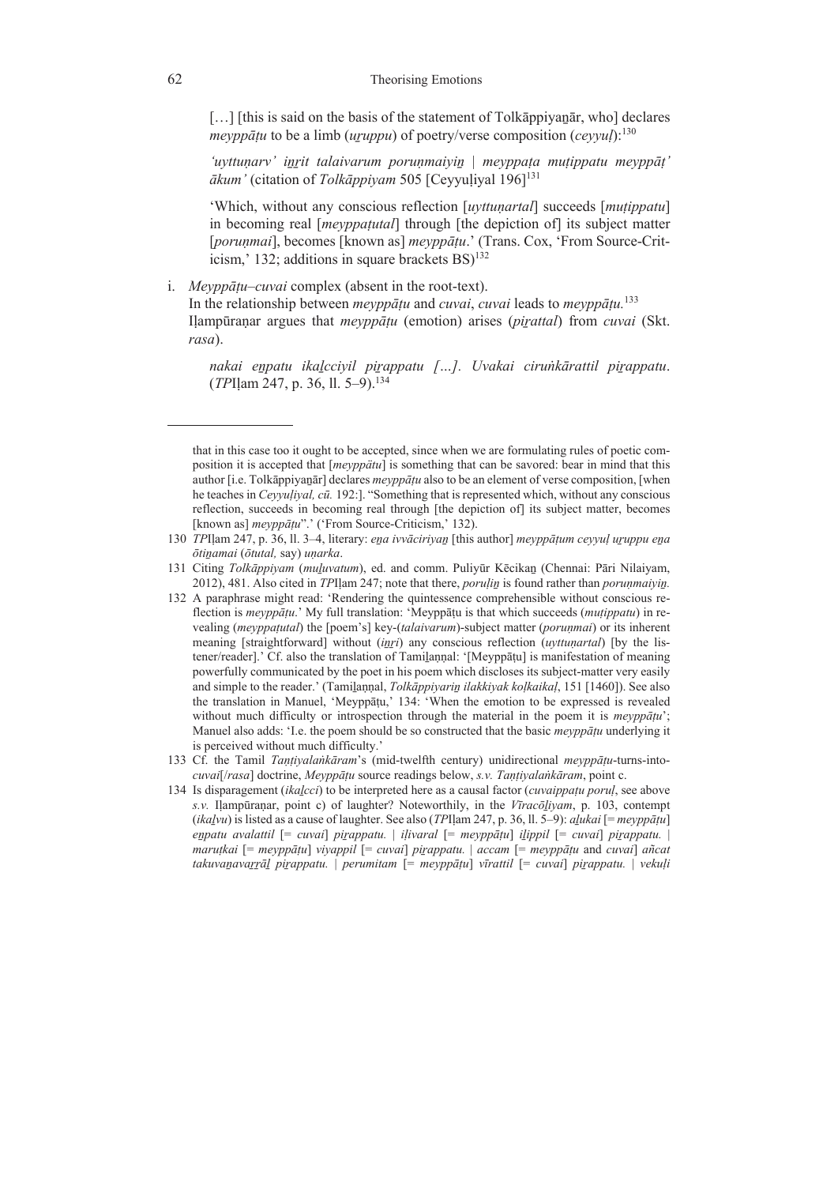[…] [this is said on the basis of the statement of Tolkāppiyaṉār, who] declares *meyppāṭu* to be a limb (*uṟuppu*) of poetry/verse composition (*ceyyuḷ*):[130]

> *'uyttuṇarv' iṉṟit talaivarum poruṇmaiyiṉ | meyppaṭa muṭippatu meyppāṭ' ākum'* (citation of *Tolkāppiyam* 505 [Ceyyuḷiyal 196][131]
>
> 'Which, without any conscious reflection [*uyttuṇartal*] succeeds [*muṭippatu*] in becoming real [*meyppaṭutal*] through [the depiction of] its subject matter [*poruṇmai*], becomes [known as] *meyppāṭu*.' (Trans. Cox, 'From Source-Criticism,' 132; additions in square brackets BS)[132]

i. *Meyppāṭu–cuvai* complex (absent in the root-text).
In the relationship between *meyppāṭu* and *cuvai*, *cuvai* leads to *meyppāṭu.*[133]
Iḷampūraṇar argues that *meyppāṭu* (emotion) arises (*piṟattal*) from *cuvai* (Skt. *rasa*).

> *nakai eṉpatu ikaḻcciyil piṟappatu […]. Uvakai ciruṅkārattil piṟappatu*. (*TP*Iḷam 247, p. 36, ll. 5–9).[134]

---

that in this case too it ought to be accepted, since when we are formulating rules of poetic composition it is accepted that [*meyppātu*] is something that can be savored: bear in mind that this author [i.e. Tolkāppiyaṉār] declares *meyppāṭu* also to be an element of verse composition, [when he teaches in *Ceyyuḷiyal, cū.* 192:]. "Something that is represented which, without any conscious reflection, succeeds in becoming real through [the depiction of] its subject matter, becomes [known as] *meyppāṭu*".' ('From Source-Criticism,' 132).

130 *TP*Iḷam 247, p. 36, ll. 3–4, literary: *eṉa ivvāciriyaṉ* [this author] *meyppāṭum ceyyuḷ uṟuppu eṉa ōtiṉamai* (*ōtutal,* say) *uṇarka*.

131 Citing *Tolkāppiyam* (*muḻuvatum*), ed. and comm. Puliyūr Kēcikaṉ (Chennai: Pāri Nilaiyam, 2012), 481. Also cited in *TP*Iḷam 247; note that there, *poruḷiṉ* is found rather than *poruṇmaiyiṉ.*

132 A paraphrase might read: 'Rendering the quintessence comprehensible without conscious reflection is *meyppāṭu*.' My full translation: 'Meyppāṭu is that which succeeds (*muṭippatu*) in revealing (*meyppaṭutal*) the [poem's] key-(*talaivarum*)-subject matter (*poruṇmai*) or its inherent meaning [straightforward] without (*iṉṟi*) any conscious reflection (*uyttuṇartal*) [by the listener/reader].' Cf. also the translation of Tamiḻaṇṇal: '[Meyppāṭu] is manifestation of meaning powerfully communicated by the poet in his poem which discloses its subject-matter very easily and simple to the reader.' (Tamiḻaṇṇal, *Tolkāppiyariṉ ilakkiyak koḷkaikaḷ*, 151 [1460]). See also the translation in Manuel, 'Meyppāṭu,' 134: 'When the emotion to be expressed is revealed without much difficulty or introspection through the material in the poem it is *meyppāṭu*'; Manuel also adds: 'I.e. the poem should be so constructed that the basic *meyppāṭu* underlying it is perceived without much difficulty.'

133 Cf. the Tamil *Taṇṭiyalaṅkāram*'s (mid-twelfth century) unidirectional *meyppāṭu*-turns-into-*cuvai*[/*rasa*] doctrine, *Meyppāṭu* source readings below, *s.v. Taṇṭiyalaṅkāram*, point c.

134 Is disparagement (*ikaḻcci*) to be interpreted here as a causal factor (*cuvaippaṭu poruḷ*, see above *s.v.* Iḷampūraṇar, point c) of laughter? Noteworthily, in the *Vīracōḻiyam*, p. 103, contempt (*ikaḻvu*) is listed as a cause of laughter. See also (*TP*Iḷam 247, p. 36, ll. 5–9): *aḻukai* [= *meyppāṭu*] *eṉpatu avalattil* [= *cuvai*] *piṟappatu.* | *iḷivaral* [= *meyppāṭu*] *iḻippil* [= *cuvai*] *piṟappatu.* | *maruṭkai* [= *meyppāṭu*] *viyappil* [= *cuvai*] *piṟappatu.* | *accam* [= *meyppāṭu* and *cuvai*] *añcat takuvaṉavaṟṟāl piṟappatu.* | *perumitam* [= *meyppāṭu*] *vīrattil* [= *cuvai*] *piṟappatu.* | *vekuḷi*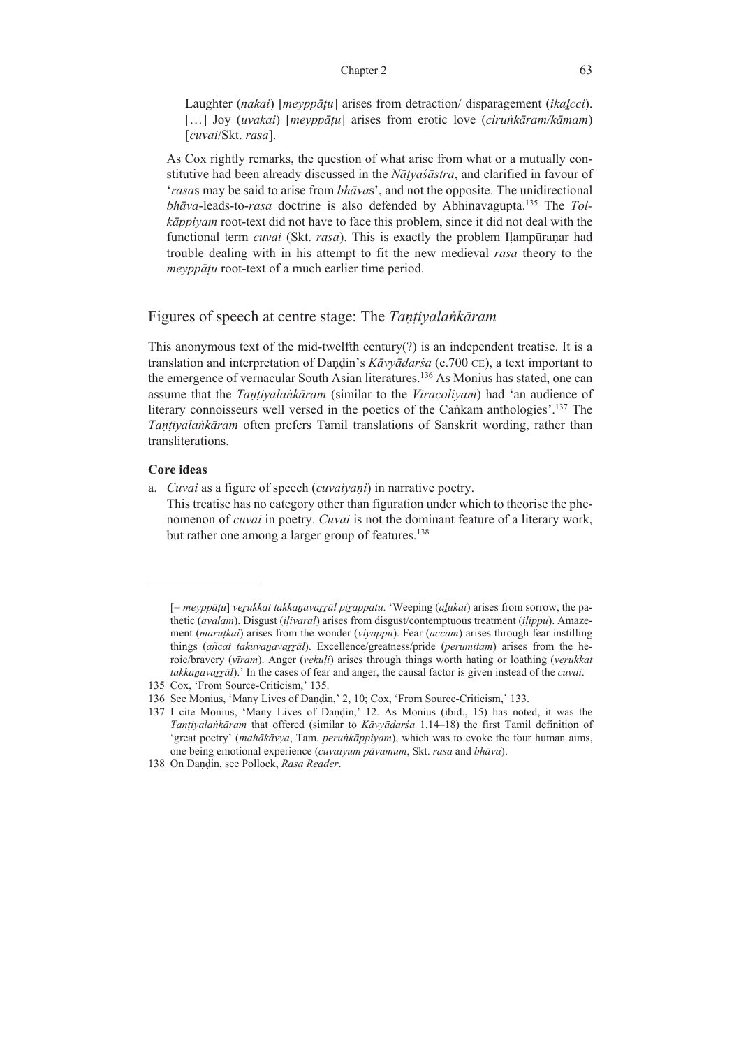> Laughter (*nakai*) [*meyppāṭu*] arises from detraction/ disparagement (*ikaḻcci*). […] Joy (*uvakai*) [*meyppāṭu*] arises from erotic love (*ciruṅkāram/kāmam*) [*cuvai*/Skt. *rasa*].

As Cox rightly remarks, the question of what arise from what or a mutually constitutive had been already discussed in the *Nāṭyaśāstra*, and clarified in favour of '*rasa*s may be said to arise from *bhāva*s', and not the opposite. The unidirectional *bhāva*-leads-to-*rasa* doctrine is also defended by Abhinavagupta.[135] The *Tolkāppiyam* root-text did not have to face this problem, since it did not deal with the functional term *cuvai* (Skt. *rasa*). This is exactly the problem Iḷampūraṇar had trouble dealing with in his attempt to fit the new medieval *rasa* theory to the *meyppāṭu* root-text of a much earlier time period.

## Figures of speech at centre stage: The *Taṇṭiyalaṅkāram*

This anonymous text of the mid-twelfth century(?) is an independent treatise. It is a translation and interpretation of Daṇḍin's *Kāvyādarśa* (c.700 CE), a text important to the emergence of vernacular South Asian literatures.[136] As Monius has stated, one can assume that the *Taṇṭiyalaṅkāram* (similar to the *Viracoliyam*) had 'an audience of literary connoisseurs well versed in the poetics of the Caṅkam anthologies'.[137] The *Taṇṭiyalaṅkāram* often prefers Tamil translations of Sanskrit wording, rather than transliterations.

**Core ideas**

a. *Cuvai* as a figure of speech (*cuvaiyaṇi*) in narrative poetry.
   This treatise has no category other than figuration under which to theorise the phenomenon of *cuvai* in poetry. *Cuvai* is not the dominant feature of a literary work, but rather one among a larger group of features.[138]

---

[= *meyppāṭu*] *veṟukkat takkaṉavaṟṟāl piṟappatu*. 'Weeping (*aḻukai*) arises from sorrow, the pathetic (*avalam*). Disgust (*iḷivaral*) arises from disgust/contemptuous treatment (*iḻippu*). Amazement (*maruṭkai*) arises from the wonder (*viyappu*). Fear (*accam*) arises through fear instilling things (*añcat takuvaṉavaṟṟāl*). Excellence/greatness/pride (*perumitam*) arises from the heroic/bravery (*vīram*). Anger (*vekuḷi*) arises through things worth hating or loathing (*veṟukkat takkaṉavaṟṟāl*).' In the cases of fear and anger, the causal factor is given instead of the *cuvai*.

135 Cox, 'From Source-Criticism,' 135.

136 See Monius, 'Many Lives of Daṇḍin,' 2, 10; Cox, 'From Source-Criticism,' 133.

137 I cite Monius, 'Many Lives of Daṇḍin,' 12. As Monius (ibid., 15) has noted, it was the *Taṇṭiyalaṅkāram* that offered (similar to *Kāvyādarśa* 1.14–18) the first Tamil definition of 'great poetry' (*mahākāvya*, Tam. *peruṅkāppiyam*), which was to evoke the four human aims, one being emotional experience (*cuvaiyum pāvamum*, Skt. *rasa* and *bhāva*).

138 On Daṇḍin, see Pollock, *Rasa Reader*.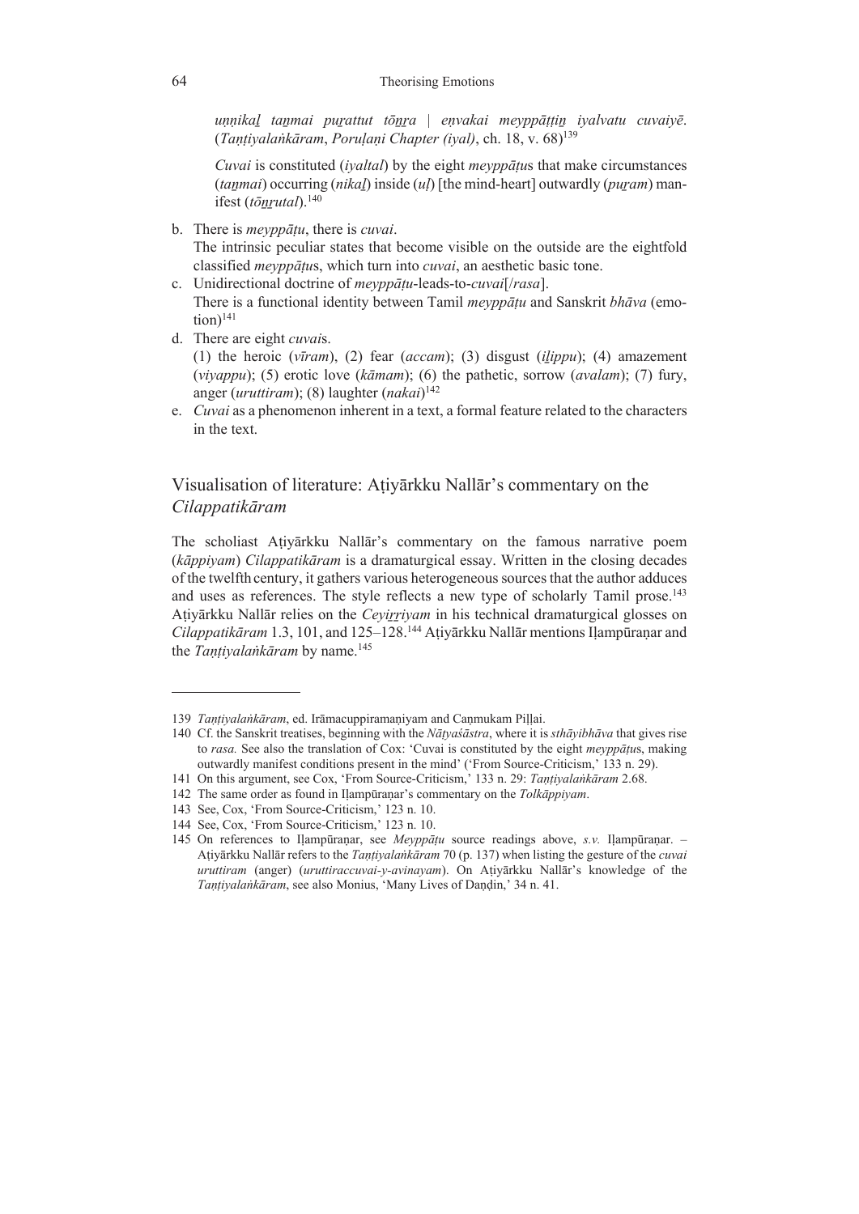*uṇṇikaḻ taṉmai puṟattut tōṉṟa | eṇvakai meyppāṭṭiṉ iyalvatu cuvaiyē.* (*Taṇṭiyalaṅkāram*, *Poruḷaṇi Chapter (iyal)*, ch. 18, v. 68)[139]

*Cuvai* is constituted (*iyaltal*) by the eight *meyppāṭu*s that make circumstances (*taṉmai*) occurring (*nikaḻ*) inside (*uḷ*) [the mind-heart] outwardly (*puṟam*) manifest (*tōṉṟutal*).[140]

b. There is *meyppāṭu*, there is *cuvai*.
   The intrinsic peculiar states that become visible on the outside are the eightfold classified *meyppāṭu*s, which turn into *cuvai*, an aesthetic basic tone.
c. Unidirectional doctrine of *meyppāṭu*-leads-to-*cuvai*[/*rasa*].
   There is a functional identity between Tamil *meyppāṭu* and Sanskrit *bhāva* (emotion)[141]
d. There are eight *cuvai*s.
   (1) the heroic (*vīram*), (2) fear (*accam*); (3) disgust (*iḻippu*); (4) amazement (*viyappu*); (5) erotic love (*kāmam*); (6) the pathetic, sorrow (*avalam*); (7) fury, anger (*uruttiram*); (8) laughter (*nakai*)[142]
e. *Cuvai* as a phenomenon inherent in a text, a formal feature related to the characters in the text.

## Visualisation of literature: Aṭiyārkku Nallār's commentary on the *Cilappatikāram*

The scholiast Aṭiyārkku Nallār's commentary on the famous narrative poem (*kāppiyam*) *Cilappatikāram* is a dramaturgical essay. Written in the closing decades of the twelfth century, it gathers various heterogeneous sources that the author adduces and uses as references. The style reflects a new type of scholarly Tamil prose.[143] Aṭiyārkku Nallār relies on the *Ceyiṟṟiyam* in his technical dramaturgical glosses on *Cilappatikāram* 1.3, 101, and 125–128.[144] Aṭiyārkku Nallār mentions Iḷampūraṇar and the *Taṇṭiyalaṅkāram* by name.[145]

---

139 *Taṇṭiyalaṅkāram*, ed. Irāmacuppiramaṇiyam and Caṇmukam Piḷḷai.

140 Cf. the Sanskrit treatises, beginning with the *Nāṭyaśāstra*, where it is *sthāyibhāva* that gives rise to *rasa.* See also the translation of Cox: 'Cuvai is constituted by the eight *meyppāṭu*s, making outwardly manifest conditions present in the mind' ('From Source-Criticism,' 133 n. 29).

141 On this argument, see Cox, 'From Source-Criticism,' 133 n. 29: *Taṇṭiyalaṅkāram* 2.68.

142 The same order as found in Iḷampūraṇar's commentary on the *Tolkāppiyam*.

143 See, Cox, 'From Source-Criticism,' 123 n. 10.

144 See, Cox, 'From Source-Criticism,' 123 n. 10.

145 On references to Iḷampūraṇar, see *Meyppāṭu* source readings above, *s.v.* Iḷampūraṇar. – Aṭiyārkku Nallār refers to the *Taṇṭiyalaṅkāram* 70 (p. 137) when listing the gesture of the *cuvai uruttiram* (anger) (*uruttiraccuvai-y-avinayam*). On Aṭiyārkku Nallār's knowledge of the *Taṇṭiyalaṅkāram*, see also Monius, 'Many Lives of Daṇḍin,' 34 n. 41.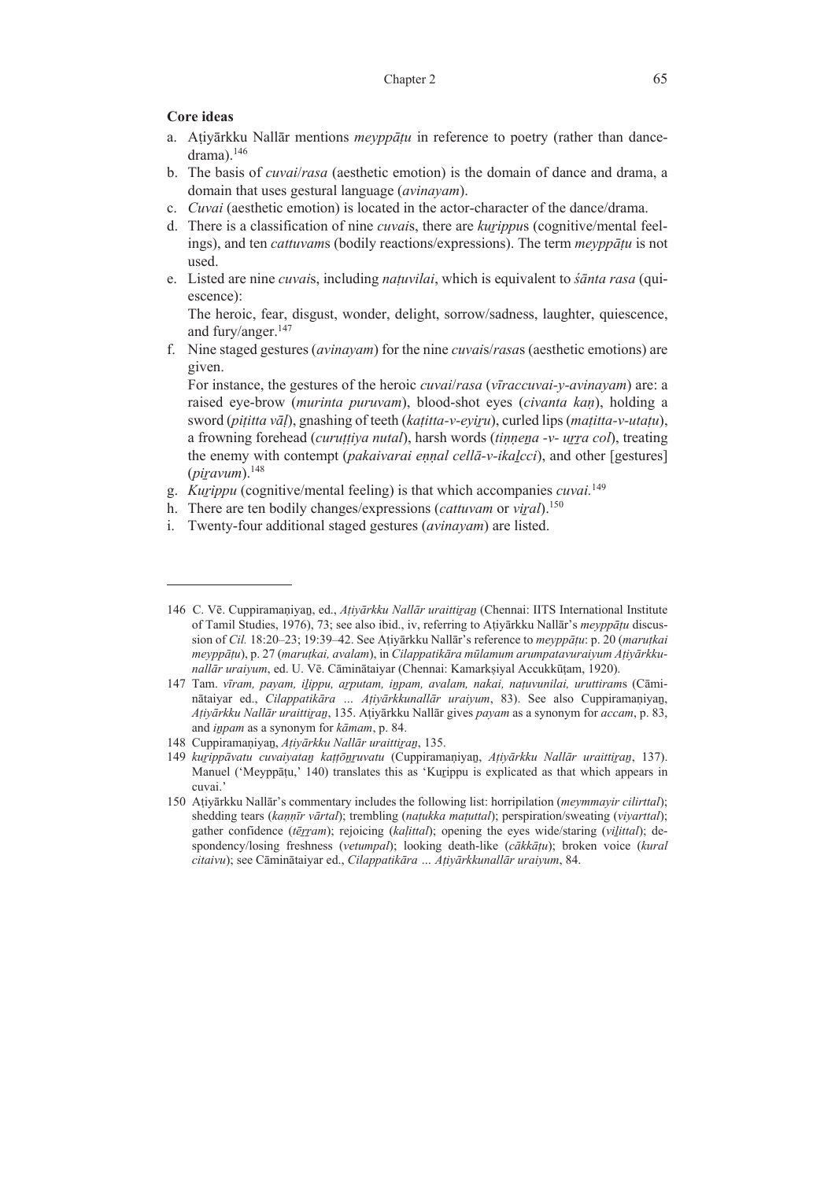**Core ideas**

a. Aṭiyārkku Nallār mentions *meyppāṭu* in reference to poetry (rather than dance-drama).[146]

b. The basis of *cuvai*/*rasa* (aesthetic emotion) is the domain of dance and drama, a domain that uses gestural language (*avinayam*).

c. *Cuvai* (aesthetic emotion) is located in the actor-character of the dance/drama.

d. There is a classification of nine *cuvai*s, there are *kuṟippu*s (cognitive/mental feelings), and ten *cattuvam*s (bodily reactions/expressions). The term *meyppāṭu* is not used.

e. Listed are nine *cuvai*s, including *naṭuvilai*, which is equivalent to *śānta rasa* (quiescence):

   The heroic, fear, disgust, wonder, delight, sorrow/sadness, laughter, quiescence, and fury/anger.[147]

f. Nine staged gestures (*avinayam*) for the nine *cuvai*s/*rasa*s (aesthetic emotions) are given.

   For instance, the gestures of the heroic *cuvai*/*rasa* (*vīraccuvai-y-avinayam*) are: a raised eye-brow (*murinta puruvam*), blood-shot eyes (*civanta kaṇ*), holding a sword (*piṭitta vāḷ*), gnashing of teeth (*kaṭitta-v-eyiṟu*), curled lips (*maṭitta-v-utaṭu*), a frowning forehead (*curuṭṭiya nutal*), harsh words (*tiṉṉeṉa -v- uṟṟa col*), treating the enemy with contempt (*pakaivarai eṇṇal cellā-v-ikaḻcci*), and other [gestures] (*piṟavum*).[148]

g. *Kuṟippu* (cognitive/mental feeling) is that which accompanies *cuvai.*[149]

h. There are ten bodily changes/expressions (*cattuvam* or *viṟal*).[150]

i. Twenty-four additional staged gestures (*avinayam*) are listed.

---

146 C. Vē. Cuppiramaṇiyaṉ, ed., *Aṭiyārkku Nallār uraittiṟaṉ* (Chennai: IITS International Institute of Tamil Studies, 1976), 73; see also ibid., iv, referring to Aṭiyārkku Nallār's *meyppāṭu* discussion of *Cil.* 18:20–23; 19:39–42. See Aṭiyārkku Nallār's reference to *meyppāṭu*: p. 20 (*maruṭkai meyppāṭu*), p. 27 (*maruṭkai, avalam*), in *Cilappatikāra mūlamum arumpatavuraiyum Aṭiyārkkunallār uraiyum*, ed. U. Vē. Cāminātaiyar (Chennai: Kamarkṣiyal Accukkūṭam, 1920).

147 Tam. *vīram, payam, iḻippu, aṟputam, iṉpam, avalam, nakai, naṭuvunilai, uruttiram*s (Cāminātaiyar ed., *Cilappatikāra … Aṭiyārkkunallār uraiyum*, 83). See also Cuppiramaṇiyaṉ, *Aṭiyārkku Nallār uraittiṟaṉ*, 135. Aṭiyārkku Nallār gives *payam* as a synonym for *accam*, p. 83, and *iṉpam* as a synonym for *kāmam*, p. 84.

148 Cuppiramaṇiyaṉ, *Aṭiyārkku Nallār uraittiṟaṉ*, 135.

149 *kuṟippāvatu cuvaiyataṉ kaṭṭōṉṟuvatu* (Cuppiramaṇiyaṉ, *Aṭiyārkku Nallār uraittiṟaṉ*, 137). Manuel ('Meyppāṭu,' 140) translates this as 'Kuṟippu is explicated as that which appears in cuvai.'

150 Aṭiyārkku Nallār's commentary includes the following list: horripilation (*meymmayir cilirttal*); shedding tears (*kaṇṇīr vārtal*); trembling (*naṭukka maṭuttal*); perspiration/sweating (*viyarttal*); gather confidence (*tēṟṟam*); rejoicing (*kaḷittal*); opening the eyes wide/staring (*viḻittal*); despondency/losing freshness (*vetumpal*); looking death-like (*cākkāṭu*); broken voice (*kural citaivu*); see Cāminātaiyar ed., *Cilappatikāra … Aṭiyārkkunallār uraiyum*, 84.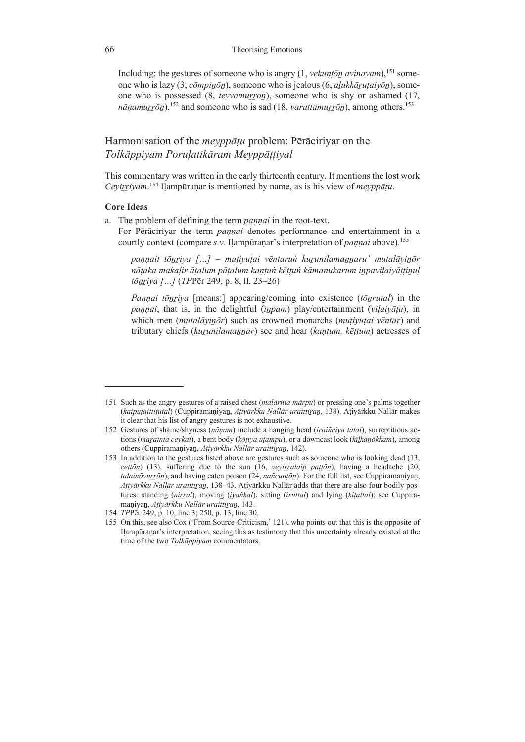Including: the gestures of someone who is angry (1, *vekuṇṭōṉ avinayam*),[151] someone who is lazy (3, *cōmpiṉōṉ*), someone who is jealous (6, *aḻukkāṟuṭaiyōṉ*), someone who is possessed (8, *teyvamuṟṟōṉ*), someone who is shy or ashamed (17, *nāṇamuṟṟōṉ*),[152] and someone who is sad (18, *varuttamuṟṟōṉ*), among others.[153]

## Harmonisation of the *meyppāṭu* problem: Pērāciriyar on the *Tolkāppiyam Poruḷatikāram Meyppāṭṭiyal*

This commentary was written in the early thirteenth century. It mentions the lost work *Ceyiṟriyam*.[154] Iḷampūraṇar is mentioned by name, as is his view of *meyppāṭu*.

### Core Ideas

a. The problem of defining the term *paṇṇai* in the root-text.
   For Pērāciriyar the term *paṇṇai* denotes performance and entertainment in a courtly context (compare *s.v.* Iḷampūraṇar's interpretation of *paṇṇai* above).[155]

   > *paṇṇait tōṉṟiya […] – muṭiyuṭai vēntaruṅ kuṟunilamaṉṉaru' mutalāyiṉōr nāṭaka makaḷir āṭalum pāṭalum kaṇṭuṅ kēṭṭuṅ kāmanukarum iṉpaviḷaiyāṭṭiṉuḷ tōṉṟiya […]* (*TP*Pēr 249, p. 8, ll. 23–26)

   > *Paṇṇai tōṉṟiya* [means:] appearing/coming into existence (*tōṉrutal*) in the *paṇṇai*, that is, in the delightful (*iṉpam*) play/entertainment (*viḷaiyāṭu*), in which men (*mutalāyiṉōr*) such as crowned monarchs (*muṭiyuṭai vēntar*) and tributary chiefs (*kuṟunilamaṉṉar*) see and hear (*kaṇṭum, kēṭṭum*) actresses of

---

151 Such as the angry gestures of a raised chest (*malarnta mārpu*) or pressing one's palms together (*kaipuṭaittiṭutal*) (Cuppiramaṇiyaṉ, *Aṭiyārkku Nallār uraittiṟaṉ*, 138). Aṭiyārkku Nallār makes it clear that his list of angry gestures is not exhaustive.

152 Gestures of shame/shyness (*nāṇam*) include a hanging head (*iṟaiñciya talai*), surreptitious actions (*maṟainta ceykai*), a bent body (*kōṭiya uṭampu*), or a downcast look (*kīḻkaṇōkkam*), among others (Cuppiramaṇiyaṉ, *Aṭiyārkku Nallār uraittiṟaṉ*, 142).

153 In addition to the gestures listed above are gestures such as someone who is looking dead (13, *cettōṉ*) (13), suffering due to the sun (16, *veyiṟṟalaip paṭṭōṉ*), having a headache (20, *talainōvuṟṟōṉ*), and having eaten poison (24, *nañcuṇṭōṉ*). For the full list, see Cuppiramaṇiyaṉ, *Aṭiyārkku Nallār uraittiṟaṉ*, 138–43. Aṭiyārkku Nallār adds that there are also four bodily postures: standing (*niṟṟal*), moving (*iyaṅkal*), sitting (*iruttal*) and lying (*kiṭattal*); see Cuppiramaṇiyaṉ, *Aṭiyārkku Nallār uraittiṟaṉ*, 143.

154 *TP*Pēr 249, p. 10, line 3; 250, p. 13, line 30.

155 On this, see also Cox ('From Source-Criticism,' 121), who points out that this is the opposite of Iḷampūraṇar's interpretation, seeing this as testimony that this uncertainty already existed at the time of the two *Tolkāppiyam* commentators.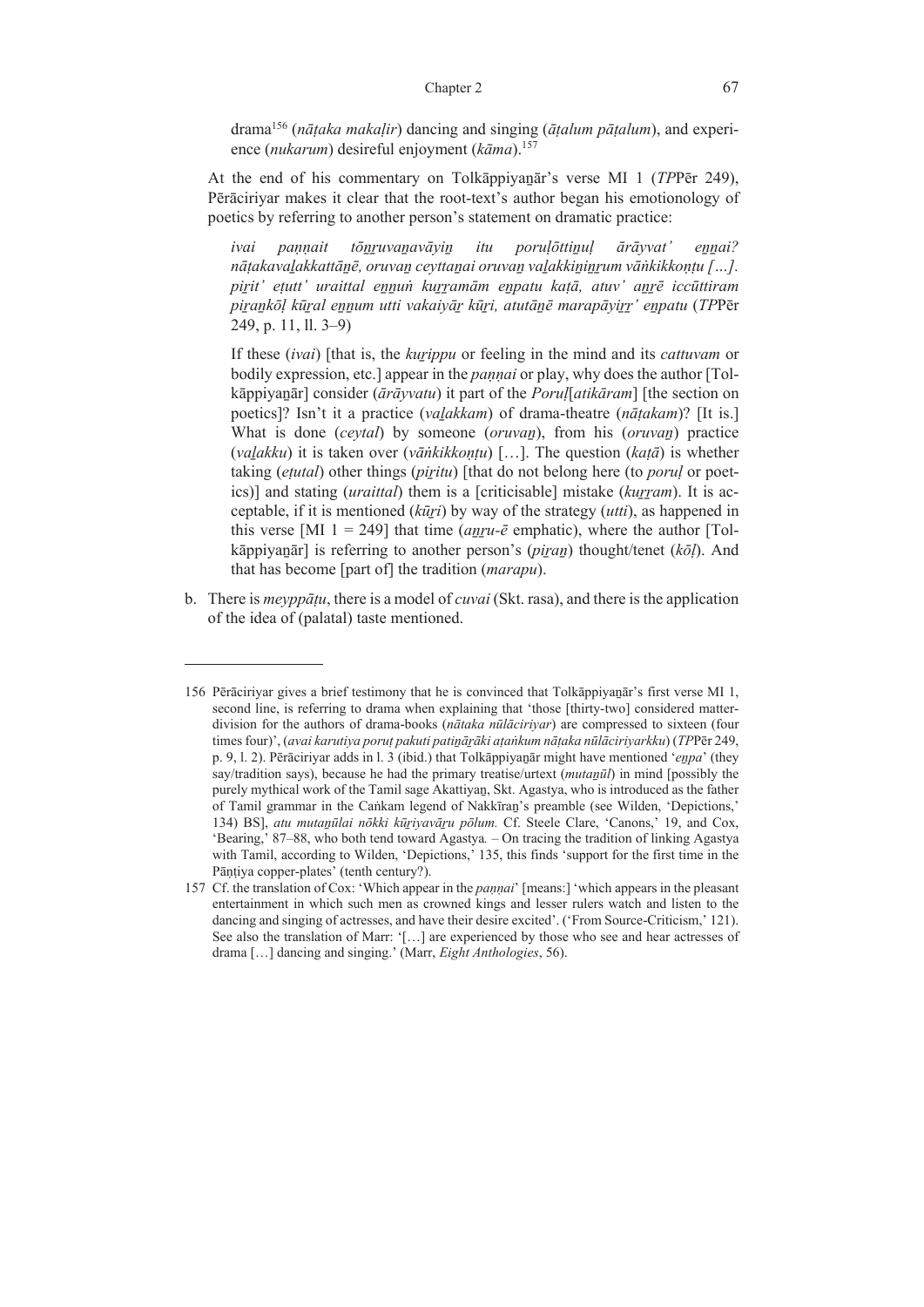drama[156] (*nāṭaka makaḷir*) dancing and singing (*āṭalum pāṭalum*), and experience (*nukarum*) desireful enjoyment (*kāma*).[157]

At the end of his commentary on Tolkāppiyaṉār's verse MI 1 (*TP*Pēr 249), Pērāciriyar makes it clear that the root-text's author began his emotionology of poetics by referring to another person's statement on dramatic practice:

> *ivai paṇṇait tōṉṟuvaṉavāyiṉ itu poruḷōttiṉuḷ ārāyvat' eṉṉai? nāṭakavaḻakkattāṉē, oruvaṉ ceyttaṉai oruvaṉ vaḻakkiṉiṉṟum vāṅkikkoṇṭu […]. piṟit' eṭutt' uraittal eṉṉuṅ kuṟṟamām eṉpatu kaṭā, atuv' aṉṟē iccūttiram piṟaṉkōḷ kūṟal eṉṉum utti vakaiyāṟ kūṟi, atutāṉē marapāyiṟṟ' eṉpatu* (*TP*Pēr 249, p. 11, ll. 3–9)
>
> If these (*ivai*) [that is, the *kuṟippu* or feeling in the mind and its *cattuvam* or bodily expression, etc.] appear in the *paṇṇai* or play, why does the author [Tolkāppiyaṉār] consider (*ārāyvatu*) it part of the *Poruḷ*[*atikāram*] [the section on poetics]? Isn't it a practice (*vaḻakkam*) of drama-theatre (*nāṭakam*)? [It is.] What is done (*ceytal*) by someone (*oruvaṉ*), from his (*oruvaṉ*) practice (*vaḻakku*) it is taken over (*vāṅkikkoṇṭu*) […]. The question (*kaṭā*) is whether taking (*eṭutal*) other things (*piṟitu*) [that do not belong here (to *poruḷ* or poetics)] and stating (*uraittal*) them is a [criticisable] mistake (*kuṟṟam*). It is acceptable, if it is mentioned (*kūṟi*) by way of the strategy (*utti*), as happened in this verse [MI 1 = 249] that time (*aṉṟu-ē* emphatic), where the author [Tolkāppiyaṉār] is referring to another person's (*piṟaṉ*) thought/tenet (*kōḷ*). And that has become [part of] the tradition (*marapu*).

b. There is *meyppāṭu*, there is a model of *cuvai* (Skt. rasa), and there is the application of the idea of (palatal) taste mentioned.

---

156 Pērāciriyar gives a brief testimony that he is convinced that Tolkāppiyaṉār's first verse MI 1, second line, is referring to drama when explaining that 'those [thirty-two] considered matter-division for the authors of drama-books (*nāṭaka nūlāciriyar*) are compressed to sixteen (four times four)', (*avai karutiya poruṭ pakuti patiṉāṟāki aṭaṅkum nāṭaka nūlāciriyarkku*) (*TP*Pēr 249, p. 9, l. 2). Pērāciriyar adds in l. 3 (ibid.) that Tolkāppiyaṉār might have mentioned '*eṉpa*' (they say/tradition says), because he had the primary treatise/urtext (*mutaṉūl*) in mind [possibly the purely mythical work of the Tamil sage Akattiyaṉ, Skt. Agastya, who is introduced as the father of Tamil grammar in the Caṅkam legend of Nakkīraṉ's preamble (see Wilden, 'Depictions,' 134) BS], *atu mutaṉūlai nōkki kūṟiyavāṟu pōlum.* Cf. Steele Clare, 'Canons,' 19, and Cox, 'Bearing,' 87–88, who both tend toward Agastya. – On tracing the tradition of linking Agastya with Tamil, according to Wilden, 'Depictions,' 135, this finds 'support for the first time in the Pāṇṭiya copper-plates' (tenth century?).

157 Cf. the translation of Cox: 'Which appear in the *paṇṇai*' [means:] 'which appears in the pleasant entertainment in which such men as crowned kings and lesser rulers watch and listen to the dancing and singing of actresses, and have their desire excited'. ('From Source-Criticism,' 121). See also the translation of Marr: '[…] are experienced by those who see and hear actresses of drama […] dancing and singing.' (Marr, *Eight Anthologies*, 56).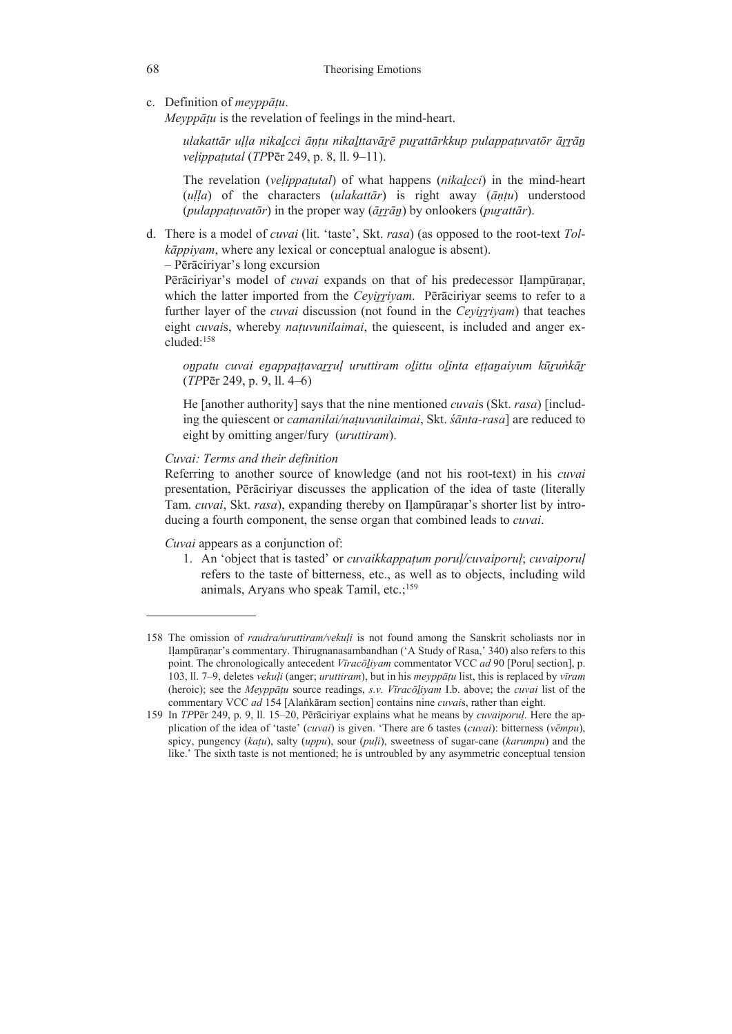c. Definition of *meyppāṭu*.

*Meyppāṭu* is the revelation of feelings in the mind-heart.

> *ulakattār uḷḷa nikaḻcci āṇṭu nikaḻttavāṟē puṟattārkkup pulappaṭuvatōr āṟṟāṉ veḷippaṭutal* (*TP*Pēr 249, p. 8, ll. 9–11).
>
> The revelation (*veḷippaṭutal*) of what happens (*nikaḻcci*) in the mind-heart (*uḷḷa*) of the characters (*ulakattār*) is right away (*āṇṭu*) understood (*pulappaṭuvatōr*) in the proper way (*āṟṟāṉ*) by onlookers (*puṟattār*).

d. There is a model of *cuvai* (lit. 'taste', Skt. *rasa*) (as opposed to the root-text *Tolkāppiyam*, where any lexical or conceptual analogue is absent).

– Pērāciriyar's long excursion

Pērāciriyar's model of *cuvai* expands on that of his predecessor Iḷampūraṇar, which the latter imported from the *Ceyiṟṟiyam*. Pērāciriyar seems to refer to a further layer of the *cuvai* discussion (not found in the *Ceyiṟṟiyam*) that teaches eight *cuvai*s, whereby *naṭuvunilaimai*, the quiescent, is included and anger excluded:[158]

> *oṉpatu cuvai eṉappaṭṭavaṟṟuḷ uruttiram oḻittu oḻinta eṭṭaṉaiyum kūṟuṅkāṟ* (*TP*Pēr 249, p. 9, ll. 4–6)
>
> He [another authority] says that the nine mentioned *cuvai*s (Skt. *rasa*) [including the quiescent or *camanilai/naṭuvunilaimai*, Skt. *śānta-rasa*] are reduced to eight by omitting anger/fury (*uruttiram*).

*Cuvai: Terms and their definition*

Referring to another source of knowledge (and not his root-text) in his *cuvai* presentation, Pērāciriyar discusses the application of the idea of taste (literally Tam. *cuvai*, Skt. *rasa*), expanding thereby on Iḷampūraṇar's shorter list by introducing a fourth component, the sense organ that combined leads to *cuvai*.

*Cuvai* appears as a conjunction of:

1. An 'object that is tasted' or *cuvaikkappaṭum poruḷ/cuvaiporuḷ*; *cuvaiporuḷ* refers to the taste of bitterness, etc., as well as to objects, including wild animals, Aryans who speak Tamil, etc.;[159]

---

158 The omission of *raudra/uruttiram/vekuḷi* is not found among the Sanskrit scholiasts nor in Iḷampūraṇar's commentary. Thirugnanasambandhan ('A Study of Rasa,' 340) also refers to this point. The chronologically antecedent *Vīracōḻiyam* commentator VCC *ad* 90 [Poruḷ section], p. 103, ll. 7–9, deletes *vekuḷi* (anger; *uruttiram*), but in his *meyppāṭu* list, this is replaced by *vīram* (heroic); see the *Meyppāṭu* source readings, *s.v. Vīracōḻiyam* I.b. above; the *cuvai* list of the commentary VCC *ad* 154 [Alaṅkāram section] contains nine *cuvai*s, rather than eight.

159 In *TP*Pēr 249, p. 9, ll. 15–20, Pērāciriyar explains what he means by *cuvaiporuḷ*. Here the application of the idea of 'taste' (*cuvai*) is given. 'There are 6 tastes (*cuvai*): bitterness (*vēmpu*), spicy, pungency (*kaṭu*), salty (*uppu*), sour (*puḷi*), sweetness of sugar-cane (*karumpu*) and the like.' The sixth taste is not mentioned; he is untroubled by any asymmetric conceptual tension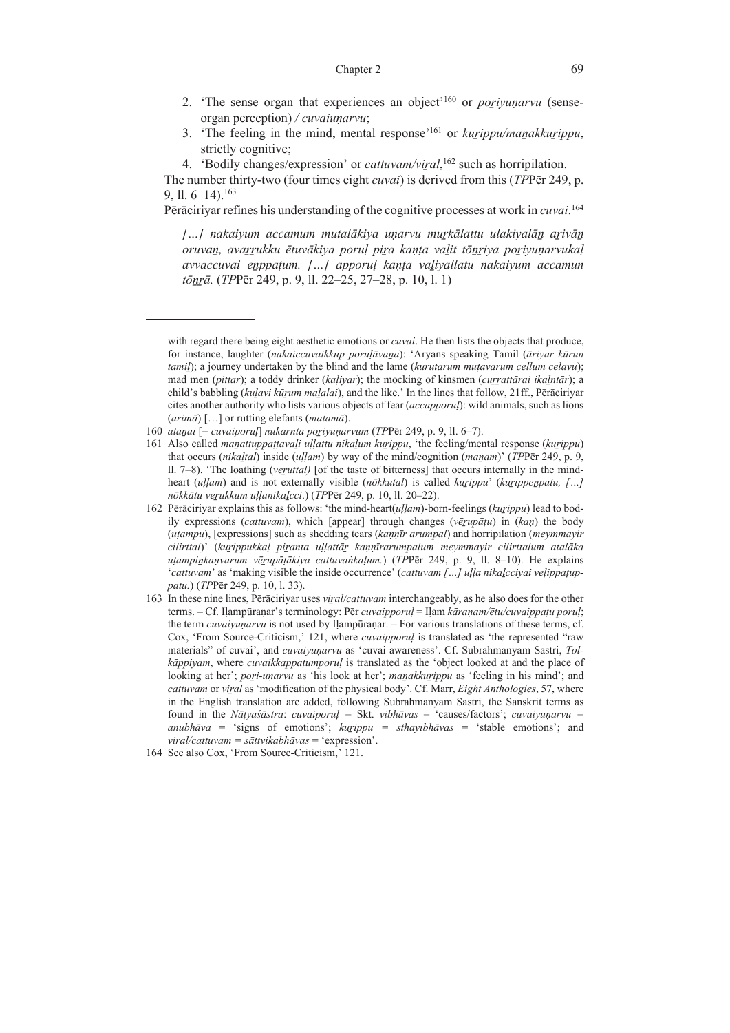2. 'The sense organ that experiences an object'[160] or *poṟiyuṇarvu* (sense-organ perception) */ cuvaiuṇarvu*;
3. 'The feeling in the mind, mental response'[161] or *kuṟippu/maṉakkuṟippu*, strictly cognitive;
4. 'Bodily changes/expression' or *cattuvam/viṟal*,[162] such as horripilation.

The number thirty-two (four times eight *cuvai*) is derived from this (*TP*Pēr 249, p. 9, ll. 6–14).[163]

Pērāciriyar refines his understanding of the cognitive processes at work in *cuvai*.[164]

> *[…] nakaiyum accamum mutalākiya uṇarvu muṟkālattu ulakiyalāṉ aṟivāṉ oruvaṉ, avaṟṟukku ētuvākiya poruḷ piṟa kaṇṭa vaḻit tōṉṟiya poṟiyuṇarvukaḷ avvaccuvai eṉppaṭum. […] apporuḷ kaṇṭa vaḻiyallatu nakaiyum accamun tōṉṟā.* (*TP*Pēr 249, p. 9, ll. 22–25, 27–28, p. 10, l. 1)

---

with regard there being eight aesthetic emotions or *cuvai*. He then lists the objects that produce, for instance, laughter (*nakaiccuvaikkup poruḷāvaṉa*): 'Aryans speaking Tamil (*āriyar kūṟun tamiḻ*); a journey undertaken by the blind and the lame (*kurutarum muṭavarum cellum celavu*); mad men (*pittar*); a toddy drinker (*kaḷiyar*); the mocking of kinsmen (*cuṟṟattārai ikaḻntār*); a child's babbling (*kuḻavi kūṟum maḻalai*), and the like.' In the lines that follow, 21ff., Pērāciriyar cites another authority who lists various objects of fear (*accapporuḷ*): wild animals, such as lions (*arimā*) […] or rutting elefants (*matamā*).

160 *ataṉai* [= *cuvaiporuḷ*] *nukarnta poṟiyuṇarvum* (*TP*Pēr 249, p. 9, ll. 6–7).

161 Also called *maṉattuppaṭṭavaḻi uḷḷattu nikaḻum kuṟippu*, 'the feeling/mental response (*kuṟippu*) that occurs (*nikaḻtal*) inside (*uḷḷam*) by way of the mind/cognition (*maṉam*)' (*TP*Pēr 249, p. 9, ll. 7–8). 'The loathing (*veṟuttal)* [of the taste of bitterness] that occurs internally in the mind-heart (*uḷḷam*) and is not externally visible (*nōkkutal*) is called *kuṟippu*' (*kuṟippeṉpatu, […] nōkkātu veṟukkum uḷḷanikaḻcci*.) (*TP*Pēr 249, p. 10, ll. 20–22).

162 Pērāciriyar explains this as follows: 'the mind-heart(*uḷḷam*)-born-feelings (*kuṟippu*) lead to bodily expressions (*cattuvam*), which [appear] through changes (*vēṟupāṭu*) in (*kaṇ*) the body (*uṭampu*), [expressions] such as shedding tears (*kaṇṇīr arumpal*) and horripilation (*meymmayir cilirttal*)' (*kuṟippukkaḷ piṟanta uḷḷattāṟ kaṇṇīrarumpalum meymmayir cilirttalum atalāka uṭampiṉkaṇvarum vēṟupāṭākiya cattuvaṅkaḷum.*) (*TP*Pēr 249, p. 9, ll. 8–10). He explains '*cattuvam*' as 'making visible the inside occurrence' (*cattuvam […] uḷḷa nikaḻcciyai veḷippaṭuppatu.*) (*TP*Pēr 249, p. 10, l. 33).

163 In these nine lines, Pērāciriyar uses *viṟal/cattuvam* interchangeably, as he also does for the other terms. – Cf. Iḷampūraṇar's terminology: Pēr *cuvaipporuḷ* = Iḷam *kāraṇam/ētu/cuvaippaṭu poruḷ*; the term *cuvaiyuṇarvu* is not used by Iḷampūraṇar. – For various translations of these terms, cf. Cox, 'From Source-Criticism,' 121, where *cuvaipporuḷ* is translated as 'the represented "raw materials" of cuvai', and *cuvaiyuṇarvu* as 'cuvai awareness'. Cf. Subrahmanyam Sastri, *Tolkāppiyam*, where *cuvaikkappaṭumporuḷ* is translated as the 'object looked at and the place of looking at her'; *poṟi-uṇarvu* as 'his look at her'; *maṉakkuṟippu* as 'feeling in his mind'; and *cattuvam* or *viṟal* as 'modification of the physical body'. Cf. Marr, *Eight Anthologies*, 57, where in the English translation are added, following Subrahmanyam Sastri, the Sanskrit terms as found in the *Nāṭyaśāstra*: *cuvaiporuḷ* = Skt. *vibhāvas* = 'causes/factors'; *cuvaiyuṇarvu* = *anubhāva* = 'signs of emotions'; *kuṟippu* = *sthayibhāvas* = 'stable emotions'; and *viṟal/cattuvam* = *sāttvikabhāvas* = 'expression'.

164 See also Cox, 'From Source-Criticism,' 121.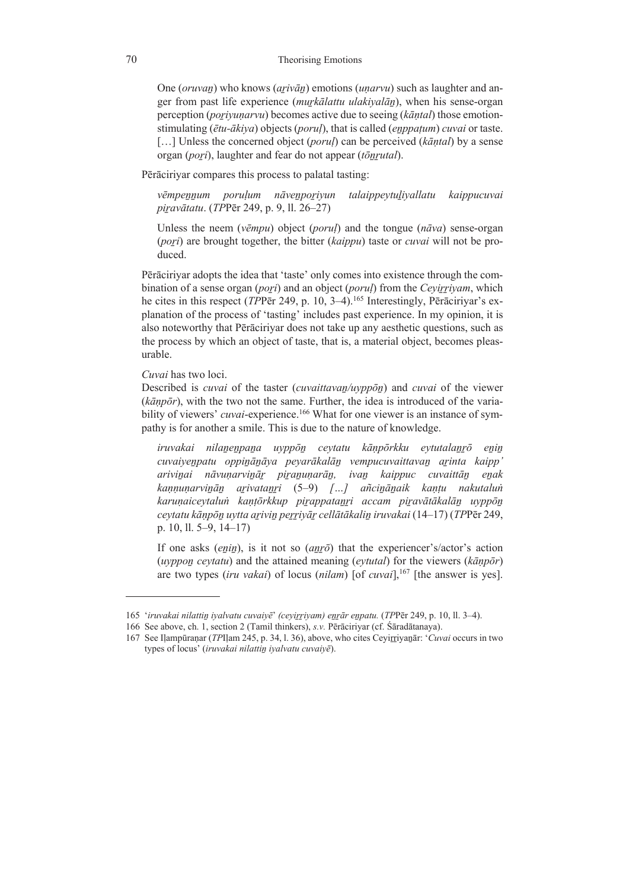One (*oruvaṉ*) who knows (*aṟivāṉ*) emotions (*uṇarvu*) such as laughter and anger from past life experience (*muṟkālattu ulakiyalāṉ*), when his sense-organ perception (*poṟiyuṇarvu*) becomes active due to seeing (*kāṇtal*) those emotion-stimulating (*ētu-ākiya*) objects (*poruḷ*), that is called (*eṉppaṭum*) *cuvai* or taste. […] Unless the concerned object (*poruḷ*) can be perceived (*kāṇtal*) by a sense organ (*poṟi*), laughter and fear do not appear (*tōṉṟutal*).

Pērāciriyar compares this process to palatal tasting:

> *vēmpeṉṉum poruḷum nāveṉpoṟiyun talaippeytuḻiyallatu kaippucuvai piṟavātatu*. (*TP*Pēr 249, p. 9, ll. 26–27)
>
> Unless the neem (*vēmpu*) object (*poruḷ*) and the tongue (*nāva*) sense-organ (*poṟi*) are brought together, the bitter (*kaippu*) taste or *cuvai* will not be produced.

Pērāciriyar adopts the idea that 'taste' only comes into existence through the combination of a sense organ (*poṟi*) and an object (*poruḷ*) from the *Ceyiṟṟiyam*, which he cites in this respect (*TP*Pēr 249, p. 10, 3–4).[165] Interestingly, Pērāciriyar's explanation of the process of 'tasting' includes past experience. In my opinion, it is also noteworthy that Pērāciriyar does not take up any aesthetic questions, such as the process by which an object of taste, that is, a material object, becomes pleasurable.

*Cuvai* has two loci.

Described is *cuvai* of the taster (*cuvaittavaṉ/uyppōṉ*) and *cuvai* of the viewer (*kāṇpōr*), with the two not the same. Further, the idea is introduced of the variability of viewers' *cuvai*-experience.[166] What for one viewer is an instance of sympathy is for another a smile. This is due to the nature of knowledge.

> *iruvakai nilaṉeṉpaṉa uyppōṉ ceytatu kāṇpōrkku eytutalaṉṟō eṉiṉ cuvaiyeṉpatu oppiṉāṉāya peyarākalāṉ vempucuvaittavaṉ aṟinta kaipp' ariviṉai nāvuṇarviṉāṟ piṟaṉuṇarāṉ, ivaṉ kaippuc cuvaittāṉ eṉak kaṇṇuṇarviṉāṉ aṟivataṉṟi* (5–9) *[…] añciṉāṉaik kaṇṭu nakutaluṅ karuṇaiceytaluṅ kaṇṭōrkkup piṟappataṉṟi accam piṟavātākalāṉ uyppōṉ ceytatu kāṇpōṉ uytta aṟiviṉ peṟṟiyāṟ cellātākaliṉ iruvakai* (14–17) (*TP*Pēr 249, p. 10, ll. 5–9, 14–17)
>
> If one asks (*eṉiṉ*), is it not so (*aṉṟō*) that the experiencer's/actor's action (*uyppoṉ ceytatu*) and the attained meaning (*eytutal*) for the viewers (*kāṇpōr*) are two types (*iru vakai*) of locus (*nilam*) [of *cuvai*],[167] [the answer is yes].

---

165 '*iruvakai nilattiṉ iyalvatu cuvaiyē*' *(ceyiṟṟiyam) eṉṟār eṉpatu.* (*TP*Pēr 249, p. 10, ll. 3–4).

166 See above, ch. 1, section 2 (Tamil thinkers), *s.v.* Pērāciriyar (cf. Śāradātanaya).

167 See Iḷampūraṇar (*TP*Iḷam 245, p. 34, l. 36), above, who cites Ceyiṟṟiyaṉār: '*Cuvai* occurs in two types of locus' (*iruvakai nilattiṉ iyalvatu cuvaiyē*).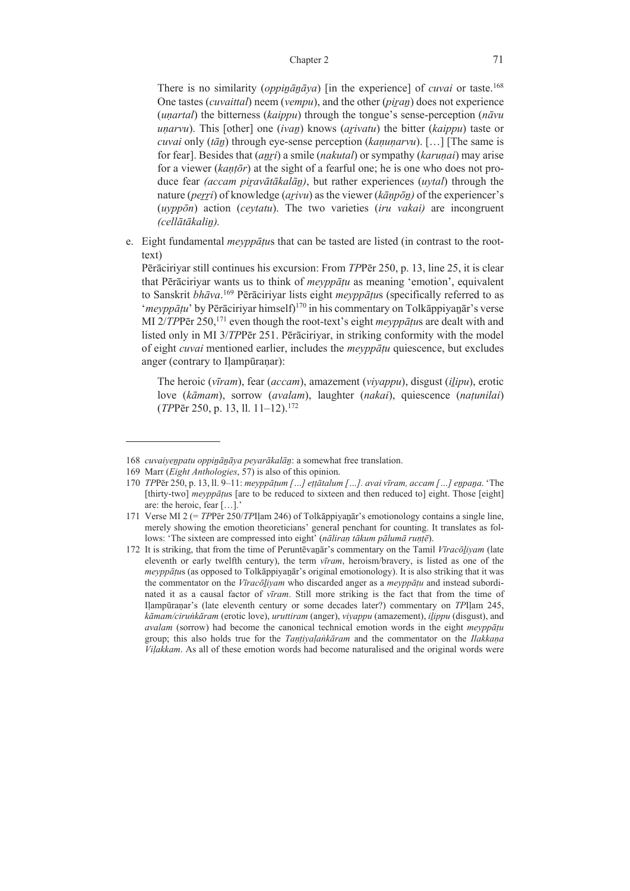There is no similarity (*oppiṉāṉāya*) [in the experience] of *cuvai* or taste.[168] One tastes (*cuvaittal*) neem (*vempu*), and the other (*piṟaṉ*) does not experience (*uṇartal*) the bitterness (*kaippu*) through the tongue's sense-perception (*nāvu uṇarvu*). This [other] one (*ivaṉ*) knows (*aṟivatu*) the bitter (*kaippu*) taste or *cuvai* only (*tāṉ*) through eye-sense perception (*kaṇuṇarvu*). […] [The same is for fear]. Besides that (*aṉṟi*) a smile (*nakutal*) or sympathy (*karuṇai*) may arise for a viewer (*kaṇṭōr*) at the sight of a fearful one; he is one who does not produce fear *(accam piṟavātākalāṉ)*, but rather experiences (*uytal*) through the nature (*peṟṟi*) of knowledge (*aṟivu*) as the viewer (*kāṇpōṉ)* of the experiencer's (*uyppōn*) action (*ceytatu*). The two varieties (*iru vakai)* are incongruent *(cellātākaliṉ).*

e. Eight fundamental *meyppāṭu*s that can be tasted are listed (in contrast to the root-text)

Pērāciriyar still continues his excursion: From *TP*Pēr 250, p. 13, line 25, it is clear that Pērāciriyar wants us to think of *meyppāṭu* as meaning 'emotion', equivalent to Sanskrit *bhāva*.[169] Pērāciriyar lists eight *meyppāṭu*s (specifically referred to as '*meyppāṭu*' by Pērāciriyar himself)[170] in his commentary on Tolkāppiyaṉār's verse MI 2/*TP*Pēr 250,[171] even though the root-text's eight *meyppāṭu*s are dealt with and listed only in MI 3/*TP*Pēr 251. Pērāciriyar, in striking conformity with the model of eight *cuvai* mentioned earlier, includes the *meyppāṭu* quiescence, but excludes anger (contrary to Iḷampūraṇar):

The heroic (*vīram*), fear (*accam*), amazement (*viyappu*), disgust (*iḻipu*), erotic love (*kāmam*), sorrow (*avalam*), laughter (*nakai*), quiescence (*naṭunilai*) (*TP*Pēr 250, p. 13, ll. 11–12).[172]

---

168 *cuvaiyeṉpatu oppiṉāṉāya peyarākalāṉ*: a somewhat free translation.

169 Marr (*Eight Anthologies*, 57) is also of this opinion.

170 *TP*Pēr 250, p. 13, ll. 9–11: *meyppāṭum […] eṭṭātalum […]. avai vīram, accam […] eṉpaṉa*. 'The [thirty-two] *meyppāṭu*s [are to be reduced to sixteen and then reduced to] eight. Those [eight] are: the heroic, fear […].'

171 Verse MI 2 (= *TP*Pēr 250/*TP*Iḷam 246) of Tolkāppiyaṉār's emotionology contains a single line, merely showing the emotion theoreticians' general penchant for counting. It translates as follows: 'The sixteen are compressed into eight' (*nāliraṇ tākum pālumā ruṇṭē*).

172 It is striking, that from the time of Peruntēvaṉār's commentary on the Tamil *Vīracōḻiyam* (late eleventh or early twelfth century), the term *vīram*, heroism/bravery, is listed as one of the *meyppāṭu*s (as opposed to Tolkāppiyaṉār's original emotionology). It is also striking that it was the commentator on the *Vīracōḻiyam* who discarded anger as a *meyppāṭu* and instead subordinated it as a causal factor of *vīram*. Still more striking is the fact that from the time of Iḷampūraṇar's (late eleventh century or some decades later?) commentary on *TP*Iḷam 245, *kāmam/ciruṅkāram* (erotic love), *uruttiram* (anger), *viyappu* (amazement), *iḻippu* (disgust), and *avalam* (sorrow) had become the canonical technical emotion words in the eight *meyppāṭu* group; this also holds true for the *Taṇṭiyalaṅkāram* and the commentator on the *Ilakkaṇa Viḷakkam*. As all of these emotion words had become naturalised and the original words were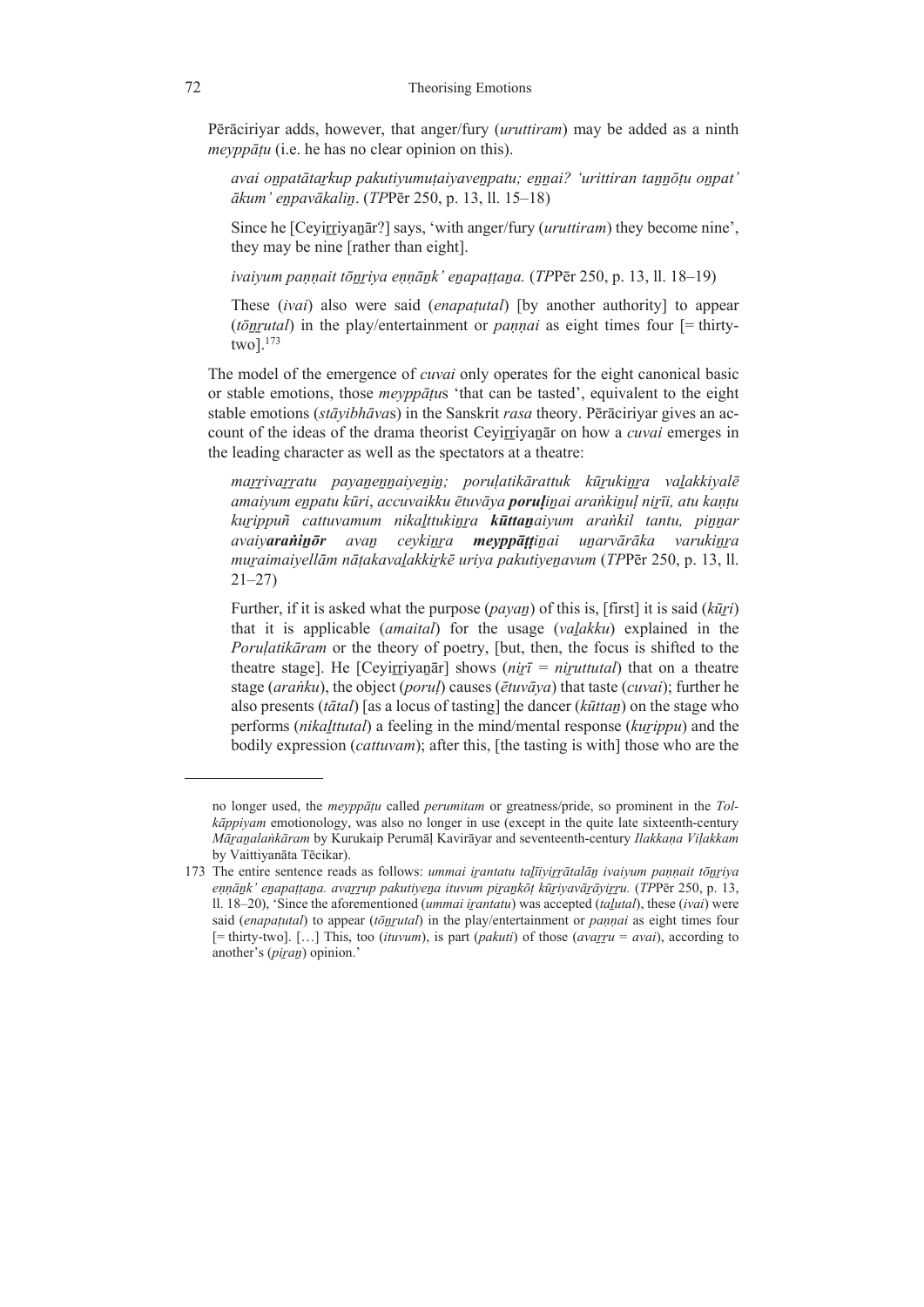Pērāciriyar adds, however, that anger/fury (*uruttiram*) may be added as a ninth *meyppāṭu* (i.e. he has no clear opinion on this).

> *avai oṉpatātaṟkup pakutiyumuṭaiyaveṉpatu; eṉṉai? 'urittiran taṉṉōṭu oṉpat' ākum' eṉpavākaliṉ*. (*TP*Pēr 250, p. 13, ll. 15–18)
>
> Since he [Ceyiṟṟiyaṉār?] says, 'with anger/fury (*uruttiram*) they become nine', they may be nine [rather than eight].
>
> *ivaiyum paṇṇait tōṉṟiya eṇṇāṉk' eṉapaṭṭaṉa.* (*TP*Pēr 250, p. 13, ll. 18–19)
>
> These (*ivai*) also were said (*enapaṭutal*) [by another authority] to appear (*tōṉṟutal*) in the play/entertainment or *paṇṇai* as eight times four [= thirty-two].[173]

The model of the emergence of *cuvai* only operates for the eight canonical basic or stable emotions, those *meyppāṭu*s 'that can be tasted', equivalent to the eight stable emotions (*stāyibhāva*s) in the Sanskrit *rasa* theory. Pērāciriyar gives an account of the ideas of the drama theorist Ceyiṟṟiyaṉār on how a *cuvai* emerges in the leading character as well as the spectators at a theatre:

> *maṟṟivaṟṟatu payaṉeṉṉaiyeṉiṉ; poruḷatikārattuk kūṟukiṉṟa vaḻakkiyalē amaiyum eṉpatu kūṟi, accuvaikku ētuvāya **poruḷi**ṉai araṅkiṉuḷ niṟīi, atu kaṇṭu kuṟippuñ cattuvamum nikaḻttukiṉṟa **kūttaṉ**aiyum araṅkil tantu, piṉṉar avaiy**araṅkiṉōr** avaṉ ceykiṉṟa **meyppāṭṭi**ṉai uṉarvāraka varukiṉṟa muṟaimaiyellām nāṭakavaḻakkiṟkē uriya pakutiyeṉavum* (*TP*Pēr 250, p. 13, ll. 21–27)
>
> Further, if it is asked what the purpose (*payaṉ*) of this is, [first] it is said (*kūṟi*) that it is applicable (*amaital*) for the usage (*vaḻakku*) explained in the *Poruḷatikāram* or the theory of poetry, [but, then, the focus is shifted to the theatre stage]. He [Ceyiṟṟiyaṉār] shows (*niṟī* = *niṟuttutal*) that on a theatre stage (*araṅku*), the object (*poruḷ*) causes (*ētuvāya*) that taste (*cuvai*); further he also presents (*tātal*) [as a locus of tasting] the dancer (*kūttaṉ*) on the stage who performs (*nikaḻttutal*) a feeling in the mind/mental response (*kuṟippu*) and the bodily expression (*cattuvam*); after this, [the tasting is with] those who are the

---

no longer used, the *meyppāṭu* called *perumitam* or greatness/pride, so prominent in the *Tolkāppiyam* emotionology, was also no longer in use (except in the quite late sixteenth-century *Māṟaṉalaṅkāram* by Kurukaip Perumāḷ Kavirāyar and seventeenth-century *Ilakkaṇa Viḷakkam* by Vaittiyanāta Tēcikar).

173 The entire sentence reads as follows: *ummai iṟantatu taḻīiyiṟṟātalāṉ ivaiyum paṇṇait tōṉṟiya eṇṇāṉk' eṉapaṭṭaṉa. avaṟṟup pakutiyeṉa ituvum piṟaṉkōṭ kūṟiyavāṟāyiṟṟu.* (*TP*Pēr 250, p. 13, ll. 18–20), 'Since the aforementioned (*ummai iṟantatu*) was accepted (*taḻutal*), these (*ivai*) were said (*enapaṭutal*) to appear (*tōṉṟutal*) in the play/entertainment or *paṇṇai* as eight times four [= thirty-two]. […] This, too (*ituvum*), is part (*pakuti*) of those (*avaṟṟu* = *avai*), according to another's (*piṟaṉ*) opinion.'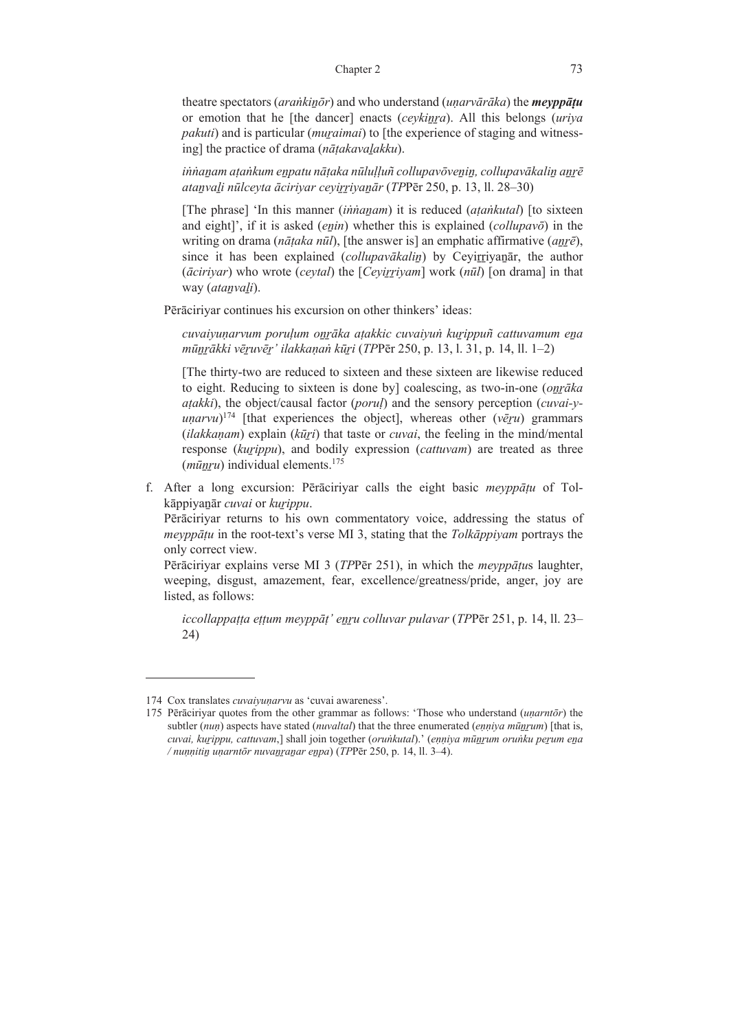theatre spectators (*araṅkiṉōr*) and who understand (*uṇarvārāka*) the ***meyppāṭu*** or emotion that he [the dancer] enacts (*ceykiṉṟa*). All this belongs (*uriya pakuti*) and is particular (*muṟaimai*) to [the experience of staging and witnessing] the practice of drama (*nāṭakavaḻakku*).

> *iṅṅaṉam aṭaṅkum eṉpatu nāṭaka nūluḷḷuñ collupavōveṉiṉ, collupavākaliṉ aṉṟē ataṉvaḻi nūlceyta āciriyar ceyiṟṟiyaṉār* (*TP*Pēr 250, p. 13, ll. 28–30)

> [The phrase] 'In this manner (*iṅṅaṉam*) it is reduced (*aṭaṅkutal*) [to sixteen and eight]', if it is asked (*eṉin*) whether this is explained (*collupavō*) in the writing on drama (*nāṭaka nūl*), [the answer is] an emphatic affirmative (*aṉṟē*), since it has been explained (*collupavākaliṉ*) by Ceyiṟṟiyaṉār, the author (*āciriyar*) who wrote (*ceytal*) the [*Ceyiṟṟiyam*] work (*nūl*) [on drama] in that way (*ataṉvaḻi*).

Pērāciriyar continues his excursion on other thinkers' ideas:

> *cuvaiyuṇarvum poruḷum oṉṟāka aṭakkic cuvaiyuṅ kuṟippuñ cattuvamum eṉa mūṉṟākki vēṟuvēṟ' ilakkaṇaṅ kūṟi* (*TP*Pēr 250, p. 13, l. 31, p. 14, ll. 1–2)

> [The thirty-two are reduced to sixteen and these sixteen are likewise reduced to eight. Reducing to sixteen is done by] coalescing, as two-in-one (*oṉṟāka aṭakki*), the object/causal factor (*poruḷ*) and the sensory perception (*cuvai-y-uṇarvu*)[174] [that experiences the object], whereas other (*vēṟu*) grammars (*ilakkaṇam*) explain (*kūṟi*) that taste or *cuvai*, the feeling in the mind/mental response (*kuṟippu*), and bodily expression (*cattuvam*) are treated as three (*mūṉṟu*) individual elements.[175]

f. After a long excursion: Pērāciriyar calls the eight basic *meyppāṭu* of Tolkāppiyaṉār *cuvai* or *kuṟippu*.
 Pērāciriyar returns to his own commentatory voice, addressing the status of *meyppāṭu* in the root-text's verse MI 3, stating that the *Tolkāppiyam* portrays the only correct view.
 Pērāciriyar explains verse MI 3 (*TP*Pēr 251), in which the *meyppāṭu*s laughter, weeping, disgust, amazement, fear, excellence/greatness/pride, anger, joy are listed, as follows:

> *iccollappaṭṭa eṭṭum meyppāṭ' eṉṟu colluvar pulavar* (*TP*Pēr 251, p. 14, ll. 23–24)

---

174 Cox translates *cuvaiyuṇarvu* as 'cuvai awareness'.

175 Pērāciriyar quotes from the other grammar as follows: 'Those who understand (*uṇarntōr*) the subtler (*nuṇ*) aspects have stated (*nuvaltal*) that the three enumerated (*eṇṇiya mūṉṟum*) [that is, *cuvai, kuṟippu, cattuvam*,] shall join together (*oruṅkutal*).' (*eṇṇiya mūṉṟum oruṅku peṟum eṉa / nuṇṇitiṉ uṇarntōr nuvaṉṟaṉar eṉpa*) (*TP*Pēr 250, p. 14, ll. 3–4).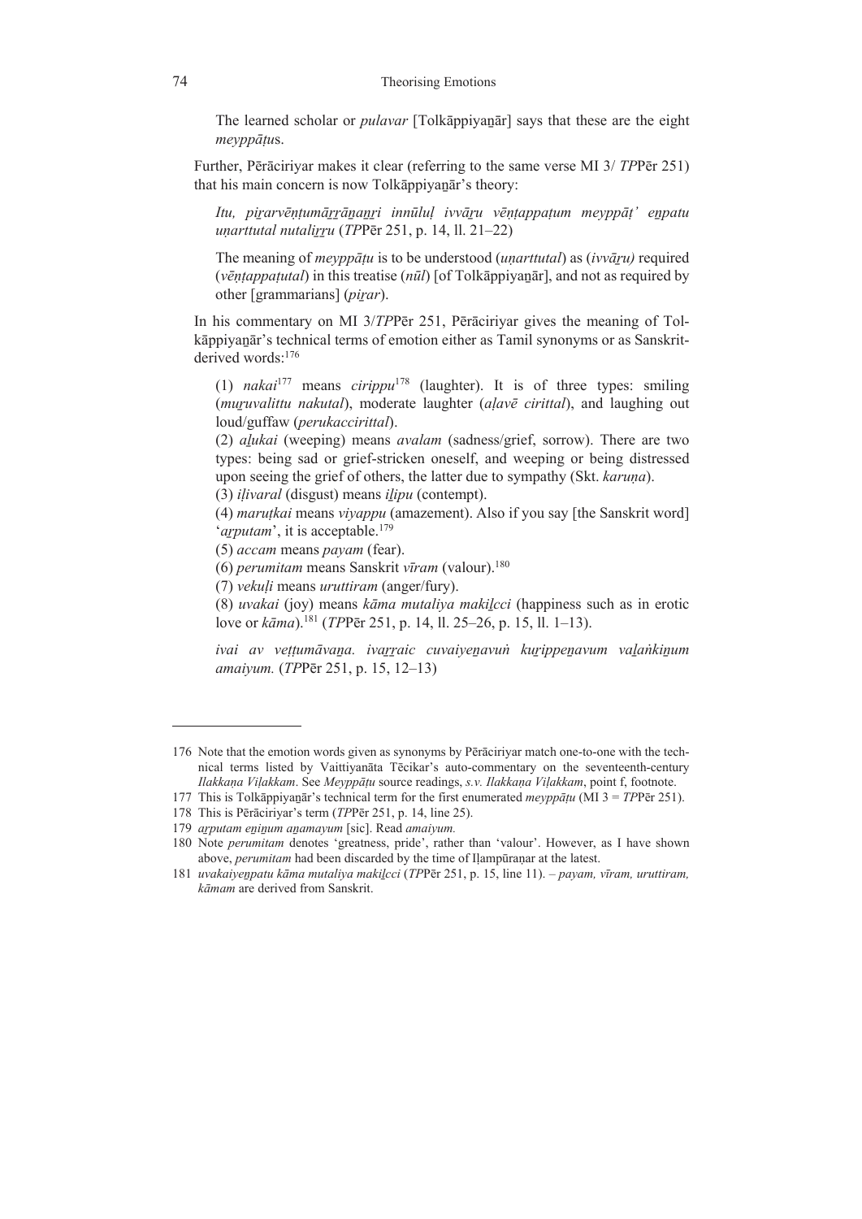The learned scholar or *pulavar* [Tolkāppiyaṉār] says that these are the eight *meyppāṭu*s.

Further, Pērāciriyar makes it clear (referring to the same verse MI 3/ *TP*Pēr 251) that his main concern is now Tolkāppiyaṉār's theory:

> *Itu, piṟarvēṇṭumāṟṟāṉaṉṟi innūluḷ ivvāṟu vēṇṭappaṭum meyppāṭ' eṉpatu uṇarttutal nutaliṟṟu* (*TP*Pēr 251, p. 14, ll. 21–22)
>
> The meaning of *meyppāṭu* is to be understood (*uṇarttutal*) as (*ivvāṟu)* required (*vēṇṭappaṭutal*) in this treatise (*nūl*) [of Tolkāppiyaṉār], and not as required by other [grammarians] (*piṟar*).

In his commentary on MI 3/*TP*Pēr 251, Pērāciriyar gives the meaning of Tolkāppiyaṉār's technical terms of emotion either as Tamil synonyms or as Sanskrit-derived words:[176]

> (1) *nakai*[177] means *cirippu*[178] (laughter). It is of three types: smiling (*muṟuvalittu nakutal*), moderate laughter (*aḷavē cirittal*), and laughing out loud/guffaw (*perukaccirittal*).
>
> (2) *aḻukai* (weeping) means *avalam* (sadness/grief, sorrow). There are two types: being sad or grief-stricken oneself, and weeping or being distressed upon seeing the grief of others, the latter due to sympathy (Skt. *karuṇa*).
>
> (3) *iḷivaral* (disgust) means *iḻipu* (contempt).
>
> (4) *maruṭkai* means *viyappu* (amazement). Also if you say [the Sanskrit word] '*aṟputam*', it is acceptable.[179]
>
> (5) *accam* means *payam* (fear).
>
> (6) *perumitam* means Sanskrit *vīram* (valour).[180]
>
> (7) *vekuḷi* means *uruttiram* (anger/fury).
>
> (8) *uvakai* (joy) means *kāma mutaliya makiḻcci* (happiness such as in erotic love or *kāma*).[181] (*TP*Pēr 251, p. 14, ll. 25–26, p. 15, ll. 1–13).
>
> *ivai av veṭṭumāvaṉa. ivaṟṟaic cuvaiyeṉavuṅ kuṟippeṉavum vaḻaṅkiṉum amaiyum.* (*TP*Pēr 251, p. 15, 12–13)

---

176 Note that the emotion words given as synonyms by Pērāciriyar match one-to-one with the technical terms listed by Vaittiyanāta Tēcikar's auto-commentary on the seventeenth-century *Ilakkaṇa Viḷakkam*. See *Meyppāṭu* source readings, *s.v. Ilakkaṇa Viḷakkam*, point f, footnote.

177 This is Tolkāppiyaṉār's technical term for the first enumerated *meyppāṭu* (MI 3 = *TP*Pēr 251).

178 This is Pērāciriyar's term (*TP*Pēr 251, p. 14, line 25).

179 *aṟputam eṉiṉum aṉamayum* [sic]. Read *amaiyum.*

180 Note *perumitam* denotes 'greatness, pride', rather than 'valour'. However, as I have shown above, *perumitam* had been discarded by the time of Iḷampūraṇar at the latest.

181 *uvakaiyeṉpatu kāma mutaliya makiḻcci* (*TP*Pēr 251, p. 15, line 11). – *payam, vīram, uruttiram, kāmam* are derived from Sanskrit.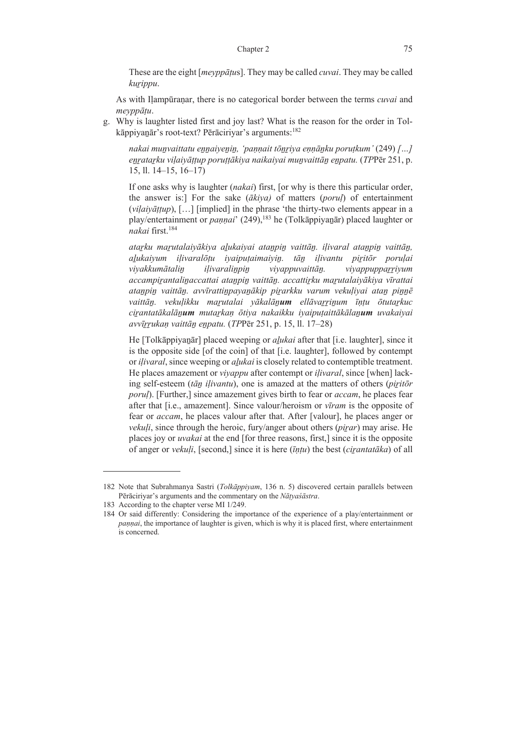These are the eight [*meyppāṭu*s]. They may be called *cuvai*. They may be called *kuṟippu*.

As with Iḷampūraṇar, there is no categorical border between the terms *cuvai* and *meyppāṭu*.

g. Why is laughter listed first and joy last? What is the reason for the order in Tolkāppiyaṉār's root-text? Pērāciriyar's arguments:[182]

   *nakai muṉvaittatu eṉṉaiyeṉiṉ, 'paṇṇait tōṉṟiya eṇṇāṉku poruṭkum'* (249) *[…] eṉṟataṟku viḷaiyāṭṭup poruṭṭākiya naikaiyai muṉvaittāṉ eṉpatu.* (*TP*Pēr 251, p. 15, ll. 14–15, 16–17)

   If one asks why is laughter (*nakai*) first, [or why is there this particular order, the answer is:] For the sake (*ākiya)* of matters (*poruḷ*) of entertainment (*viḷaiyāṭṭup*), […] [implied] in the phrase 'the thirty-two elements appear in a play/entertainment or *paṇṇai*' (249),[183] he (Tolkāppiyaṉār) placed laughter or *nakai* first.[184]

   *ataṟku maṟutalaiyākiya aḻukaiyai ataṉpiṉ vaittāṉ. iḷivaral ataṉpiṉ vaittāṉ, aḻukaiyum iḷivaralōṭu iyaipuṭaimaiyiṉ. tāṉ iḷivantu piṟitōr poruḷai viyakkumātaliṉ iḷivaraliṉpiṉ viyappuvaittāṉ. viyappuppaṟṟiyum accampiṟantaliṉaccattai ataṉpiṉ vaittāṉ. accattiṟku maṟutalaiyākiya vīrattai ataṉpiṉ vaittāṉ. avvīrattiṉpayaṉākip piṟarkku varum vekuḷiyai ataṉ piṉṉē vaittāṉ. vekuḷikku maṟutalai yākalāṉ**um** ellāvaṟṟiṉum īṇṭu ōtutaṟkuc ciṟantatākalāṉ**um** mutaṟkaṇ ōtiya nakaikku iyaipuṭaittākālaṉ**um** uvakaiyai avvīṟṟukaṇ vaittāṉ eṉpatu.* (*TP*Pēr 251, p. 15, ll. 17–28)

   He [Tolkāppiyaṉār] placed weeping or *aḻukai* after that [i.e. laughter], since it is the opposite side [of the coin] of that [i.e. laughter], followed by contempt or *iḷivaral*, since weeping or *aḻukai* is closely related to contemptible treatment. He places amazement or *viyappu* after contempt or *iḷivaral*, since [when] lacking self-esteem (*tāṉ iḷivantu*), one is amazed at the matters of others (*piṟitōr poruḷ*). [Further,] since amazement gives birth to fear or *accam*, he places fear after that [i.e., amazement]. Since valour/heroism or *vīram* is the opposite of fear or *accam*, he places valour after that. After [valour], he places anger or *vekuḷi*, since through the heroic, fury/anger about others (*piṟar*) may arise. He places joy or *uvakai* at the end [for three reasons, first,] since it is the opposite of anger or *vekuḷi*, [second,] since it is here (*īṇṭu*) the best (*ciṟantatāka*) of all

---

182 Note that Subrahmanya Sastri (*Tolkāppiyam*, 136 n. 5) discovered certain parallels between Pērāciriyar's arguments and the commentary on the *Nāṭyaśāstra*.

183 According to the chapter verse MI 1/249.

184 Or said differently: Considering the importance of the experience of a play/entertainment or *paṇṇai*, the importance of laughter is given, which is why it is placed first, where entertainment is concerned.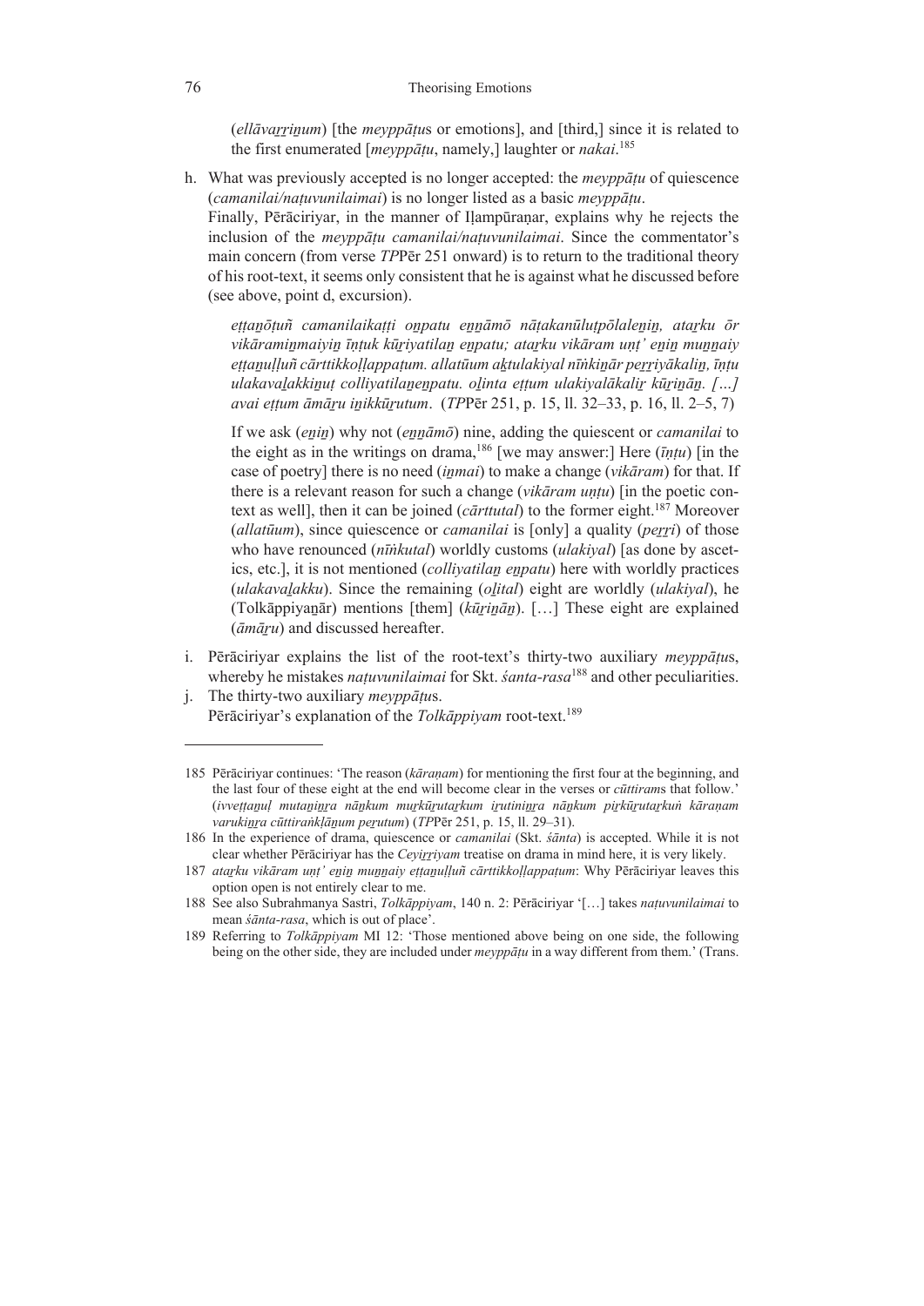(*ellāvaṟṟiṉum*) [the *meyppāṭu*s or emotions], and [third,] since it is related to the first enumerated [*meyppāṭu*, namely,] laughter or *nakai*.[185]

h. What was previously accepted is no longer accepted: the *meyppāṭu* of quiescence (*camanilai/naṭuvunilaimai*) is no longer listed as a basic *meyppāṭu*.
   Finally, Pērāciriyar, in the manner of Iḷampūraṇar, explains why he rejects the inclusion of the *meyppāṭu camanilai/naṭuvunilaimai*. Since the commentator's main concern (from verse *TP*Pēr 251 onward) is to return to the traditional theory of his root-text, it seems only consistent that he is against what he discussed before (see above, point d, excursion).

   *eṭṭaṉōṭuñ camanilaikaṭṭi oṉpatu eṉṉāmō nāṭakanūluṭpōlaleṉiṉ, ataṟku ōr vikāramiṉmaiyiṉ īṇṭuk kūṟiyatilaṉ eṉpatu; ataṟku vikāram uṇṭ' eṉiṉ muṉṉaiy eṭṭaṉuḷḷuñ cārttikkoḷḷappaṭum. allatūum aḵtulakiyal nīṅkiṉār peṟṟiyākaliṉ, īṇṭu ulakavaḻakkiṉuṭ colliyatilaṉeṉpatu. oḻinta eṭṭum ulakiyalākaliṟ kūṟiṉāṉ. […] avai eṭṭum āmāṟu iṉikkūṟutum*. (*TP*Pēr 251, p. 15, ll. 32–33, p. 16, ll. 2–5, 7)

   If we ask (*eṉiṉ*) why not (*eṉṉāmō*) nine, adding the quiescent or *camanilai* to the eight as in the writings on drama,[186] [we may answer:] Here (*īṇṭu*) [in the case of poetry] there is no need (*iṉmai*) to make a change (*vikāram*) for that. If there is a relevant reason for such a change (*vikāram uṇṭu*) [in the poetic context as well], then it can be joined (*cārttutal*) to the former eight.[187] Moreover (*allatūum*), since quiescence or *camanilai* is [only] a quality (*peṟṟi*) of those who have renounced (*nīṅkutal*) worldly customs (*ulakiyal*) [as done by ascetics, etc.], it is not mentioned (*colliyatilaṉ eṉpatu*) here with worldly practices (*ulakavaḻakku*). Since the remaining (*oḻital*) eight are worldly (*ulakiyal*), he (Tolkāppiyaṉār) mentions [them] (*kūṟiṉāṉ*). […] These eight are explained (*āmāṟu*) and discussed hereafter.

i. Pērāciriyar explains the list of the root-text's thirty-two auxiliary *meyppāṭu*s, whereby he mistakes *naṭuvunilaimai* for Skt. *śanta-rasa*[188] and other peculiarities.

j. The thirty-two auxiliary *meyppāṭu*s.
   Pērāciriyar's explanation of the *Tolkāppiyam* root-text.[189]

---

185 Pērāciriyar continues: 'The reason (*kāraṇam*) for mentioning the first four at the beginning, and the last four of these eight at the end will become clear in the verses or *cūttiram*s that follow.' (*ivveṭṭaṉuḷ mutaṉiṉṟa nāṉkum muṟkūṟutaṟkum iṟutiniṉṟa nāṉkum piṟkūṟutaṟkuṅ kāraṇam varukiṉṟa cūttiraṅkḷāṉum peṟutum*) (*TP*Pēr 251, p. 15, ll. 29–31).

186 In the experience of drama, quiescence or *camanilai* (Skt. *śānta*) is accepted. While it is not clear whether Pērāciriyar has the *Ceyiṟṟiyam* treatise on drama in mind here, it is very likely.

187 *ataṟku vikāram uṇṭ' eṉiṉ muṉṉaiy eṭṭaṉuḷḷuñ cārttikkoḷḷappaṭum*: Why Pērāciriyar leaves this option open is not entirely clear to me.

188 See also Subrahmanya Sastri, *Tolkāppiyam*, 140 n. 2: Pērāciriyar '[…] takes *naṭuvunilaimai* to mean *śānta-rasa*, which is out of place'.

189 Referring to *Tolkāppiyam* MI 12: 'Those mentioned above being on one side, the following being on the other side, they are included under *meyppāṭu* in a way different from them.' (Trans.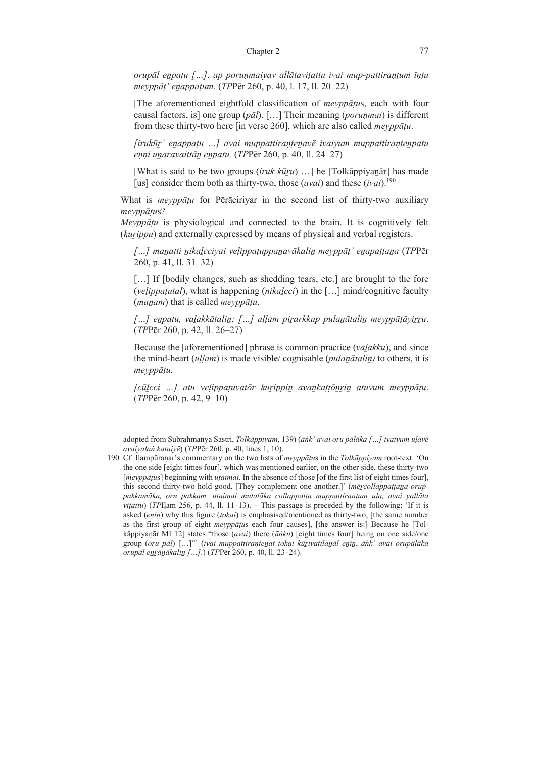*orupāl eṉpatu […]. ap poruṇmaiyav allātaviṭattu ivai mup-pattiraṇṭum īṇṭu meyppāṭ' eṉappaṭum.* (*TP*Pēr 260, p. 40, l. 17, ll. 20–22)

[The aforementioned eightfold classification of *meyppāṭu*s, each with four causal factors, is] one group (*pāl*). […] Their meaning (*poruṇmai*) is different from these thirty-two here [in verse 260], which are also called *meyppāṭu*.

*[irukūṟ' eṉappaṭu …] avai muppattiraṇṭeṉavē ivaiyum muppattiraṇṭeṉpatu eṇṇi uṉaravaittāṉ eṉpatu.* (*TP*Pēr 260, p. 40, ll. 24–27)

[What is said to be two groups (*iruk kūṟu*) …] he [Tolkāppiyaṉār] has made [us] consider them both as thirty-two, those (*avai*) and these (*ivai*).[190]

What is *meyppāṭu* for Pērāciriyar in the second list of thirty-two auxiliary *meyppāṭu*s?

*Meyppāṭu* is physiological and connected to the brain. It is cognitively felt (*kuṟippu*) and externally expressed by means of physical and verbal registers.

*[…] maṉatti ṉikaḻcciyai veḷippaṭuppaṉavākaliṉ meyppāṭ' eṉapaṭṭaṉa* (*TP*Pēr 260, p. 41, ll. 31–32)

[…] If [bodily changes, such as shedding tears, etc.] are brought to the fore (*veḷippaṭutal*), what is happening (*nikaḻcci*) in the […] mind/cognitive faculty (*maṉam*) that is called *meyppāṭu*.

*[…] eṉpatu, vaḻakkātaliṉ; […] uḷḷam piṟarkkup pulaṉātaliṉ meyppāṭāyiṟṟu*. (*TP*Pēr 260, p. 42, ll. 26–27)

Because the [aforementioned] phrase is common practice (*vaḻakku*), and since the mind-heart (*uḷḷam*) is made visible/ cognisable (*pulaṉātaliṉ)* to others, it is *meyppāṭu.*

*[cūḻcci …] atu veḷippaṭuvatōr kuṟippiṉ avaṉkaṭṭōṉṟiṉ atuvum meyppāṭu*. (*TP*Pēr 260, p. 42, 9–10)

---

adopted from Subrahmanya Sastri, *Tolkāppiyam*, 139) (*āṅk' avai oru pālāka […] ivaiyum uḷavē avaiyalaṅ kaṭaiyē*) (*TP*Pēr 260, p. 40, lines 1, 10).

190 Cf. Iḷampūraṇar's commentary on the two lists of *meyppāṭu*s in the *Tolkāppiyam* root-text: 'On the one side [eight times four], which was mentioned earlier, on the other side, these thirty-two [*meyppāṭu*s] beginning with *uṭaimai*. In the absence of those [of the first list of eight times four], this second thirty-two hold good. [They complement one another.]' (*mēṟcollappaṭṭaṉa orup-pakkamāka, oru pakkam, uṭaimai mutalāka collappaṭṭa muppattiraṇṭum uḷa, avai yallāta viṭattu*) (*TP*Iḷam 256, p. 44, ll. 11–13). – This passage is preceded by the following: 'If it is asked (*eṉiṉ*) why this figure (*tokai*) is emphasised/mentioned as thirty-two, [the same number as the first group of eight *meyppāṭu*s each four causes], [the answer is:] Because he [Tol-kāppiyaṉār MI 12] states "those (*avai*) there (*āṅku*) [eight times four] being on one side/one group (*oru pāl*) […]"' (*ivai muppattiraṇṭeṉat tokai kūṟiyatilaṉāl eṉiṉ, āṅk' avai orupālāka orupāl eṉṟāṉākaliṉ […]*.) (*TP*Pēr 260, p. 40, ll. 23–24).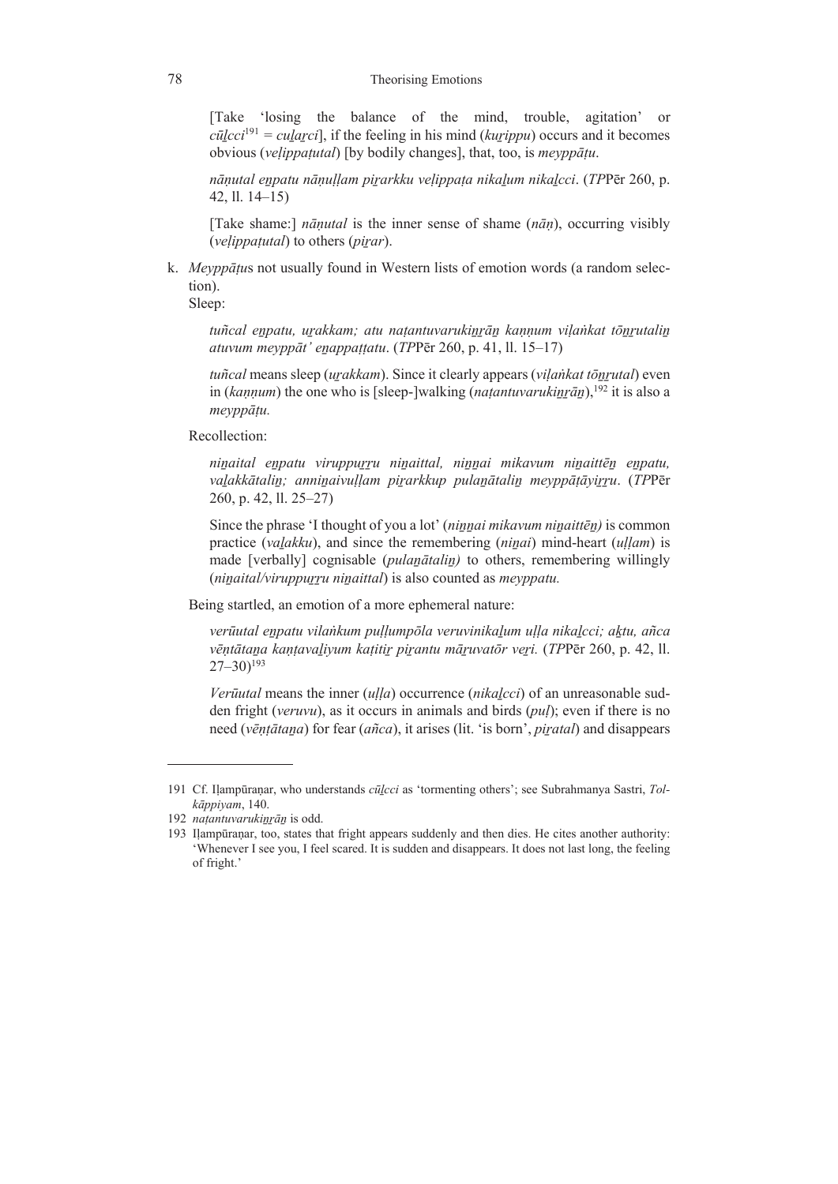[Take 'losing the balance of the mind, trouble, agitation' or *cūḻcci*[191] = *cuḻaṟci*], if the feeling in his mind (*kuṟippu*) occurs and it becomes obvious (*veḷippaṭutal*) [by bodily changes], that, too, is *meyppāṭu*.

*nāṇutal eṉpatu nāṇuḷḷam piṟarkku veḷippaṭa nikaḻum nikaḻcci*. (*TP*Pēr 260, p. 42, ll. 14–15)

[Take shame:] *nāṇutal* is the inner sense of shame (*nāṇ*), occurring visibly (*veḷippaṭutal*) to others (*piṟar*).

k. *Meyppāṭu*s not usually found in Western lists of emotion words (a random selection).

Sleep:

*tuñcal eṉpatu, uṟakkam; atu naṭantuvarukiṉṟāṉ kaṇṇum viḷaṅkat tōṉṟutaliṉ atuvum meyppāṭ' eṉappaṭṭatu*. (*TP*Pēr 260, p. 41, ll. 15–17)

*tuñcal* means sleep (*uṟakkam*). Since it clearly appears (*viḷaṅkat tōṉṟutal*) even in (*kaṇṇum*) the one who is [sleep-]walking (*naṭantuvarukiṉṟāṉ*),[192] it is also a *meyppāṭu.*

Recollection:

*niṉaital eṉpatu viruppuṟṟu niṉaittal, niṉṉai mikavum niṉaittēṉ eṉpatu, vaḻakkātaliṉ; anniṉaivuḷḷam piṟarkkup pulaṉātaliṉ meyppāṭāyiṟṟu*. (*TP*Pēr 260, p. 42, ll. 25–27)

Since the phrase 'I thought of you a lot' (*niṉṉai mikavum niṉaittēṉ)* is common practice (*vaḻakku*), and since the remembering (*niṉai*) mind-heart (*uḷḷam*) is made [verbally] cognisable (*pulaṉātaliṉ)* to others, remembering willingly (*niṉaital/viruppuṟṟu niṉaittal*) is also counted as *meyppatu.*

Being startled, an emotion of a more ephemeral nature:

*verūutal eṉpatu vilaṅkum puḷḷumpōla veruvinikaḻum uḷḷa nikaḻcci; aḵtu, añca vēṇṭātaṉa kaṇṭavaḻiyum kaṭitiṟ piṟantu māṟuvatōr veṟi.* (*TP*Pēr 260, p. 42, ll. 27–30)[193]

*Verūutal* means the inner (*uḷḷa*) occurrence (*nikaḻcci*) of an unreasonable sudden fright (*veruvu*), as it occurs in animals and birds (*puḷ*); even if there is no need (*vēṇṭātaṉa*) for fear (*añca*), it arises (lit. 'is born', *piṟatal*) and disappears

---

191 Cf. Iḷampūraṇar, who understands *cūḻcci* as 'tormenting others'; see Subrahmanya Sastri, *Tolkāppiyam*, 140.

192 *naṭantuvarukiṉṟāṉ* is odd.

193 Iḷampūraṇar, too, states that fright appears suddenly and then dies. He cites another authority: 'Whenever I see you, I feel scared. It is sudden and disappears. It does not last long, the feeling of fright.'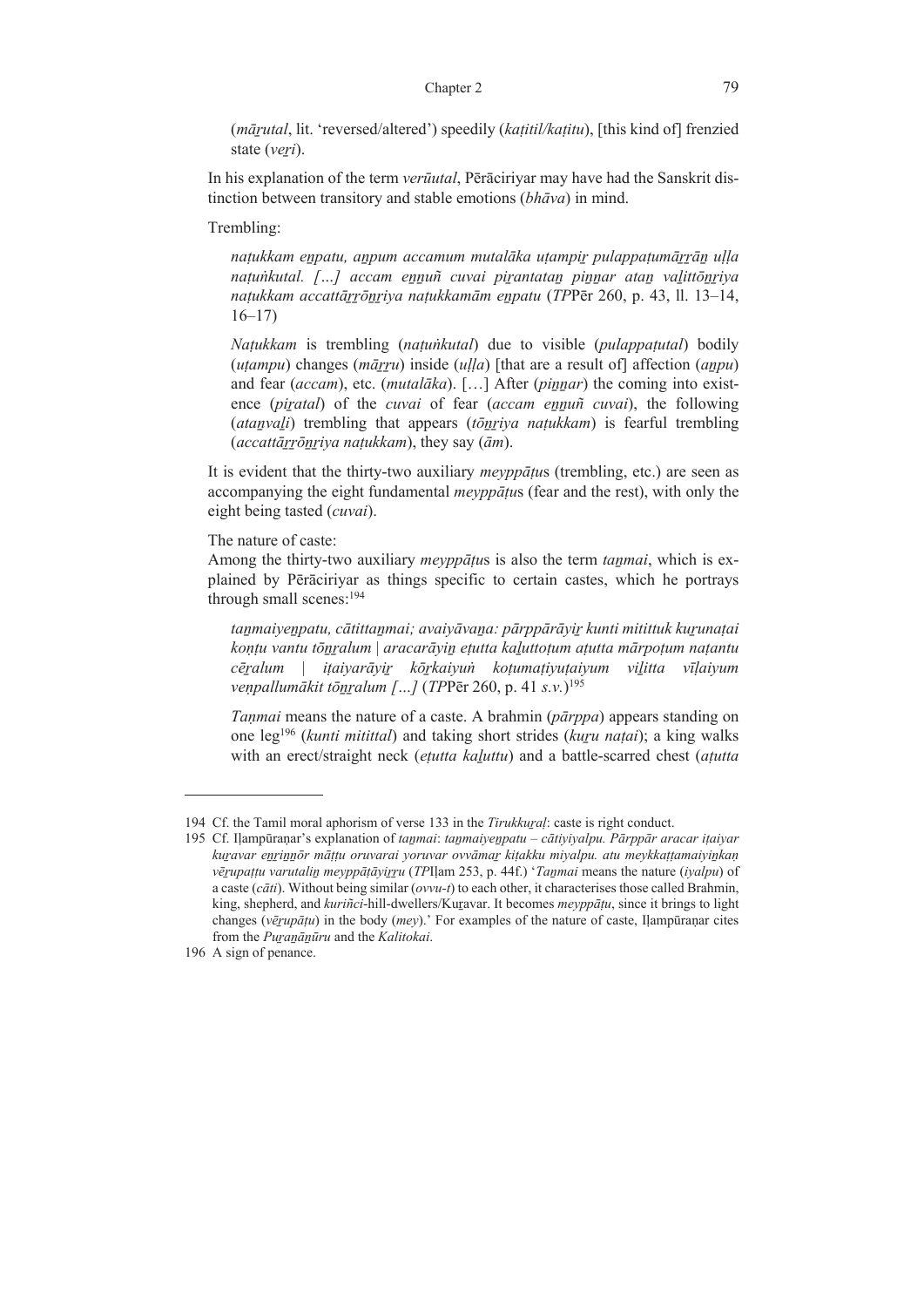(*māṟutal*, lit. 'reversed/altered') speedily (*kaṭitil/kaṭitu*), [this kind of] frenzied state (*veṟi*).

In his explanation of the term *verūutal*, Pērāciriyar may have had the Sanskrit distinction between transitory and stable emotions (*bhāva*) in mind.

Trembling:

> *naṭukkam eṉpatu, aṉpum accamum mutalāka uṭampiṟ pulappaṭumāṟṟāṉ uḷḷa naṭuṅkutal. […] accam eṉṉuñ cuvai piṟantataṉ piṉṉar ataṉ vaḻittōṉṟiya naṭukkam accattāṟṟōṉṟiya naṭukkamām eṉpatu* (*TP*Pēr 260, p. 43, ll. 13–14, 16–17)
>
> *Naṭukkam* is trembling (*naṭuṅkutal*) due to visible (*pulappaṭutal*) bodily (*uṭampu*) changes (*māṟṟu*) inside (*uḷḷa*) [that are a result of] affection (*aṉpu*) and fear (*accam*), etc. (*mutalāka*). […] After (*piṉṉar*) the coming into existence (*piṟatal*) of the *cuvai* of fear (*accam eṉṉuñ cuvai*), the following (*ataṉvaḻi*) trembling that appears (*tōṉṟiya naṭukkam*) is fearful trembling (*accattāṟṟōṉṟiya naṭukkam*), they say (*ām*).

It is evident that the thirty-two auxiliary *meyppāṭu*s (trembling, etc.) are seen as accompanying the eight fundamental *meyppāṭu*s (fear and the rest), with only the eight being tasted (*cuvai*).

The nature of caste:

Among the thirty-two auxiliary *meyppāṭu*s is also the term *taṉmai*, which is explained by Pērāciriyar as things specific to certain castes, which he portrays through small scenes:[194]

> *taṉmaiyeṉpatu, cātittaṉmai; avaiyāvaṉa: pārppārāyiṟ kunti mitittuk kuṟunaṭai koṇṭu vantu tōṉṟalum | aracarāyiṉ eṭutta kaḻuttoṭum aṭutta mārpoṭum naṭantu cēṟalum | iṭaiyarāyiṟ kōṟkaiyuṅ koṭumaṭiyuṭaiyum viḻitta vīḷaiyum veṇpallumākit tōṉṟalum […]* (*TP*Pēr 260, p. 41 *s.v.*)[195]
>
> *Taṇmai* means the nature of a caste. A brahmin (*pārppa*) appears standing on one leg[196] (*kunti mitittal*) and taking short strides (*kuṟu naṭai*); a king walks with an erect/straight neck (*eṭutta kaḻuttu*) and a battle-scarred chest (*aṭutta*

---

194 Cf. the Tamil moral aphorism of verse 133 in the *Tirukkuṟaḷ*: caste is right conduct.

195 Cf. Iḷampūraṇar's explanation of *taṉmai*: *taṉmaiyeṉpatu – cātiyiyalpu. Pārppār aracar iṭaiyar kuṟavar eṉriṉṉōr māṭṭu oruvarai yoruvar ovvāmaṟ kiṭakku miyalpu. atu meykkaṭṭamaiyiṉkaṇ vēṟupaṭṭu varutaliṉ meyppāṭāyiṟṟu* (*TP*Iḷam 253, p. 44f.) '*Taṉmai* means the nature (*iyalpu*) of a caste (*cāti*). Without being similar (*ovvu-t*) to each other, it characterises those called Brahmin, king, shepherd, and *kuriñci*-hill-dwellers/Kuṟavar. It becomes *meyppāṭu*, since it brings to light changes (*vēṟupāṭu*) in the body (*mey*).' For examples of the nature of caste, Iḷampūraṇar cites from the *Puṟanāṉūru* and the *Kalitokai*.

196 A sign of penance.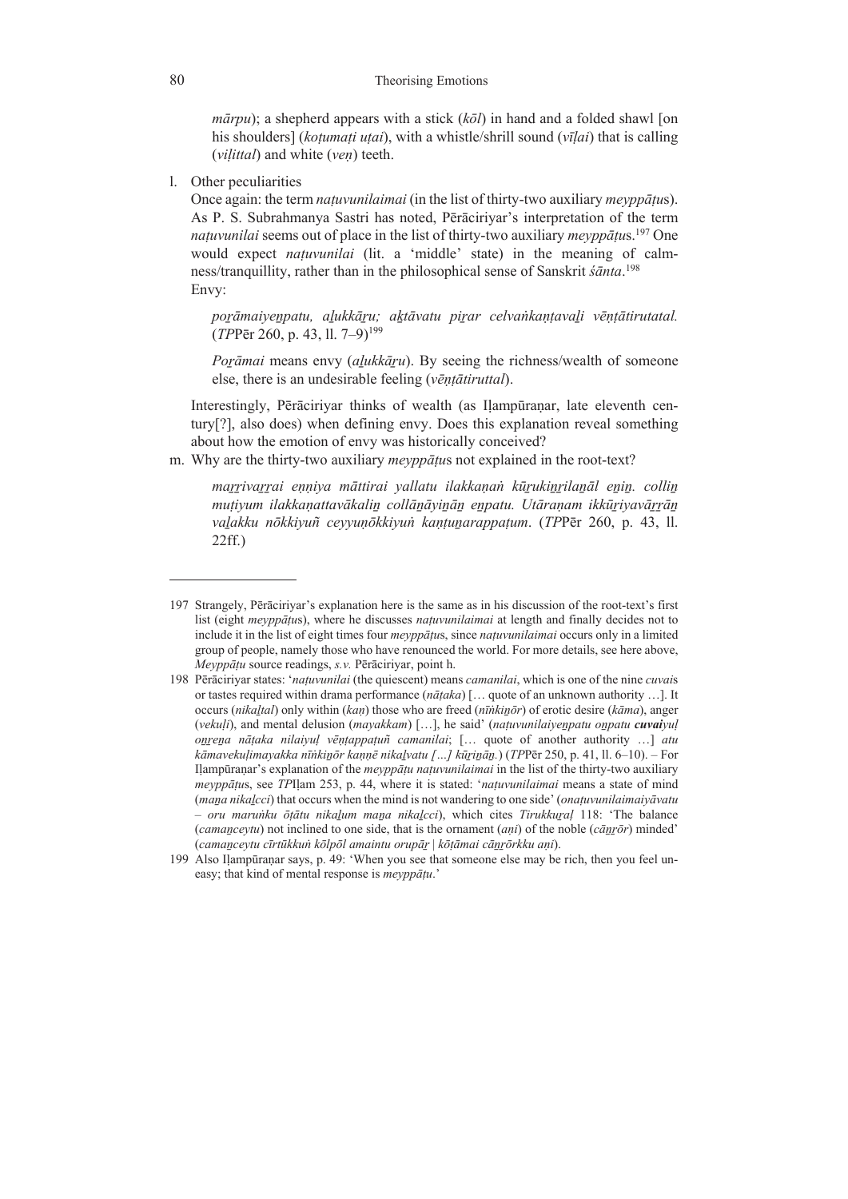*mārpu*); a shepherd appears with a stick (*kōl*) in hand and a folded shawl [on his shoulders] (*koṭumaṭi uṭai*), with a whistle/shrill sound (*vīḷai*) that is calling (*viḷittal*) and white (*veṇ*) teeth.

l. Other peculiarities

Once again: the term *naṭuvunilaimai* (in the list of thirty-two auxiliary *meyppāṭu*s). As P. S. Subrahmanya Sastri has noted, Pērāciriyar's interpretation of the term *naṭuvunilai* seems out of place in the list of thirty-two auxiliary *meyppāṭu*s.[197] One would expect *naṭuvunilai* (lit. a 'middle' state) in the meaning of calmness/tranquillity, rather than in the philosophical sense of Sanskrit *śānta*.[198]

Envy:

> *poṟāmaiyeṉpatu, aḻukkāṟu; aḵtāvatu piṟar celvaṅkaṇṭavaḻi vēṇṭātirutatal.* (*TP*Pēr 260, p. 43, ll. 7–9)[199]
>
> *Poṟāmai* means envy (*aḻukkāṟu*). By seeing the richness/wealth of someone else, there is an undesirable feeling (*vēṇṭātiruttal*).

Interestingly, Pērāciriyar thinks of wealth (as Iḷampūraṇar, late eleventh century[?], also does) when defining envy. Does this explanation reveal something about how the emotion of envy was historically conceived?

m. Why are the thirty-two auxiliary *meyppāṭu*s not explained in the root-text?

> *maṟṟivaṟṟai eṇṇiya māttirai yallatu ilakkaṇaṅ kūṟukiṉṟilaṉāl eṉiṉ. colliṉ muṭiyum ilakkaṇattavākaliṉ collāṉāyiṉāṉ eṉpatu. Utāraṇam ikkūṟiyavāṟṟāṉ vaḻakku nōkkiyuñ ceyyuṇōkkiyuṅ kaṇṭuṉarappaṭum*. (*TP*Pēr 260, p. 43, ll. 22ff.)

---

197 Strangely, Pērāciriyar's explanation here is the same as in his discussion of the root-text's first list (eight *meyppāṭu*s), where he discusses *naṭuvunilaimai* at length and finally decides not to include it in the list of eight times four *meyppāṭu*s, since *naṭuvunilaimai* occurs only in a limited group of people, namely those who have renounced the world. For more details, see here above, *Meyppāṭu* source readings, *s.v.* Pērāciriyar, point h.

198 Pērāciriyar states: '*naṭuvunilaimai* (the quiescent) means *camanilai*, which is one of the nine *cuvai*s or tastes required within drama performance (*nāṭaka*) [… quote of an unknown authority …]. It occurs (*nikaḻtal*) only within (*kaṇ*) those who are freed (*nīṅkiṉōr*) of erotic desire (*kāma*), anger (*vekuḷi*), and mental delusion (*mayakkam*) […], he said' (*naṭuvunilaiyeṉpatu oṉpatu **cuvai**yuḷ oṉreṉa nāṭaka nilaiyuḷ vēṇṭappaṭuñ camanilai*; [… quote of another authority …] *atu kāmavekuḷimayakka nīṅkiṉōr kaṇṇē nikaḻvatu […] kūṟiṉāṉ.*) (*TP*Pēr 250, p. 41, ll. 6–10). – For Iḷampūraṇar's explanation of the *meyppāṭu naṭuvunilaimai* in the list of the thirty-two auxiliary *meyppāṭu*s, see *TP*Iḷam 253, p. 44, where it is stated: '*naṭuvunilaimai* means a state of mind (*maṉa nikaḻcci*) that occurs when the mind is not wandering to one side' (*onaṭuvunilaimaiyāvatu – oru maruṅku ōṭātu nikaḻum maṉa nikaḻcci*), which cites *Tirukkuṟaḷ* 118: 'The balance (*camaṉceytu*) not inclined to one side, that is the ornament (*aṇi*) of the noble (*cāṉṟōr*) minded' (*camaṉceytu cīrtūkkuṅ kōlpōl amaintu orupāṟ | kōṭāmai cāṉṟōrkku aṇi*).

199 Also Iḷampūraṇar says, p. 49: 'When you see that someone else may be rich, then you feel uneasy; that kind of mental response is *meyppāṭu*.'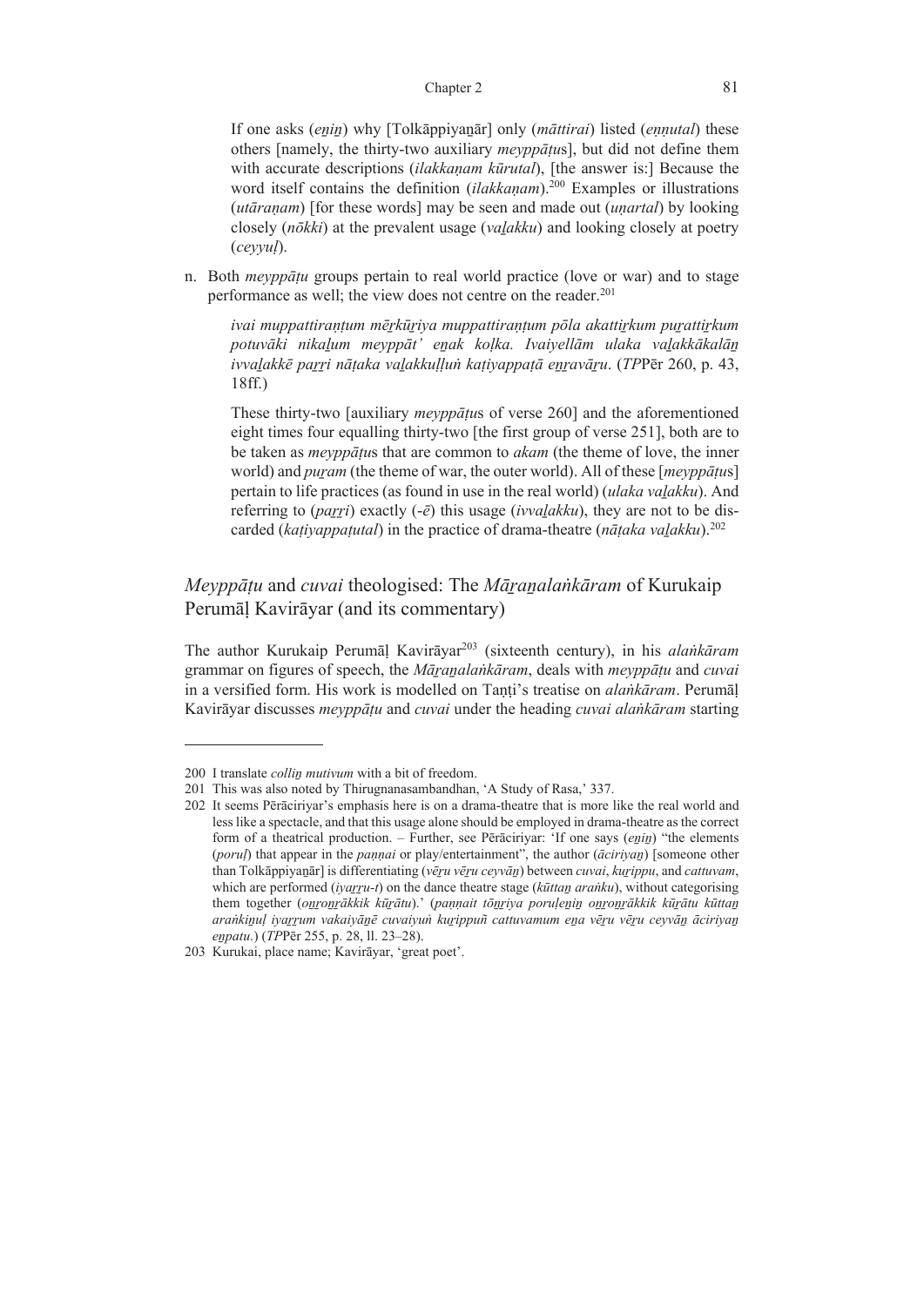If one asks (*eṉiṉ*) why [Tolkāppiyaṉār] only (*māttirai*) listed (*eṇṇutal*) these others [namely, the thirty-two auxiliary *meyppāṭu*s], but did not define them with accurate descriptions (*ilakkaṇam kūrutal*), [the answer is:] Because the word itself contains the definition (*ilakkaṇam*).[200] Examples or illustrations (*utāraṇam*) [for these words] may be seen and made out (*uṇartal*) by looking closely (*nōkki*) at the prevalent usage (*vaḻakku*) and looking closely at poetry (*ceyyuḷ*).

n. Both *meyppāṭu* groups pertain to real world practice (love or war) and to stage performance as well; the view does not centre on the reader.[201]

   *ivai muppattiraṇṭum mēṟkūṟiya muppattiraṇṭum pōla akattiṟkum puṟattiṟkum potuvāki nikaḻum meyppāṭ' eṉak kolka. Ivaiyellām ulaka vaḻakkākalāṉ ivvaḻakkē paṟṟi nāṭaka vaḻakkuḷḷuṅ kaṭiyappaṭā eṉṟavāṟu*. (*TP*Pēr 260, p. 43, 18ff.)

   These thirty-two [auxiliary *meyppāṭu*s of verse 260] and the aforementioned eight times four equalling thirty-two [the first group of verse 251], both are to be taken as *meyppāṭu*s that are common to *akam* (the theme of love, the inner world) and *puṟam* (the theme of war, the outer world). All of these [*meyppāṭu*s] pertain to life practices (as found in use in the real world) (*ulaka vaḻakku*). And referring to (*paṟṟi*) exactly (*-ē*) this usage (*ivvaḻakku*), they are not to be discarded (*kaṭiyappaṭutal*) in the practice of drama-theatre (*nāṭaka vaḻakku*).[202]

## *Meyppāṭu* and *cuvai* theologised: The *Māṟaṉalaṅkāram* of Kurukaip Perumāḷ Kavirāyar (and its commentary)

The author Kurukaip Perumāḷ Kavirāyar[203] (sixteenth century), in his *alaṅkāram* grammar on figures of speech, the *Māṟaṉalaṅkāram*, deals with *meyppāṭu* and *cuvai* in a versified form. His work is modelled on Taṇṭi's treatise on *alaṅkāram*. Perumāḷ Kavirāyar discusses *meyppāṭu* and *cuvai* under the heading *cuvai alaṅkāram* starting

---

200 I translate *colliṉ mutivum* with a bit of freedom.

201 This was also noted by Thirugnanasambandhan, 'A Study of Rasa,' 337.

202 It seems Pērāciriyar's emphasis here is on a drama-theatre that is more like the real world and less like a spectacle, and that this usage alone should be employed in drama-theatre as the correct form of a theatrical production. – Further, see Pērāciriyar: 'If one says (*eṉiṉ*) "the elements (*poruḷ*) that appear in the *paṇṇai* or play/entertainment", the author (*āciriyaṉ*) [someone other than Tolkāppiyaṉār] is differentiating (*vēṟu vēṟu ceyvāṉ*) between *cuvai*, *kuṟippu*, and *cattuvam*, which are performed (*iyaṟṟu-t*) on the dance theatre stage (*kūttaṉ araṅku*), without categorising them together (*oṉṟoṉṟākkik kūṟātu*).' (*paṇṇait tōṉṟiya poruḷeṉiṉ oṉṟoṉṟākkik kūṟātu kūttaṉ araṅkiṉuḷ iyaṟṟum vakaiyāṉē cuvaiyuṅ kuṟippuñ cattuvamum eṉa vēṟu vēṟu ceyvāṉ āciriyaṉ eṉpatu*.) (*TP*Pēr 255, p. 28, ll. 23–28).

203 Kurukai, place name; Kavirāyar, 'great poet'.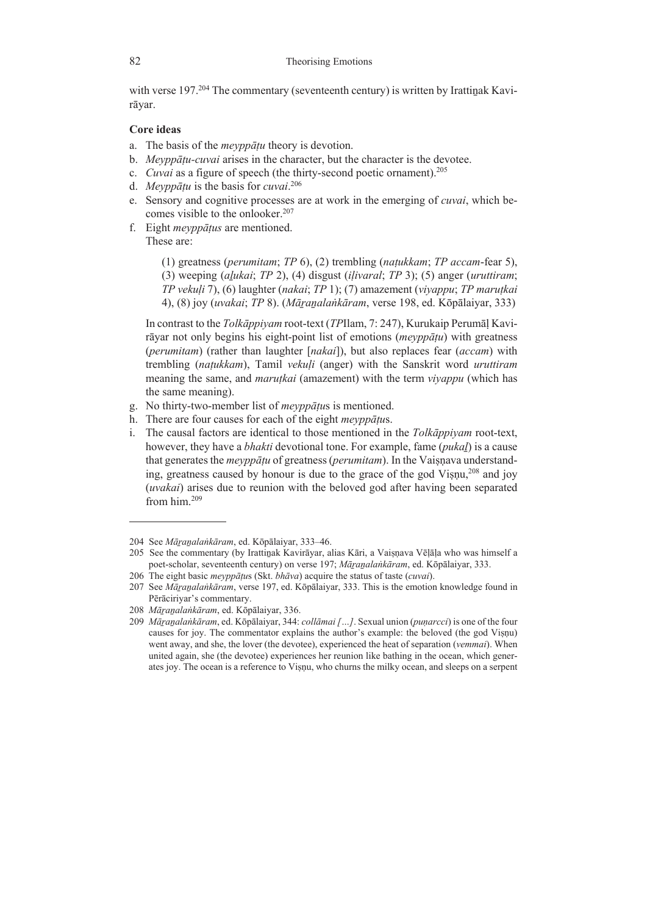with verse 197.[204] The commentary (seventeenth century) is written by Irattiṉak Kavirāyar.

**Core ideas**

a. The basis of the *meyppāṭu* theory is devotion.
b. *Meyppāṭu-cuvai* arises in the character, but the character is the devotee.
c. *Cuvai* as a figure of speech (the thirty-second poetic ornament).[205]
d. *Meyppāṭu* is the basis for *cuvai*.[206]
e. Sensory and cognitive processes are at work in the emerging of *cuvai*, which becomes visible to the onlooker.[207]
f. Eight *meyppāṭus* are mentioned.
   These are:

   (1) greatness (*perumitam*; *TP* 6), (2) trembling (*naṭukkam*; *TP accam*-fear 5), (3) weeping (*aḻukai*; *TP* 2), (4) disgust (*iḷivaral*; *TP* 3); (5) anger (*uruttiram*; *TP vekuḷi* 7), (6) laughter (*nakai*; *TP* 1); (7) amazement (*viyappu*; *TP maruṭkai* 4), (8) joy (*uvakai*; *TP* 8). (*Māṟaṉalaṅkāram*, verse 198, ed. Kōpālaiyar, 333)

   In contrast to the *Tolkāppiyam* root-text (*TP*Ilam, 7: 247), Kurukaip Perumāḷ Kavirāyar not only begins his eight-point list of emotions (*meyppāṭu*) with greatness (*perumitam*) (rather than laughter [*nakai*]), but also replaces fear (*accam*) with trembling (*naṭukkam*), Tamil *vekuḷi* (anger) with the Sanskrit word *uruttiram* meaning the same, and *maruṭkai* (amazement) with the term *viyappu* (which has the same meaning).
g. No thirty-two-member list of *meyppāṭu*s is mentioned.
h. There are four causes for each of the eight *meyppāṭu*s.
i. The causal factors are identical to those mentioned in the *Tolkāppiyam* root-text, however, they have a *bhakti* devotional tone. For example, fame (*pukaḻ*) is a cause that generates the *meyppāṭu* of greatness (*perumitam*). In the Vaiṣṇava understanding, greatness caused by honour is due to the grace of the god Viṣṇu,[208] and joy (*uvakai*) arises due to reunion with the beloved god after having been separated from him.[209]

---

204 See *Māṟaṉalaṅkāram*, ed. Kōpālaiyar, 333–46.

205 See the commentary (by Irattiṉak Kavirāyar, alias Kāri, a Vaiṣṇava Vēḷāḷa who was himself a poet-scholar, seventeenth century) on verse 197; *Māṟaṉalaṅkāram*, ed. Kōpālaiyar, 333.

206 The eight basic *meyppāṭu*s (Skt. *bhāva*) acquire the status of taste (*cuvai*).

207 See *Māṟaṉalaṅkāram*, verse 197, ed. Kōpālaiyar, 333. This is the emotion knowledge found in Pērāciriyar's commentary.

208 *Māṟaṉalaṅkāram*, ed. Kōpālaiyar, 336.

209 *Māṟaṉalaṅkāram*, ed. Kōpālaiyar, 344: *collāmai […]*. Sexual union (*puṇarcci*) is one of the four causes for joy. The commentator explains the author's example: the beloved (the god Viṣṇu) went away, and she, the lover (the devotee), experienced the heat of separation (*vemmai*). When united again, she (the devotee) experiences her reunion like bathing in the ocean, which generates joy. The ocean is a reference to Viṣṇu, who churns the milky ocean, and sleeps on a serpent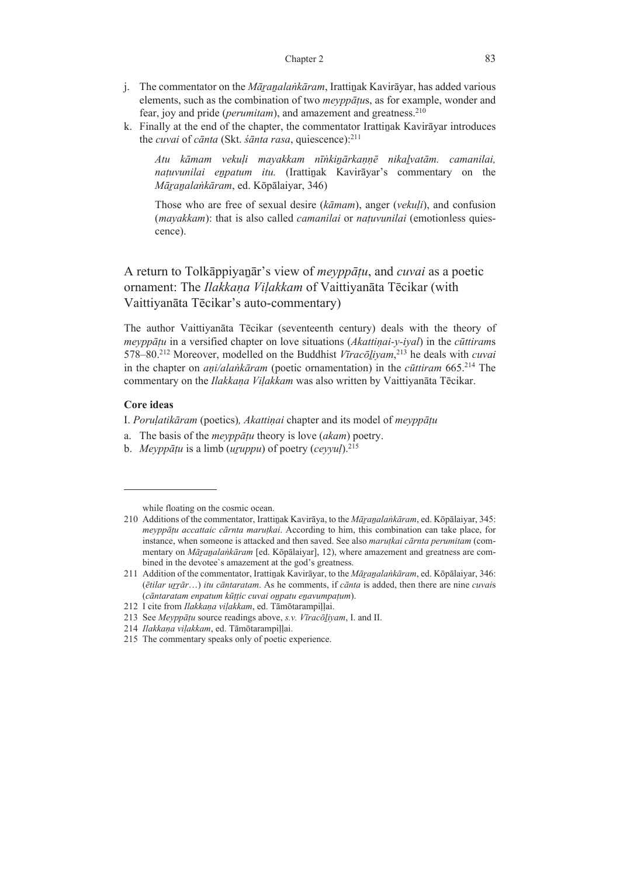j. The commentator on the *Māṟaṉalaṅkāram*, Irattiṉak Kavirāyar, has added various elements, such as the combination of two *meyppāṭu*s, as for example, wonder and fear, joy and pride (*perumitam*), and amazement and greatness.[210]

k. Finally at the end of the chapter, the commentator Irattiṉak Kavirāyar introduces the *cuvai* of *cānta* (Skt. *śānta rasa*, quiescence):[211]

> *Atu kāmam vekuḷi mayakkam nīṅkiṉārkaṇṇē nikaḻvatām. camanilai, naṭuvunilai eṉpatum itu.* (Irattiṉak Kavirāyar's commentary on the *Māṟaṉalaṅkāram*, ed. Kōpālaiyar, 346)
>
> Those who are free of sexual desire (*kāmam*), anger (*vekuḷi*), and confusion (*mayakkam*): that is also called *camanilai* or *naṭuvunilai* (emotionless quiescence).

## A return to Tolkāppiyaṉār's view of *meyppāṭu*, and *cuvai* as a poetic ornament: The *Ilakkaṇa Viḷakkam* of Vaittiyanāta Tēcikar (with Vaittiyanāta Tēcikar's auto-commentary)

The author Vaittiyanāta Tēcikar (seventeenth century) deals with the theory of *meyppāṭu* in a versified chapter on love situations (*Akattiṇai-y-iyal*) in the *cūttiram*s 578–80.[212] Moreover, modelled on the Buddhist *Vīracōḻiyam*,[213] he deals with *cuvai* in the chapter on *aṇi/alaṅkāram* (poetic ornamentation) in the *cūttiram* 665.[214] The commentary on the *Ilakkaṇa Viḷakkam* was also written by Vaittiyanāta Tēcikar.

### Core ideas

I. *Poruḷatikāram* (poetics)*, Akattiṇai* chapter and its model of *meyppāṭu*

a. The basis of the *meyppāṭu* theory is love (*akam*) poetry.

b. *Meyppāṭu* is a limb (*uṟuppu*) of poetry (*ceyyuḷ*).[215]

---

while floating on the cosmic ocean.

210 Additions of the commentator, Irattiṉak Kavirāya, to the *Māṟaṉalaṅkāram*, ed. Kōpālaiyar, 345: *meyppāṭu accattaic cārnta maruṭkai*. According to him, this combination can take place, for instance, when someone is attacked and then saved. See also *maruṭkai cārnta perumitam* (commentary on *Māṟaṉalaṅkāram* [ed. Kōpālaiyar], 12), where amazement and greatness are combined in the devotee`s amazement at the god's greatness.

211 Addition of the commentator, Irattiṉak Kavirāyar, to the *Māṟaṉalaṅkāram*, ed. Kōpālaiyar, 346: (*ētilar uṟṟār*…) *itu cāntaratam*. As he comments, if *cānta* is added, then there are nine *cuvai*s (*cāntaratam eṉpatum kūṭṭic cuvai oṉpatu eṉavumpaṭum*).

212 I cite from *Ilakkaṇa viḷakkam*, ed. Tāmōtarampiḷḷai.

213 See *Meyppāṭu* source readings above, *s.v. Vīracōḻiyam*, I. and II.

214 *Ilakkaṇa viḷakkam*, ed. Tāmōtarampiḷḷai.

215 The commentary speaks only of poetic experience.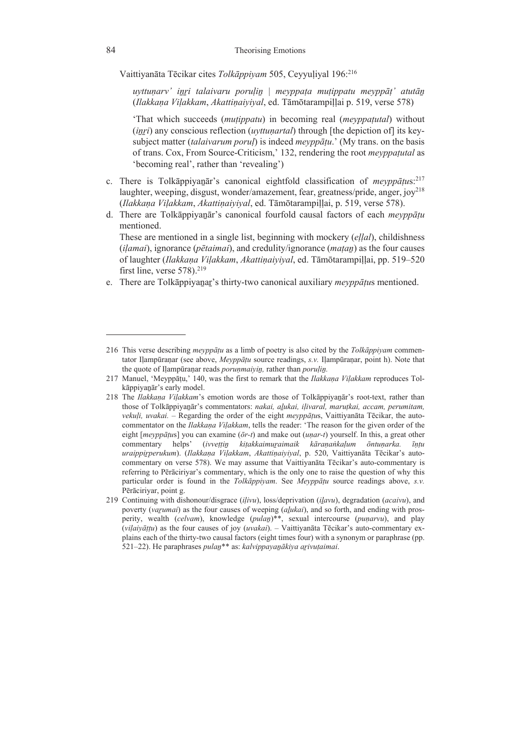Vaittiyanāta Tēcikar cites *Tolkāppiyam* 505, Ceyyuḷiyal 196:[216]

> *uyttuṇarv' iṉṟi talaivaru poruḷiṉ | meyppaṭa muṭippatu meyppāṭ' atutāṉ* (*Ilakkaṇa Viḷakkam*, *Akattiṇaiyiyal*, ed. Tāmōtarampiḷḷai p. 519, verse 578)
>
> 'That which succeeds (*muṭippatu*) in becoming real (*meyppaṭutal*) without (*iṉṟi*) any conscious reflection (*uyttuṇartal*) through [the depiction of] its key-subject matter (*talaivarum poruḷ*) is indeed *meyppāṭu*.' (My trans. on the basis of trans. Cox, From Source-Criticism,' 132, rendering the root *meyppaṭutal* as 'becoming real', rather than 'revealing')

c. There is Tolkāppiyaṉār's canonical eightfold classification of *meyppāṭu*s:[217] laughter, weeping, disgust, wonder/amazement, fear, greatness/pride, anger, joy[218] (*Ilakkaṇa Viḷakkam*, *Akattiṇaiyiyal*, ed. Tāmōtarampiḷḷai, p. 519, verse 578).

d. There are Tolkāppiyaṉār's canonical fourfold causal factors of each *meyppāṭu* mentioned.
These are mentioned in a single list, beginning with mockery (*eḷḷal*), childishness (*iḷamai*), ignorance (*pētaimai*), and credulity/ignorance (*maṭaṉ*) as the four causes of laughter (*Ilakkaṇa Viḷakkam*, *Akattiṇaiyiyal*, ed. Tāmōtarampiḷḷai, pp. 519–520 first line, verse 578).[219]

e. There are Tolkāppiyaṉar's thirty-two canonical auxiliary *meyppāṭu*s mentioned.

---

216 This verse describing *meyppāṭu* as a limb of poetry is also cited by the *Tolkāppiyam* commentator Iḷampūraṇar (see above, *Meyppāṭu* source readings, *s.v.* Iḷampūraṇar, point h). Note that the quote of Iḷampūraṇar reads *poruṇmaiyiṉ,* rather than *poruḷiṉ.*

217 Manuel, 'Meyppāṭu,' 140, was the first to remark that the *Ilakkaṇa Viḷakkam* reproduces Tolkāppiyaṉār's early model.

218 The *Ilakkaṇa Viḷakkam*'s emotion words are those of Tolkāppiyaṉār's root-text, rather than those of Tolkāppiyaṉār's commentators: *nakai, aḻukai, iḷivaral, maruṭkai, accam, perumitam, vekuḷi, uvakai.* – Regarding the order of the eight *meyppāṭu*s, Vaittiyanāta Tēcikar, the auto-commentator on the *Ilakkaṇa Viḷakkam*, tells the reader: 'The reason for the given order of the eight [*meyppāṭu*s] you can examine (*ōr-t*) and make out (*uṇar-t*) yourself. In this, a great other commentary helps' (*ivveṭṭiṉ kiṭakkaimuṟaimaik kāraṇaṅkaḷum ōntuṇarka. īṇṭu uraippiṟperukum*). (*Ilakkaṇa Viḷakkam*, *Akattiṇaiyiyal*, p. 520, Vaittiyanāta Tēcikar's auto-commentary on verse 578). We may assume that Vaittiyanāta Tēcikar's auto-commentary is referring to Pērāciriyar's commentary, which is the only one to raise the question of why this particular order is found in the *Tolkāppiyam*. See *Meyppāṭu* source readings above, *s.v.* Pērāciriyar, point g.

219 Continuing with dishonour/disgrace (*iḷivu*), loss/deprivation (*iḻavu*), degradation (*acaivu*), and poverty (*vaṟumai*) as the four causes of weeping (*aḻukai*), and so forth, and ending with prosperity, wealth (*celvam*), knowledge (*pulaṉ*)**, sexual intercourse (*puṇarvu*), and play (*viḷaiyāṭṭu*) as the four causes of joy (*uvakai*). – Vaittiyanāta Tēcikar's auto-commentary explains each of the thirty-two causal factors (eight times four) with a synonym or paraphrase (pp. 521–22). He paraphrases *pulaṉ*** as: *kalvippayaṉākiya aṟivuṭaimai*.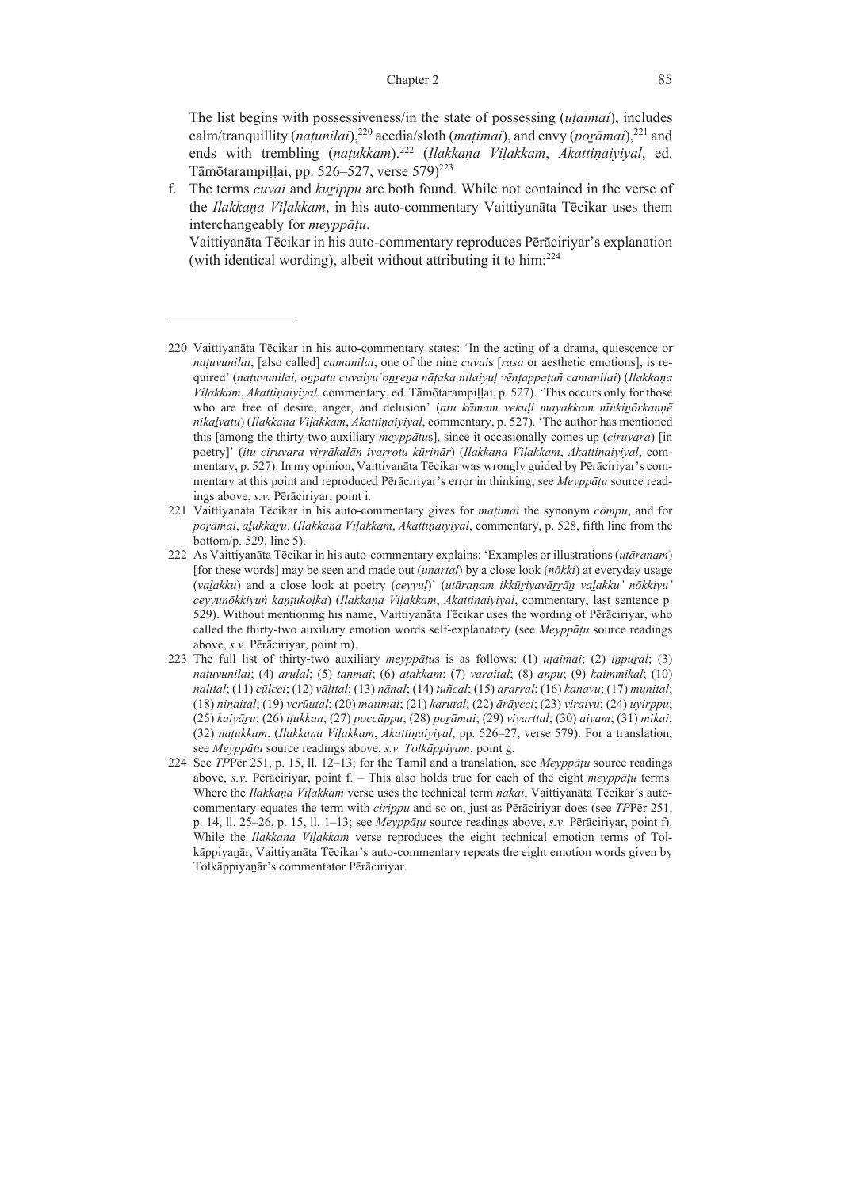The list begins with possessiveness/in the state of possessing (*uṭaimai*), includes calm/tranquillity (*naṭunilai*),[220] acedia/sloth (*maṭimai*), and envy (*poṟāmai*),[221] and ends with trembling (*naṭukkam*).[222] (*Ilakkaṇa Viḷakkam*, *Akattiṇaiyiyal*, ed. Tāmōtarampiḷḷai, pp. 526–527, verse 579)[223]

f. The terms *cuvai* and *kuṟippu* are both found. While not contained in the verse of the *Ilakkaṇa Viḷakkam*, in his auto-commentary Vaittiyanāta Tēcikar uses them interchangeably for *meyppāṭu*.

   Vaittiyanāta Tēcikar in his auto-commentary reproduces Pērāciriyar's explanation (with identical wording), albeit without attributing it to him:[224]

---

220 Vaittiyanāta Tēcikar in his auto-commentary states: 'In the acting of a drama, quiescence or *naṭuvunilai*, [also called] *camanilai*, one of the nine *cuvai*s [*rasa* or aesthetic emotions], is required' (*naṭuvunilai, oṉpatu cuvaiyu´oṉṟeṉa nāṭaka nilaiyuḷ vēṇṭappaṭuñ camanilai*) (*Ilakkaṇa Viḷakkam*, *Akattiṇaiyiyal*, commentary, ed. Tāmōtarampiḷḷai, p. 527). 'This occurs only for those who are free of desire, anger, and delusion' (*atu kāmam vekuḷi mayakkam nīṅkiṉōrkaṇṇē nikaḻvatu*) (*Ilakkaṇa Viḷakkam*, *Akattiṇaiyiyal*, commentary, p. 527). 'The author has mentioned this [among the thirty-two auxiliary *meyppāṭu*s], since it occasionally comes up (*ciṟuvara*) [in poetry]' (*itu ciṟuvara viṟṟākalāṉ ivaṟṟoṭu kūṟiṉār*) (*Ilakkaṇa Viḷakkam*, *Akattiṇaiyiyal*, commentary, p. 527). In my opinion, Vaittiyanāta Tēcikar was wrongly guided by Pērāciriyar's commentary at this point and reproduced Pērāciriyar's error in thinking; see *Meyppāṭu* source readings above, *s.v.* Pērāciriyar, point i.

221 Vaittiyanāta Tēcikar in his auto-commentary gives for *maṭimai* the synonym *cōmpu*, and for *poṟāmai*, *aḻukkāṟu*. (*Ilakkaṇa Viḷakkam*, *Akattiṇaiyiyal*, commentary, p. 528, fifth line from the bottom/p. 529, line 5).

222 As Vaittiyanāta Tēcikar in his auto-commentary explains: 'Examples or illustrations (*utāraṇam*) [for these words] may be seen and made out (*uṇartal*) by a close look (*nōkki*) at everyday usage (*vaḻakku*) and a close look at poetry (*ceyyuḷ*)' (*utāraṇam ikkūṟiyavāṟṟāṉ vaḻakku' nōkkiyu' ceyyuṇōkkiyuṅ kaṇṭukoḷka*) (*Ilakkaṇa Viḷakkam*, *Akattiṇaiyiyal*, commentary, last sentence p. 529). Without mentioning his name, Vaittiyanāta Tēcikar uses the wording of Pērāciriyar, who called the thirty-two auxiliary emotion words self-explanatory (see *Meyppāṭu* source readings above, *s.v.* Pērāciriyar, point m).

223 The full list of thirty-two auxiliary *meyppāṭu*s is as follows: (1) *uṭaimai*; (2) *iṉpuṟal*; (3) *naṭuvunilai*; (4) *aruḷal*; (5) *taṉmai*; (6) *aṭakkam*; (7) *varaital*; (8) *aṉpu*; (9) *kaimmikal*; (10) *nalital*; (11) *cūḻcci*; (12) *vāḻttal*; (13) *nāṇal*; (14) *tuñcal*; (15) *araṟṟal*; (16) *kaṉavu*; (17) *muṉital*; (18) *niṉaital*; (19) *verūutal*; (20) *maṭimai*; (21) *karutal*; (22) *ārāycci*; (23) *viraivu*; (24) *uyirppu*; (25) *kaiyāṟu*; (26) *iṭukkaṇ*; (27) *poccāppu*; (28) *poṟāmai*; (29) *viyarttal*; (30) *aiyam*; (31) *mikai*; (32) *naṭukkam*. (*Ilakkaṇa Viḷakkam*, *Akattiṇaiyiyal*, pp. 526–27, verse 579). For a translation, see *Meyppāṭu* source readings above, *s.v. Tolkāppiyam*, point g.

224 See *TP*Pēr 251, p. 15, ll. 12–13; for the Tamil and a translation, see *Meyppāṭu* source readings above, *s.v.* Pērāciriyar, point f. – This also holds true for each of the eight *meyppāṭu* terms. Where the *Ilakkaṇa Viḷakkam* verse uses the technical term *nakai*, Vaittiyanāta Tēcikar's auto-commentary equates the term with *cirippu* and so on, just as Pērāciriyar does (see *TP*Pēr 251, p. 14, ll. 25–26, p. 15, ll. 1–13; see *Meyppāṭu* source readings above, *s.v.* Pērāciriyar, point f). While the *Ilakkaṇa Viḷakkam* verse reproduces the eight technical emotion terms of Tolkāppiyaṉār, Vaittiyanāta Tēcikar's auto-commentary repeats the eight emotion words given by Tolkāppiyaṉār's commentator Pērāciriyar.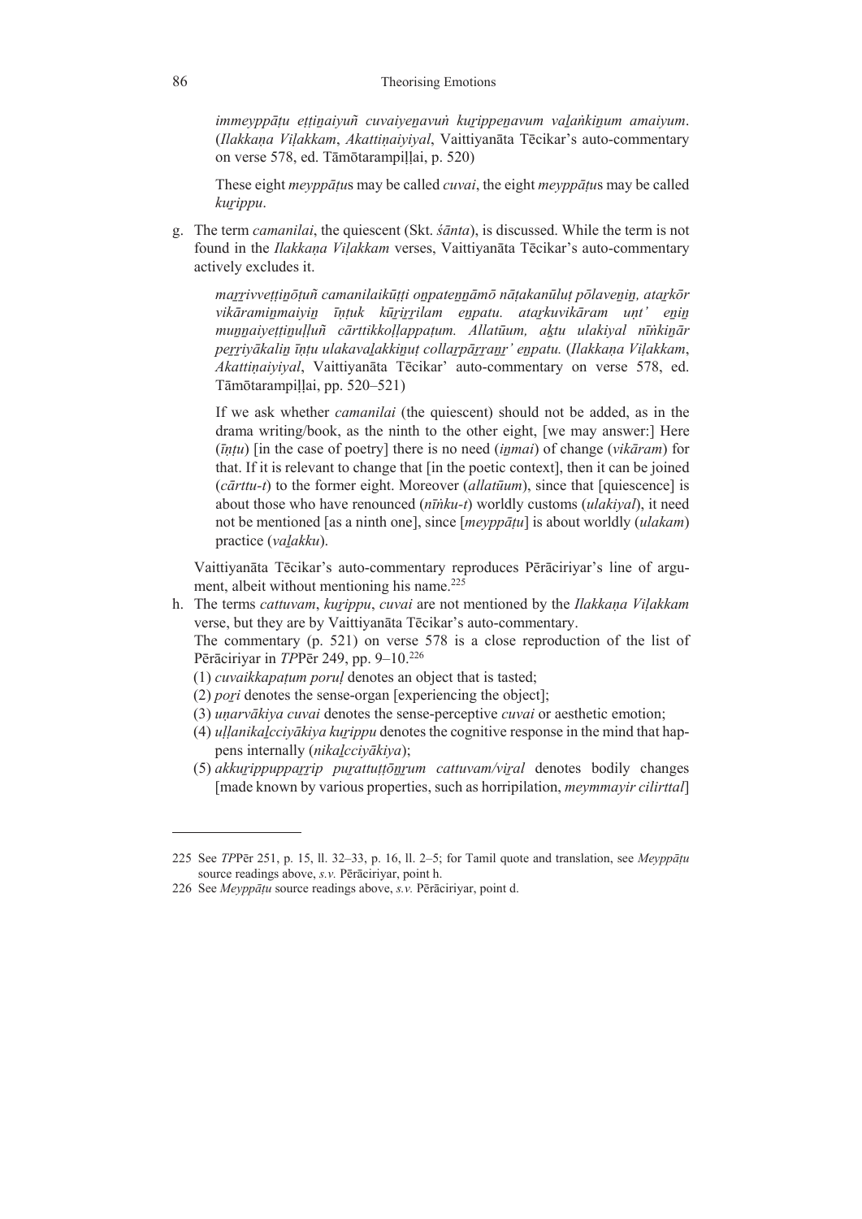*immeyppāṭu eṭṭiṉaiyuñ cuvaiyeṉavuṅ kuṟippeṉavum vaḻaṅkiṉum amaiyum*. (*Ilakkaṇa Viḷakkam*, *Akattiṇaiyiyal*, Vaittiyanāta Tēcikar's auto-commentary on verse 578, ed. Tāmōtarampiḷḷai, p. 520)

These eight *meyppāṭu*s may be called *cuvai*, the eight *meyppāṭu*s may be called *kuṟippu*.

g. The term *camanilai*, the quiescent (Skt. *śānta*), is discussed. While the term is not found in the *Ilakkaṇa Viḷakkam* verses, Vaittiyanāta Tēcikar's auto-commentary actively excludes it.

*maṟṟivveṭṭiṉōṭuñ camanilaikūṭṭi oṉpateṉṉāmō nāṭakanūluṭ pōlaveṉiṉ, ataṟkōr vikāramiṉmaiyiṉ īṇṭuk kūṟiṟṟilam eṉpatu. ataṟkuvikāram uṇṭ' eṉiṉ muṉṉaiyeṭṭiṉuḷḷuñ cārttikkoḷḷappaṭum. Allatūum, aḵtu ulakiyal nīṅkiṉār peṟṟiyākaliṉ īṇṭu ulakavaḻakkiṉuṭ collaṟpāṟṟaṉṟ' eṉpatu.* (*Ilakkaṇa Viḷakkam*, *Akattiṇaiyiyal*, Vaittiyanāta Tēcikar' auto-commentary on verse 578, ed. Tāmōtarampiḷḷai, pp. 520–521)

If we ask whether *camanilai* (the quiescent) should not be added, as in the drama writing/book, as the ninth to the other eight, [we may answer:] Here (*īṇṭu*) [in the case of poetry] there is no need (*iṉmai*) of change (*vikāram*) for that. If it is relevant to change that [in the poetic context], then it can be joined (*cārttu-t*) to the former eight. Moreover (*allatūum*), since that [quiescence] is about those who have renounced (*nīṅku-t*) worldly customs (*ulakiyal*), it need not be mentioned [as a ninth one], since [*meyppāṭu*] is about worldly (*ulakam*) practice (*vaḻakku*).

Vaittiyanāta Tēcikar's auto-commentary reproduces Pērāciriyar's line of argument, albeit without mentioning his name.[225]

h. The terms *cattuvam*, *kuṟippu*, *cuvai* are not mentioned by the *Ilakkaṇa Viḷakkam* verse, but they are by Vaittiyanāta Tēcikar's auto-commentary.
The commentary (p. 521) on verse 578 is a close reproduction of the list of Pērāciriyar in *TP*Pēr 249, pp. 9–10.[226]
   (1) *cuvaikkapaṭum poruḷ* denotes an object that is tasted;
   (2) *poṟi* denotes the sense-organ [experiencing the object];
   (3) *uṇarvākiya cuvai* denotes the sense-perceptive *cuvai* or aesthetic emotion;
   (4) *uḷḷanikaḻcciyākiya kuṟippu* denotes the cognitive response in the mind that happens internally (*nikaḻcciyākiya*);
   (5) *akkuṟippuppaṟṟip puṟattuṭṭōṉṟum cattuvam/viṟal* denotes bodily changes [made known by various properties, such as horripilation, *meymmayir cilirttal*]

---

225 See *TP*Pēr 251, p. 15, ll. 32–33, p. 16, ll. 2–5; for Tamil quote and translation, see *Meyppāṭu* source readings above, *s.v.* Pērāciriyar, point h.

226 See *Meyppāṭu* source readings above, *s.v.* Pērāciriyar, point d.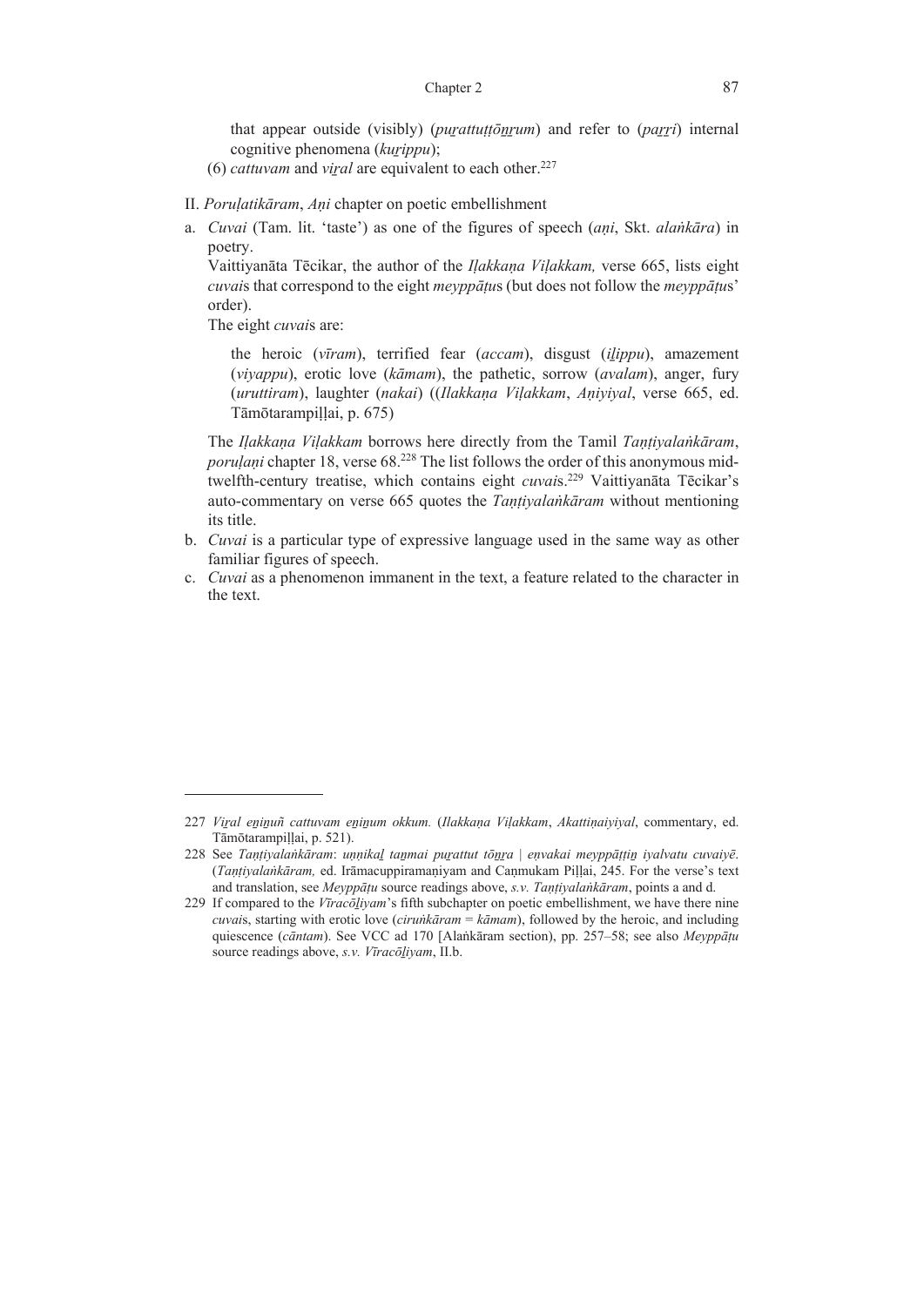that appear outside (visibly) (*puṟattuṭṭōṉṟum*) and refer to (*paṟṟi*) internal cognitive phenomena (*kuṟippu*);

(6) *cattuvam* and *viṟal* are equivalent to each other.[227]

II. *Poruḷatikāram*, *Aṇi* chapter on poetic embellishment

a. *Cuvai* (Tam. lit. 'taste') as one of the figures of speech (*aṇi*, Skt. *alaṅkāra*) in poetry.
   Vaittiyanāta Tēcikar, the author of the *Iḷakkaṇa Viḷakkam,* verse 665, lists eight *cuvai*s that correspond to the eight *meyppāṭu*s (but does not follow the *meyppāṭu*s' order).
   The eight *cuvai*s are:

   > the heroic (*vīram*), terrified fear (*accam*), disgust (*iḻippu*), amazement (*viyappu*), erotic love (*kāmam*), the pathetic, sorrow (*avalam*), anger, fury (*uruttiram*), laughter (*nakai*) ((*Ilakkaṇa Viḷakkam*, *Aṇiyiyal*, verse 665, ed. Tāmōtarampiḷḷai, p. 675)

   The *Iḷakkaṇa Viḷakkam* borrows here directly from the Tamil *Taṇṭiyalaṅkāram*, *poruḷaṇi* chapter 18, verse 68.[228] The list follows the order of this anonymous mid-twelfth-century treatise, which contains eight *cuvai*s.[229] Vaittiyanāta Tēcikar's auto-commentary on verse 665 quotes the *Taṇṭiyalaṅkāram* without mentioning its title.

b. *Cuvai* is a particular type of expressive language used in the same way as other familiar figures of speech.

c. *Cuvai* as a phenomenon immanent in the text, a feature related to the character in the text.

---

227 *Viṟal eṉiṉuñ cattuvam eṉiṉum okkum.* (*Ilakkaṇa Viḷakkam*, *Akattiṇaiyiyal*, commentary, ed. Tāmōtarampiḷḷai, p. 521).

228 See *Taṇṭiyalaṅkāram*: *uṇṇikaḻ taṉmai puṟattut tōṉṟa | eṇvakai meyppāṭṭiṉ iyalvatu cuvaiyē*. (*Taṇṭiyalaṅkāram,* ed. Irāmacuppiramaṇiyam and Caṇmukam Piḷḷai, 245. For the verse's text and translation, see *Meyppāṭu* source readings above, *s.v. Taṇṭiyalaṅkāram*, points a and d.

229 If compared to the *Vīracōḻiyam*'s fifth subchapter on poetic embellishment, we have there nine *cuvai*s, starting with erotic love (*ciruṅkāram* = *kāmam*), followed by the heroic, and including quiescence (*cāntam*). See VCC ad 170 [Alaṅkāram section), pp. 257–58; see also *Meyppāṭu* source readings above, *s.v. Vīracōḻiyam*, II.b.